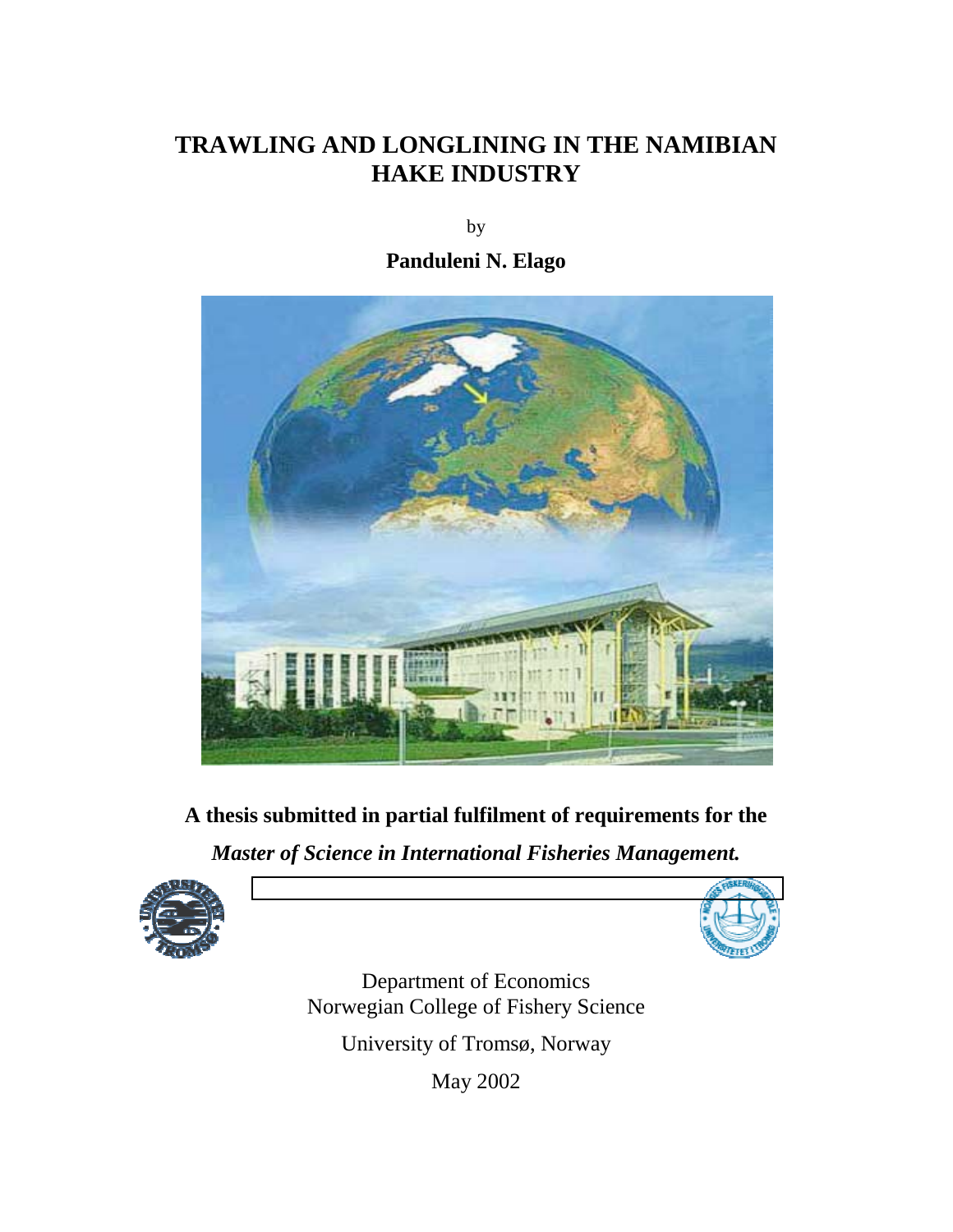# TRAWLING AND LONGLINING IN THE NAMIBIAN HAKE INDUSTRY

by

**Panduleni N. Elago**

**A thesis submitted in partial fulfilment of requirements for the**

***Master of Science in International Fisheries Management.***

Department of Economics
Norwegian College of Fishery Science

University of Tromsø, Norway

May 2002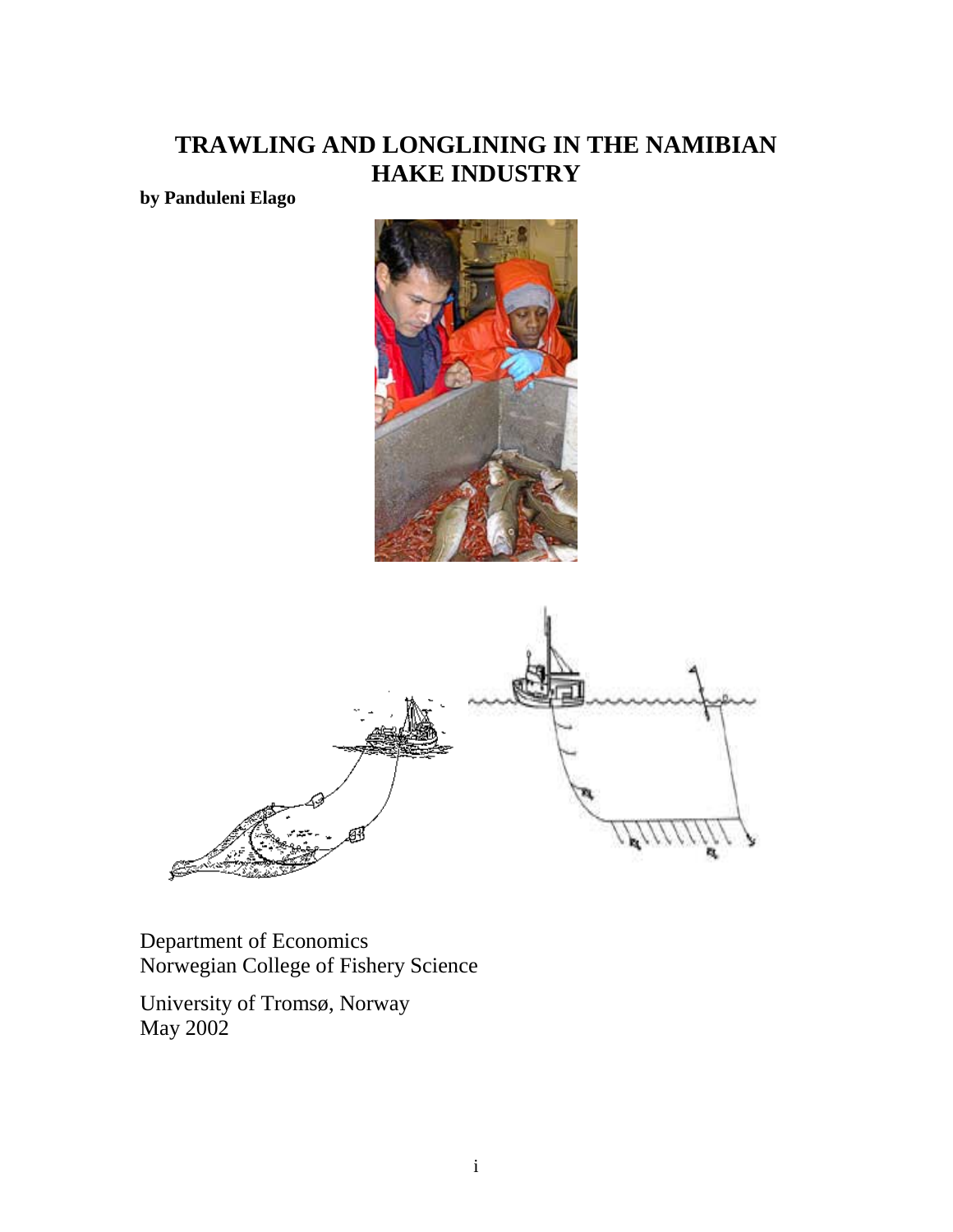# TRAWLING AND LONGLINING IN THE NAMIBIAN HAKE INDUSTRY

**by Panduleni Elago**

Department of Economics
Norwegian College of Fishery Science

University of Tromsø, Norway
May 2002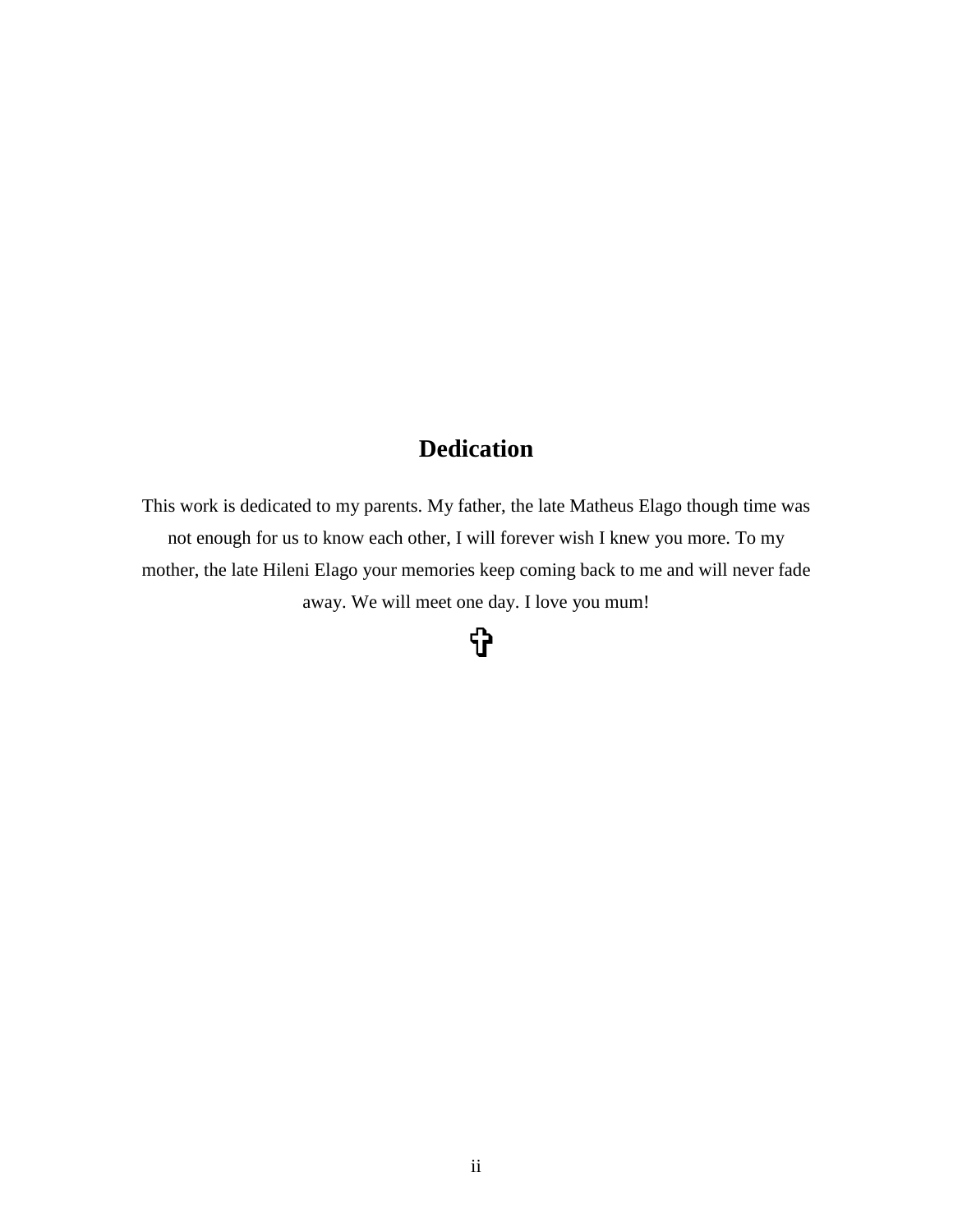# Dedication

This work is dedicated to my parents. My father, the late Matheus Elago though time was not enough for us to know each other, I will forever wish I knew you more. To my mother, the late Hileni Elago your memories keep coming back to me and will never fade away. We will meet one day. I love you mum!

✞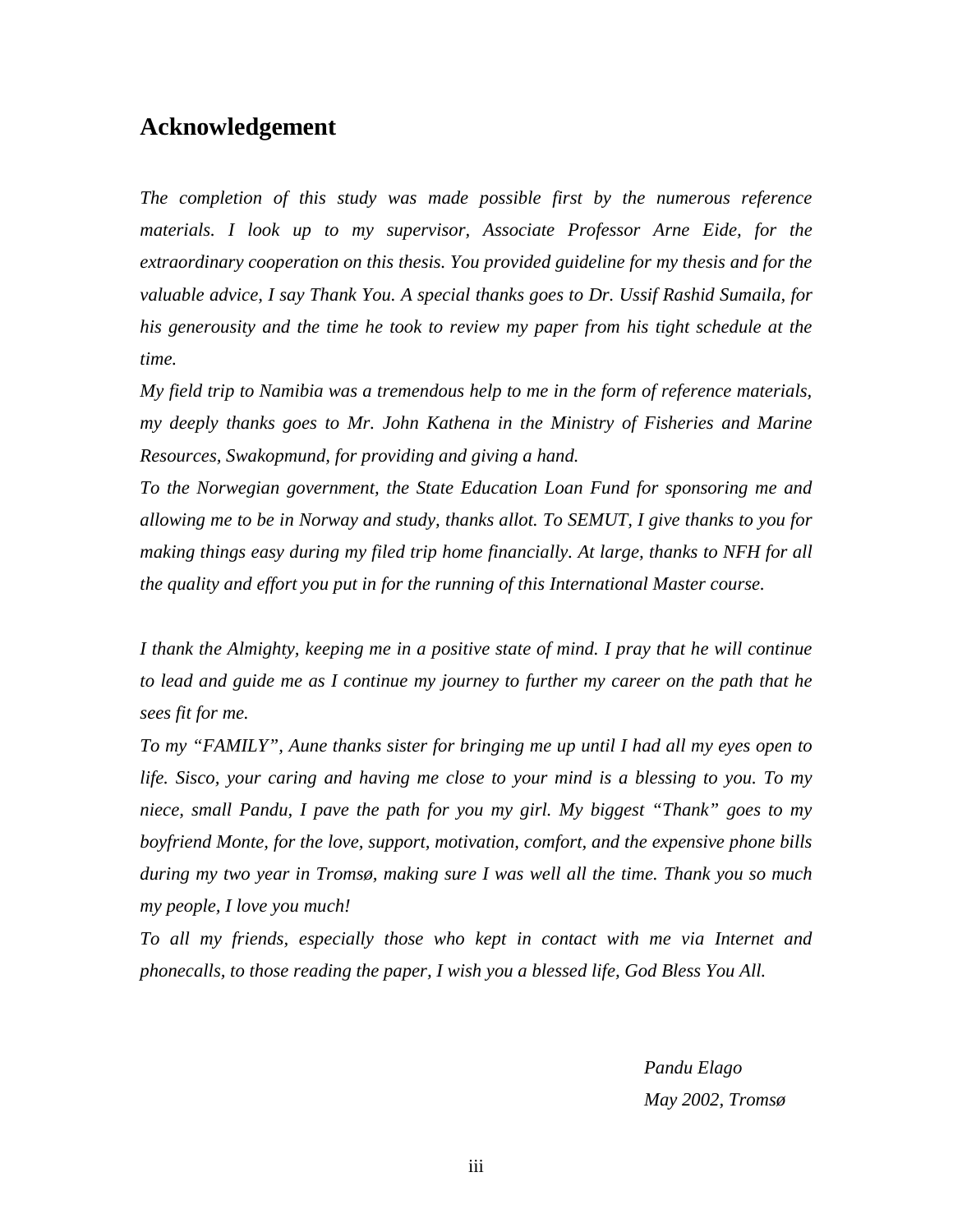## Acknowledgement

*The completion of this study was made possible first by the numerous reference materials. I look up to my supervisor, Associate Professor Arne Eide, for the extraordinary cooperation on this thesis. You provided guideline for my thesis and for the valuable advice, I say Thank You. A special thanks goes to Dr. Ussif Rashid Sumaila, for his generousity and the time he took to review my paper from his tight schedule at the time.*

*My field trip to Namibia was a tremendous help to me in the form of reference materials, my deeply thanks goes to Mr. John Kathena in the Ministry of Fisheries and Marine Resources, Swakopmund, for providing and giving a hand.*

*To the Norwegian government, the State Education Loan Fund for sponsoring me and allowing me to be in Norway and study, thanks allot. To SEMUT, I give thanks to you for making things easy during my filed trip home financially. At large, thanks to NFH for all the quality and effort you put in for the running of this International Master course.*

*I thank the Almighty, keeping me in a positive state of mind. I pray that he will continue to lead and guide me as I continue my journey to further my career on the path that he sees fit for me.*

*To my "FAMILY", Aune thanks sister for bringing me up until I had all my eyes open to life. Sisco, your caring and having me close to your mind is a blessing to you. To my niece, small Pandu, I pave the path for you my girl. My biggest "Thank" goes to my boyfriend Monte, for the love, support, motivation, comfort, and the expensive phone bills during my two year in Tromsø, making sure I was well all the time. Thank you so much my people, I love you much!*

*To all my friends, especially those who kept in contact with me via Internet and phonecalls, to those reading the paper, I wish you a blessed life, God Bless You All.*

*Pandu Elago*

*May 2002, Tromsø*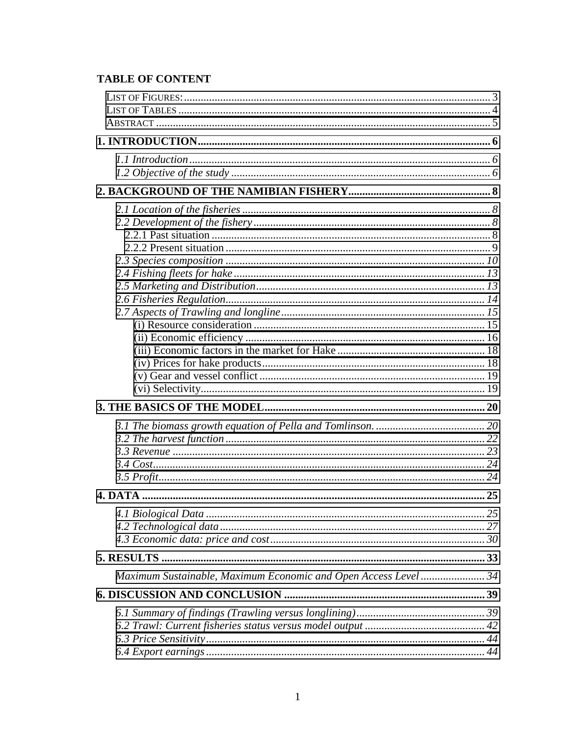**TABLE OF CONTENT**

LIST OF FIGURES: ........ 3
LIST OF TABLES ........ 4
ABSTRACT ........ 5

**1. INTRODUCTION ........ 6**

*1.1 Introduction ........ 6*
*1.2 Objective of the study ........ 6*

**2. BACKGROUND OF THE NAMIBIAN FISHERY ........ 8**

*2.1 Location of the fisheries ........ 8*
*2.2 Development of the fishery ........ 8*
2.2.1 Past situation ........ 8
2.2.2 Present situation ........ 9
*2.3 Species composition ........ 10*
*2.4 Fishing fleets for hake ........ 13*
*2.5 Marketing and Distribution ........ 13*
*2.6 Fisheries Regulation ........ 14*
*2.7 Aspects of Trawling and longline ........ 15*
(i) Resource consideration ........ 15
(ii) Economic efficiency ........ 16
(iii) Economic factors in the market for Hake ........ 18
(iv) Prices for hake products ........ 18
(v) Gear and vessel conflict ........ 19
(vi) Selectivity ........ 19

**3. THE BASICS OF THE MODEL ........ 20**

*3.1 The biomass growth equation of Pella and Tomlinson. ........ 20*
*3.2 The harvest function ........ 22*
*3.3 Revenue ........ 23*
*3.4 Cost ........ 24*
*3.5 Profit ........ 24*

**4. DATA ........ 25**

*4.1 Biological Data ........ 25*
*4.2 Technological data ........ 27*
*4.3 Economic data: price and cost ........ 30*

**5. RESULTS ........ 33**

*Maximum Sustainable, Maximum Economic and Open Access Level ........ 34*

**6. DISCUSSION AND CONCLUSION ........ 39**

*6.1 Summary of findings (Trawling versus longlining) ........ 39*
*6.2 Trawl: Current fisheries status versus model output ........ 42*
*6.3 Price Sensitivity ........ 44*
*6.4 Export earnings ........ 44*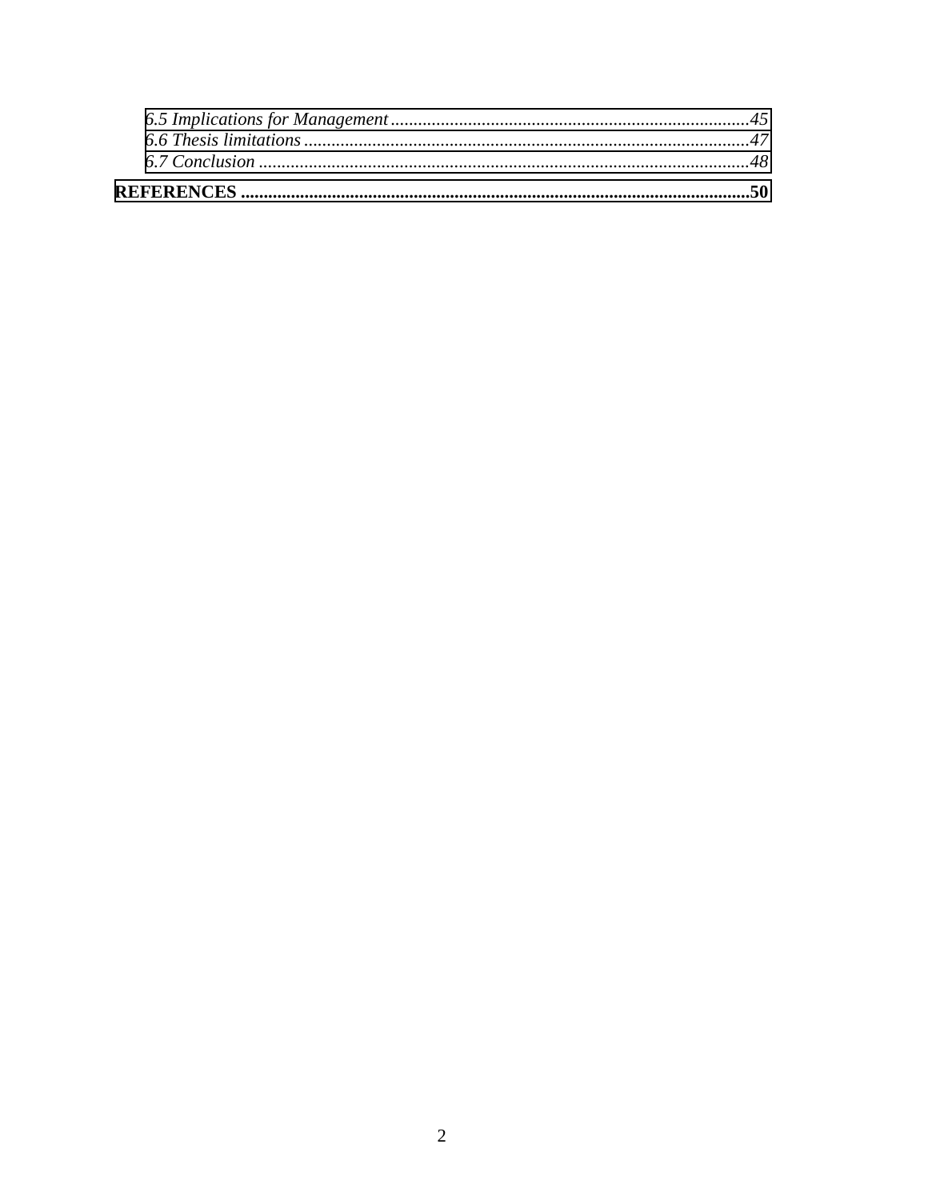*6.5 Implications for Management .............................................................................. 45*
*6.6 Thesis limitations ................................................................................................ 47*
*6.7 Conclusion ........................................................................................................... 48*

**REFERENCES .............................................................................................................. 50**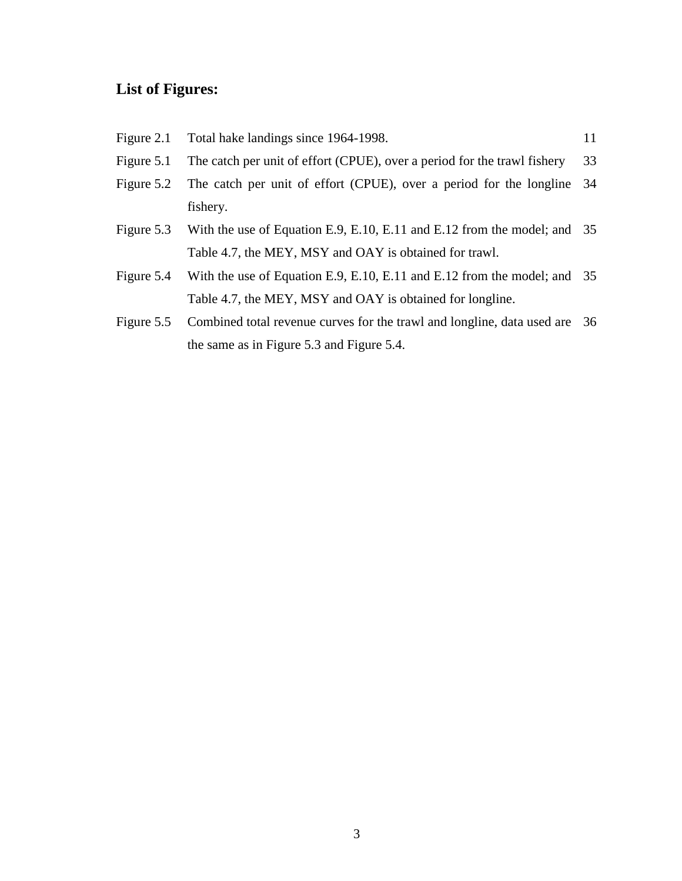## List of Figures:

| | | |
|---|---|---|
| Figure 2.1 | Total hake landings since 1964-1998. | 11 |
| Figure 5.1 | The catch per unit of effort (CPUE), over a period for the trawl fishery | 33 |
| Figure 5.2 | The catch per unit of effort (CPUE), over a period for the longline fishery. | 34 |
| Figure 5.3 | With the use of Equation E.9, E.10, E.11 and E.12 from the model; and Table 4.7, the MEY, MSY and OAY is obtained for trawl. | 35 |
| Figure 5.4 | With the use of Equation E.9, E.10, E.11 and E.12 from the model; and Table 4.7, the MEY, MSY and OAY is obtained for longline. | 35 |
| Figure 5.5 | Combined total revenue curves for the trawl and longline, data used are the same as in Figure 5.3 and Figure 5.4. | 36 |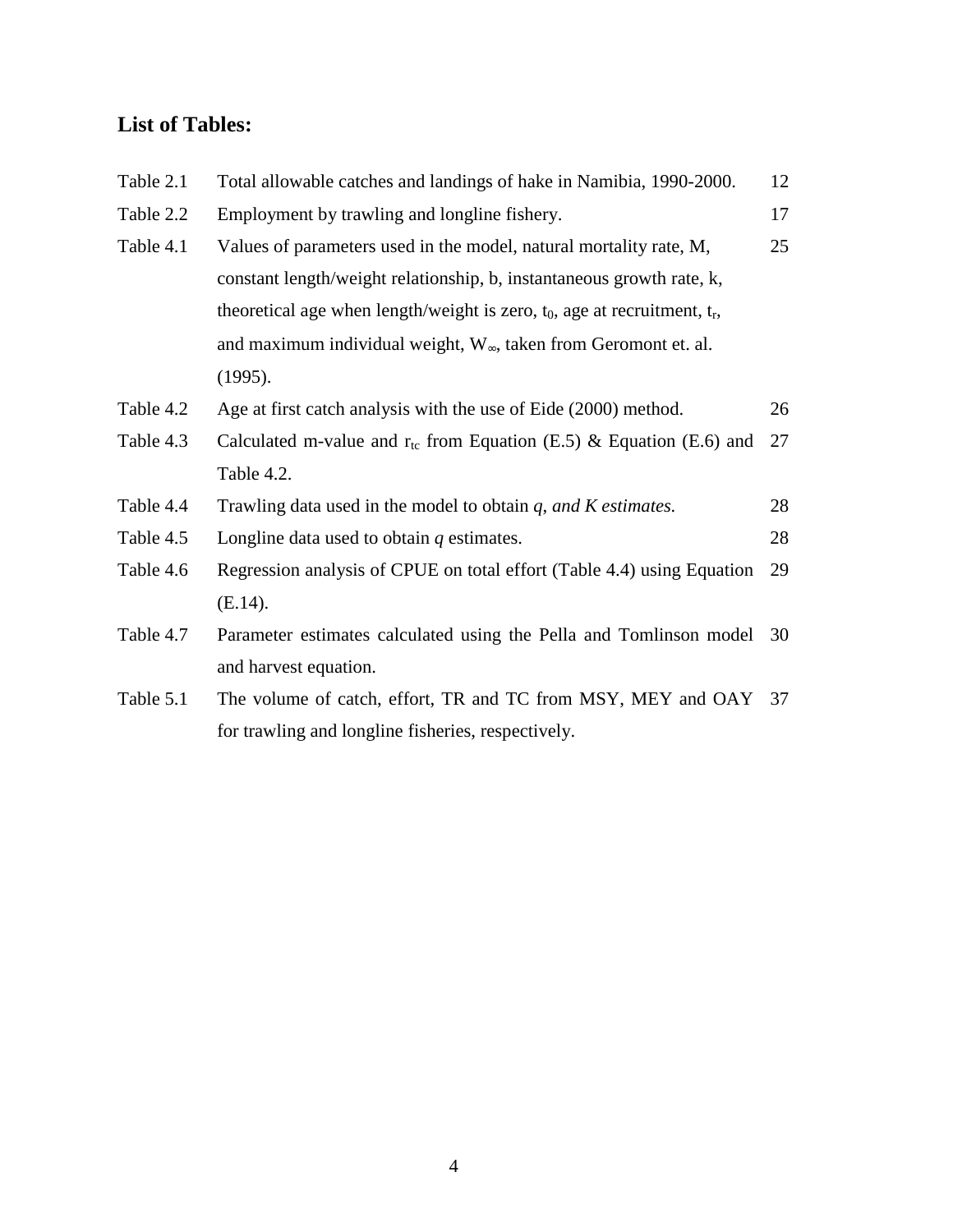## List of Tables:

| | | |
|---|---|---|
| Table 2.1 | Total allowable catches and landings of hake in Namibia, 1990-2000. | 12 |
| Table 2.2 | Employment by trawling and longline fishery. | 17 |
| Table 4.1 | Values of parameters used in the model, natural mortality rate, M, constant length/weight relationship, b, instantaneous growth rate, k, theoretical age when length/weight is zero, $t_0$, age at recruitment, $t_r$, and maximum individual weight, $W_\infty$, taken from Geromont et. al. (1995). | 25 |
| Table 4.2 | Age at first catch analysis with the use of Eide (2000) method. | 26 |
| Table 4.3 | Calculated m-value and $r_{tc}$ from Equation (E.5) & Equation (E.6) and Table 4.2. | 27 |
| Table 4.4 | Trawling data used in the model to obtain *q*, *and K estimates.* | 28 |
| Table 4.5 | Longline data used to obtain *q* estimates. | 28 |
| Table 4.6 | Regression analysis of CPUE on total effort (Table 4.4) using Equation (E.14). | 29 |
| Table 4.7 | Parameter estimates calculated using the Pella and Tomlinson model and harvest equation. | 30 |
| Table 5.1 | The volume of catch, effort, TR and TC from MSY, MEY and OAY for trawling and longline fisheries, respectively. | 37 |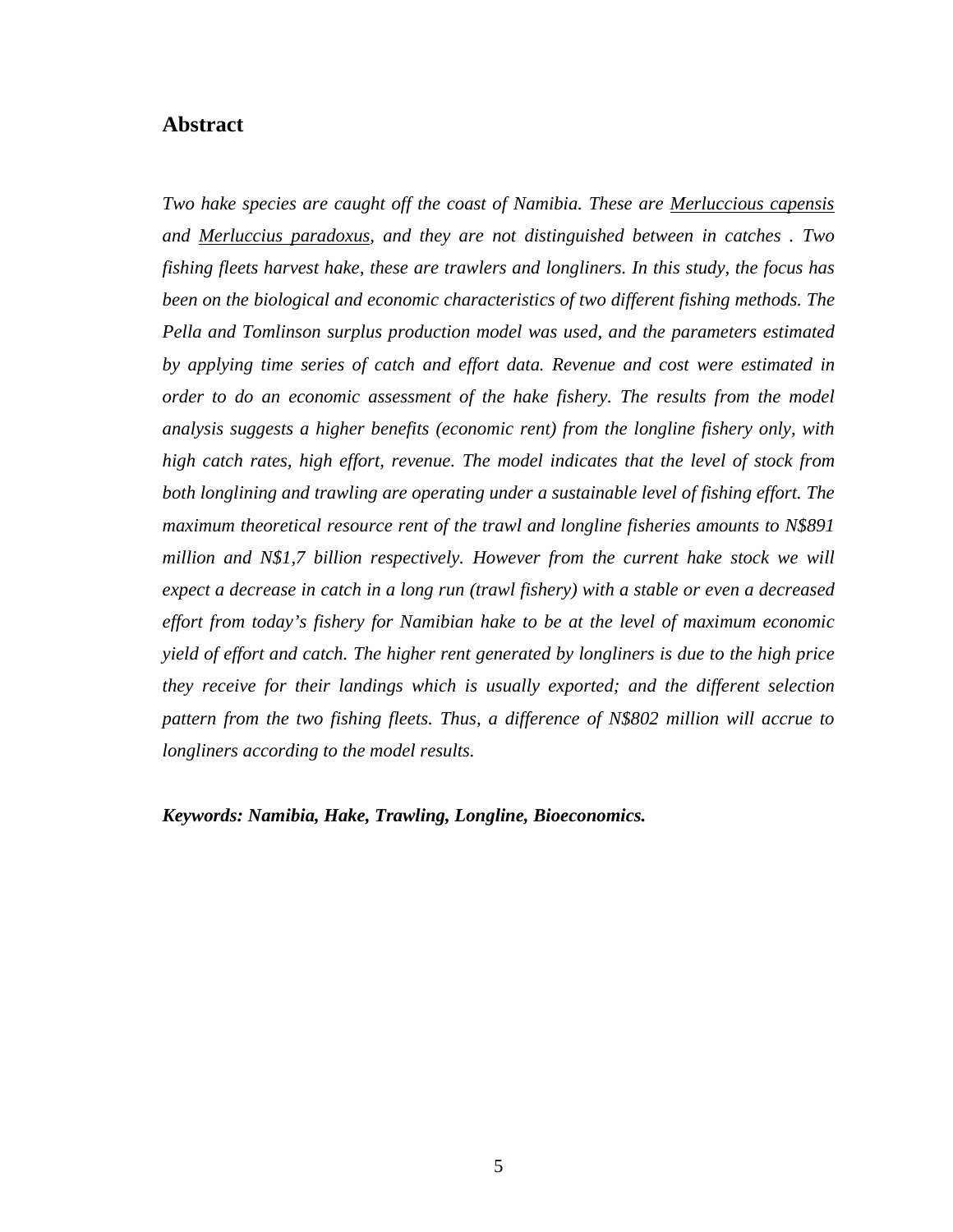## Abstract

*Two hake species are caught off the coast of Namibia. These are Merluccious capensis and Merluccius paradoxus, and they are not distinguished between in catches . Two fishing fleets harvest hake, these are trawlers and longliners. In this study, the focus has been on the biological and economic characteristics of two different fishing methods. The Pella and Tomlinson surplus production model was used, and the parameters estimated by applying time series of catch and effort data. Revenue and cost were estimated in order to do an economic assessment of the hake fishery. The results from the model analysis suggests a higher benefits (economic rent) from the longline fishery only, with high catch rates, high effort, revenue. The model indicates that the level of stock from both longlining and trawling are operating under a sustainable level of fishing effort. The maximum theoretical resource rent of the trawl and longline fisheries amounts to N$891 million and N$1,7 billion respectively. However from the current hake stock we will expect a decrease in catch in a long run (trawl fishery) with a stable or even a decreased effort from today's fishery for Namibian hake to be at the level of maximum economic yield of effort and catch. The higher rent generated by longliners is due to the high price they receive for their landings which is usually exported; and the different selection pattern from the two fishing fleets. Thus, a difference of N$802 million will accrue to longliners according to the model results.*

***Keywords: Namibia, Hake, Trawling, Longline, Bioeconomics.***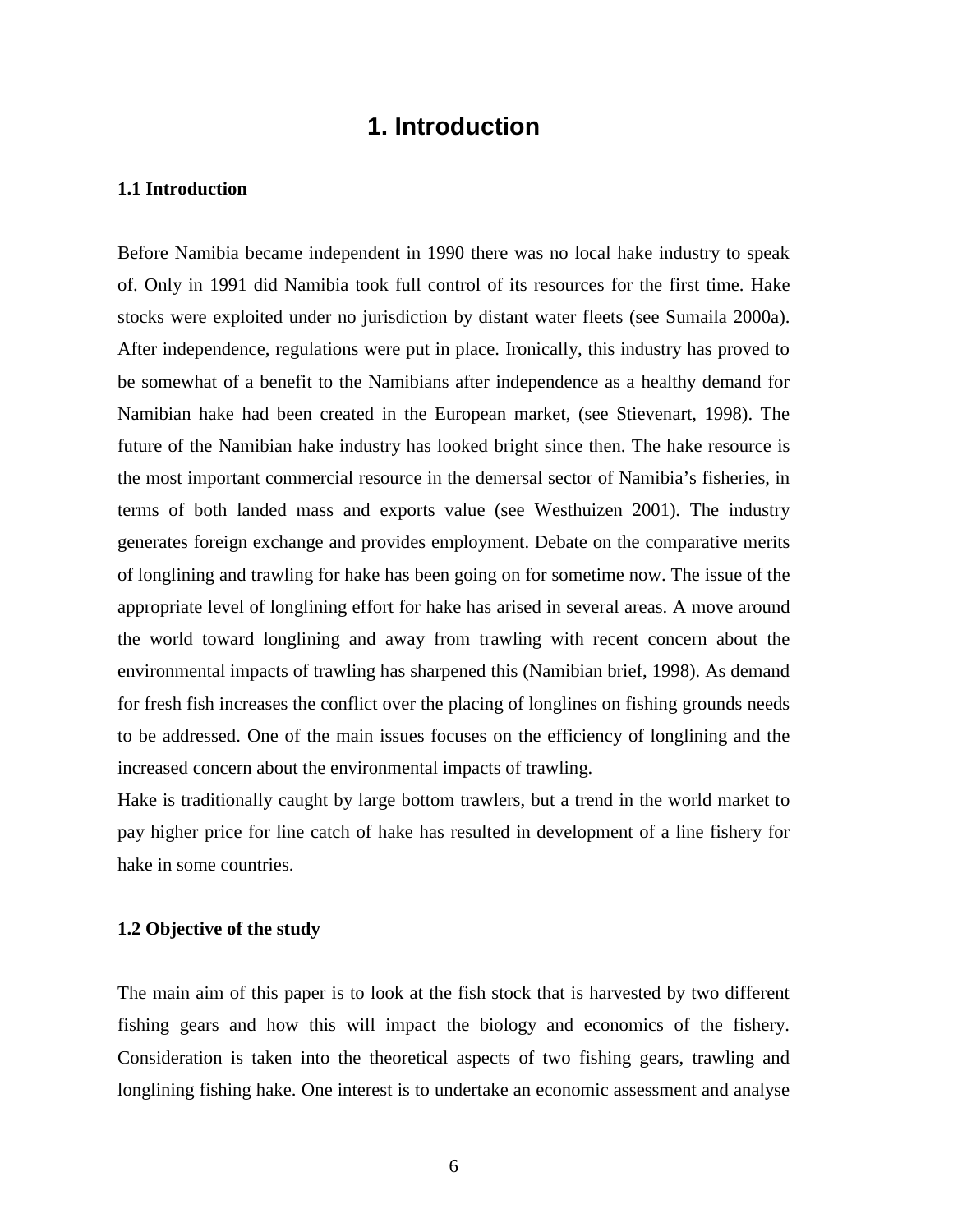# 1. Introduction

### 1.1 Introduction

Before Namibia became independent in 1990 there was no local hake industry to speak of. Only in 1991 did Namibia took full control of its resources for the first time. Hake stocks were exploited under no jurisdiction by distant water fleets (see Sumaila 2000a). After independence, regulations were put in place. Ironically, this industry has proved to be somewhat of a benefit to the Namibians after independence as a healthy demand for Namibian hake had been created in the European market, (see Stievenart, 1998). The future of the Namibian hake industry has looked bright since then. The hake resource is the most important commercial resource in the demersal sector of Namibia's fisheries, in terms of both landed mass and exports value (see Westhuizen 2001). The industry generates foreign exchange and provides employment. Debate on the comparative merits of longlining and trawling for hake has been going on for sometime now. The issue of the appropriate level of longlining effort for hake has arised in several areas. A move around the world toward longlining and away from trawling with recent concern about the environmental impacts of trawling has sharpened this (Namibian brief, 1998). As demand for fresh fish increases the conflict over the placing of longlines on fishing grounds needs to be addressed. One of the main issues focuses on the efficiency of longlining and the increased concern about the environmental impacts of trawling.

Hake is traditionally caught by large bottom trawlers, but a trend in the world market to pay higher price for line catch of hake has resulted in development of a line fishery for hake in some countries.

### 1.2 Objective of the study

The main aim of this paper is to look at the fish stock that is harvested by two different fishing gears and how this will impact the biology and economics of the fishery. Consideration is taken into the theoretical aspects of two fishing gears, trawling and longlining fishing hake. One interest is to undertake an economic assessment and analyse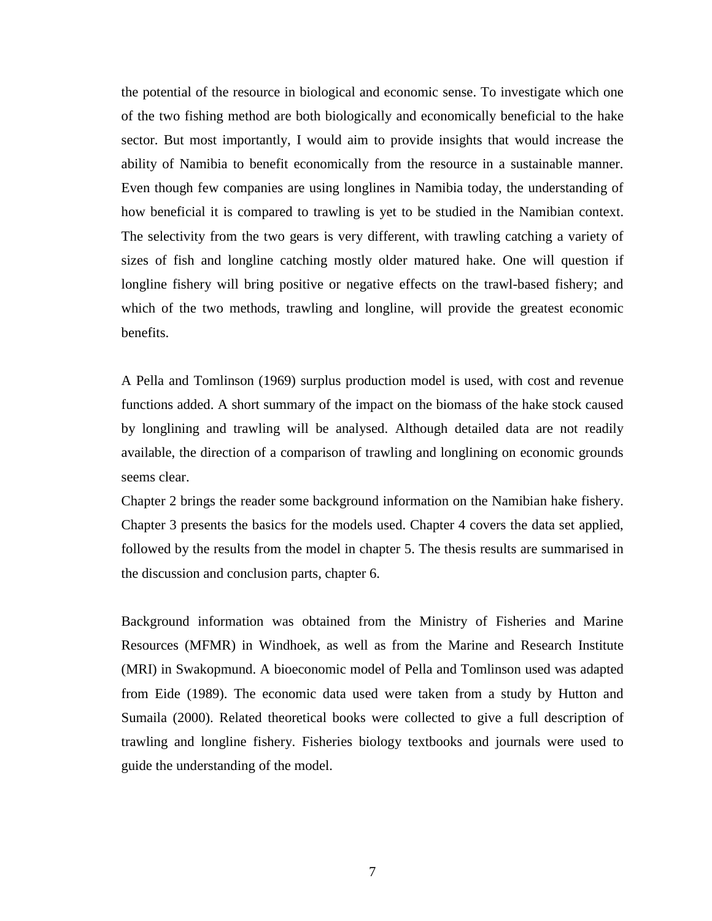the potential of the resource in biological and economic sense. To investigate which one of the two fishing method are both biologically and economically beneficial to the hake sector. But most importantly, I would aim to provide insights that would increase the ability of Namibia to benefit economically from the resource in a sustainable manner. Even though few companies are using longlines in Namibia today, the understanding of how beneficial it is compared to trawling is yet to be studied in the Namibian context. The selectivity from the two gears is very different, with trawling catching a variety of sizes of fish and longline catching mostly older matured hake. One will question if longline fishery will bring positive or negative effects on the trawl-based fishery; and which of the two methods, trawling and longline, will provide the greatest economic benefits.

A Pella and Tomlinson (1969) surplus production model is used, with cost and revenue functions added. A short summary of the impact on the biomass of the hake stock caused by longlining and trawling will be analysed. Although detailed data are not readily available, the direction of a comparison of trawling and longlining on economic grounds seems clear.

Chapter 2 brings the reader some background information on the Namibian hake fishery. Chapter 3 presents the basics for the models used. Chapter 4 covers the data set applied, followed by the results from the model in chapter 5. The thesis results are summarised in the discussion and conclusion parts, chapter 6.

Background information was obtained from the Ministry of Fisheries and Marine Resources (MFMR) in Windhoek, as well as from the Marine and Research Institute (MRI) in Swakopmund. A bioeconomic model of Pella and Tomlinson used was adapted from Eide (1989). The economic data used were taken from a study by Hutton and Sumaila (2000). Related theoretical books were collected to give a full description of trawling and longline fishery. Fisheries biology textbooks and journals were used to guide the understanding of the model.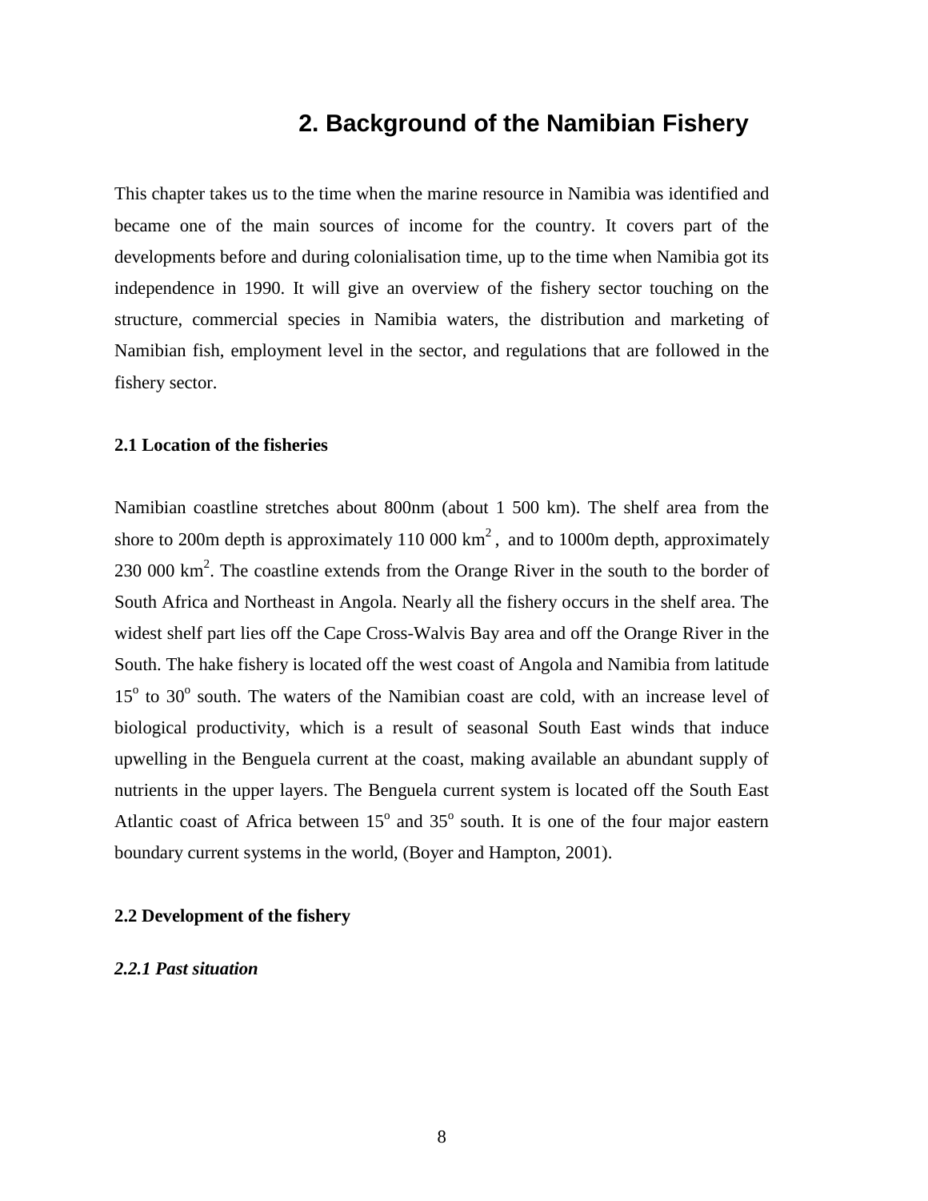# 2. Background of the Namibian Fishery

This chapter takes us to the time when the marine resource in Namibia was identified and became one of the main sources of income for the country. It covers part of the developments before and during colonialisation time, up to the time when Namibia got its independence in 1990. It will give an overview of the fishery sector touching on the structure, commercial species in Namibia waters, the distribution and marketing of Namibian fish, employment level in the sector, and regulations that are followed in the fishery sector.

### 2.1 Location of the fisheries

Namibian coastline stretches about 800nm (about 1 500 km). The shelf area from the shore to 200m depth is approximately 110 000 $km^2$, and to 1000m depth, approximately 230 000 $km^2$. The coastline extends from the Orange River in the south to the border of South Africa and Northeast in Angola. Nearly all the fishery occurs in the shelf area. The widest shelf part lies off the Cape Cross-Walvis Bay area and off the Orange River in the South. The hake fishery is located off the west coast of Angola and Namibia from latitude $15^o$ to $30^o$ south. The waters of the Namibian coast are cold, with an increase level of biological productivity, which is a result of seasonal South East winds that induce upwelling in the Benguela current at the coast, making available an abundant supply of nutrients in the upper layers. The Benguela current system is located off the South East Atlantic coast of Africa between $15^o$ and $35^o$ south. It is one of the four major eastern boundary current systems in the world, (Boyer and Hampton, 2001).

### 2.2 Development of the fishery

#### *2.2.1 Past situation*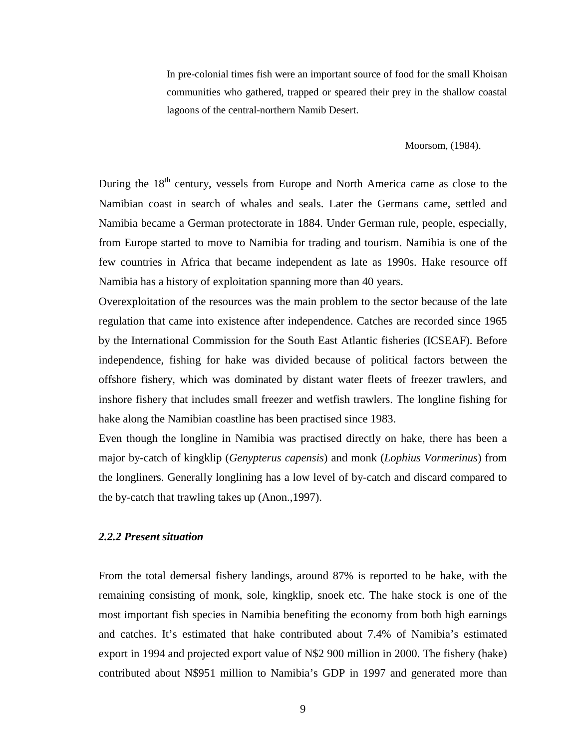> In pre-colonial times fish were an important source of food for the small Khoisan communities who gathered, trapped or speared their prey in the shallow coastal lagoons of the central-northern Namib Desert.
>
> Moorsom, (1984).

During the 18th century, vessels from Europe and North America came as close to the Namibian coast in search of whales and seals. Later the Germans came, settled and Namibia became a German protectorate in 1884. Under German rule, people, especially, from Europe started to move to Namibia for trading and tourism. Namibia is one of the few countries in Africa that became independent as late as 1990s. Hake resource off Namibia has a history of exploitation spanning more than 40 years.

Overexploitation of the resources was the main problem to the sector because of the late regulation that came into existence after independence. Catches are recorded since 1965 by the International Commission for the South East Atlantic fisheries (ICSEAF). Before independence, fishing for hake was divided because of political factors between the offshore fishery, which was dominated by distant water fleets of freezer trawlers, and inshore fishery that includes small freezer and wetfish trawlers. The longline fishing for hake along the Namibian coastline has been practised since 1983.

Even though the longline in Namibia was practised directly on hake, there has been a major by-catch of kingklip (*Genypterus capensis*) and monk (*Lophius Vormerinus*) from the longliners. Generally longlining has a low level of by-catch and discard compared to the by-catch that trawling takes up (Anon.,1997).

### *2.2.2 Present situation*

From the total demersal fishery landings, around 87% is reported to be hake, with the remaining consisting of monk, sole, kingklip, snoek etc. The hake stock is one of the most important fish species in Namibia benefiting the economy from both high earnings and catches. It's estimated that hake contributed about 7.4% of Namibia's estimated export in 1994 and projected export value of N$2 900 million in 2000. The fishery (hake) contributed about N$951 million to Namibia's GDP in 1997 and generated more than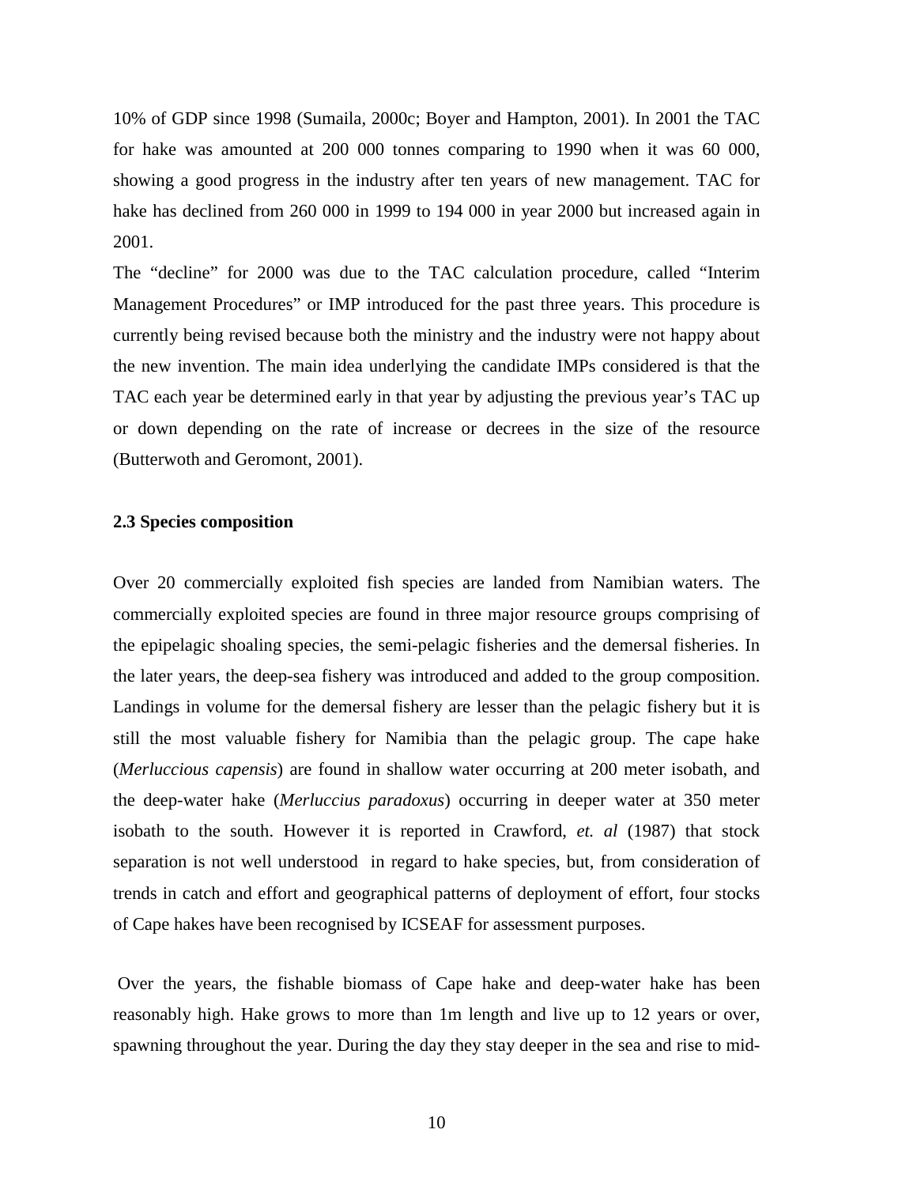10% of GDP since 1998 (Sumaila, 2000c; Boyer and Hampton, 2001). In 2001 the TAC for hake was amounted at 200 000 tonnes comparing to 1990 when it was 60 000, showing a good progress in the industry after ten years of new management. TAC for hake has declined from 260 000 in 1999 to 194 000 in year 2000 but increased again in 2001.

The "decline" for 2000 was due to the TAC calculation procedure, called "Interim Management Procedures" or IMP introduced for the past three years. This procedure is currently being revised because both the ministry and the industry were not happy about the new invention. The main idea underlying the candidate IMPs considered is that the TAC each year be determined early in that year by adjusting the previous year's TAC up or down depending on the rate of increase or decrees in the size of the resource (Butterwoth and Geromont, 2001).

**2.3 Species composition**

Over 20 commercially exploited fish species are landed from Namibian waters. The commercially exploited species are found in three major resource groups comprising of the epipelagic shoaling species, the semi-pelagic fisheries and the demersal fisheries. In the later years, the deep-sea fishery was introduced and added to the group composition. Landings in volume for the demersal fishery are lesser than the pelagic fishery but it is still the most valuable fishery for Namibia than the pelagic group. The cape hake (*Merluccious capensis*) are found in shallow water occurring at 200 meter isobath, and the deep-water hake (*Merluccius paradoxus*) occurring in deeper water at 350 meter isobath to the south. However it is reported in Crawford, *et. al* (1987) that stock separation is not well understood in regard to hake species, but, from consideration of trends in catch and effort and geographical patterns of deployment of effort, four stocks of Cape hakes have been recognised by ICSEAF for assessment purposes.

Over the years, the fishable biomass of Cape hake and deep-water hake has been reasonably high. Hake grows to more than 1m length and live up to 12 years or over, spawning throughout the year. During the day they stay deeper in the sea and rise to mid-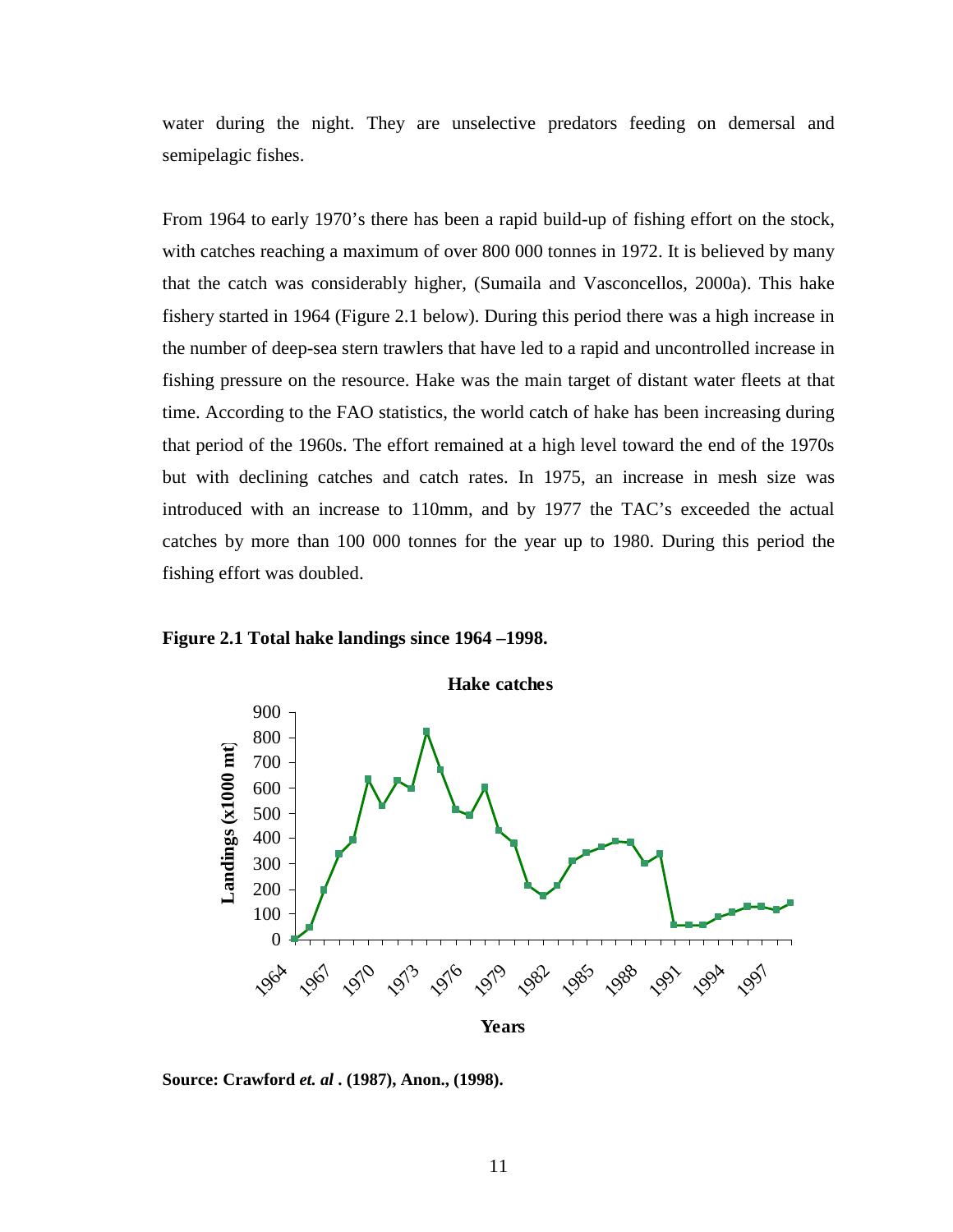water during the night. They are unselective predators feeding on demersal and semipelagic fishes.

From 1964 to early 1970's there has been a rapid build-up of fishing effort on the stock, with catches reaching a maximum of over 800 000 tonnes in 1972. It is believed by many that the catch was considerably higher, (Sumaila and Vasconcellos, 2000a). This hake fishery started in 1964 (Figure 2.1 below). During this period there was a high increase in the number of deep-sea stern trawlers that have led to a rapid and uncontrolled increase in fishing pressure on the resource. Hake was the main target of distant water fleets at that time. According to the FAO statistics, the world catch of hake has been increasing during that period of the 1960s. The effort remained at a high level toward the end of the 1970s but with declining catches and catch rates. In 1975, an increase in mesh size was introduced with an increase to 110mm, and by 1977 the TAC's exceeded the actual catches by more than 100 000 tonnes for the year up to 1980. During this period the fishing effort was doubled.

**Figure 2.1 Total hake landings since 1964 –1998.**

Hake catches

Landings (x1000 mt)

900
800
700
600
500
400
300
200
100
0

1964 1967 1970 1973 1976 1979 1982 1985 1988 1991 1994 1997

Years

**Source: Crawford *et. al* . (1987), Anon., (1998).**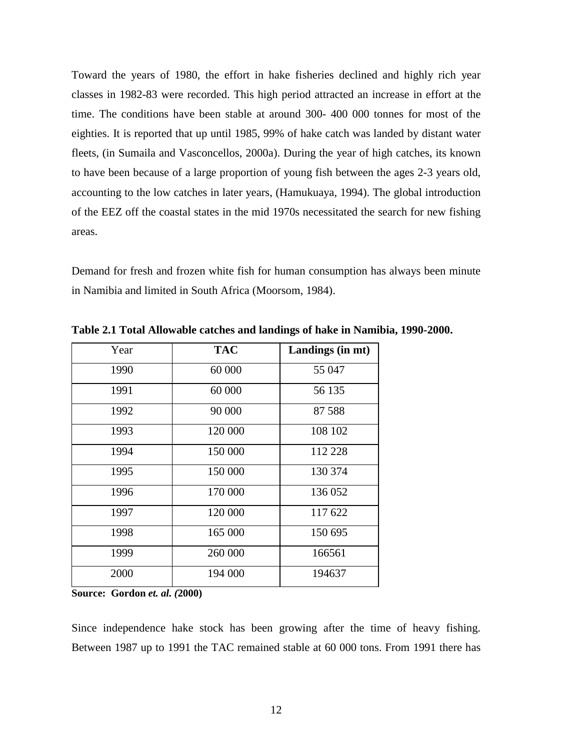Toward the years of 1980, the effort in hake fisheries declined and highly rich year classes in 1982-83 were recorded. This high period attracted an increase in effort at the time. The conditions have been stable at around 300- 400 000 tonnes for most of the eighties. It is reported that up until 1985, 99% of hake catch was landed by distant water fleets, (in Sumaila and Vasconcellos, 2000a). During the year of high catches, its known to have been because of a large proportion of young fish between the ages 2-3 years old, accounting to the low catches in later years, (Hamukuaya, 1994). The global introduction of the EEZ off the coastal states in the mid 1970s necessitated the search for new fishing areas.

Demand for fresh and frozen white fish for human consumption has always been minute in Namibia and limited in South Africa (Moorsom, 1984).

**Table 2.1 Total Allowable catches and landings of hake in Namibia, 1990-2000.**

| Year | **TAC** | **Landings (in mt)** |
|---|---|---|
| 1990 | 60 000 | 55 047 |
| 1991 | 60 000 | 56 135 |
| 1992 | 90 000 | 87 588 |
| 1993 | 120 000 | 108 102 |
| 1994 | 150 000 | 112 228 |
| 1995 | 150 000 | 130 374 |
| 1996 | 170 000 | 136 052 |
| 1997 | 120 000 | 117 622 |
| 1998 | 165 000 | 150 695 |
| 1999 | 260 000 | 166561 |
| 2000 | 194 000 | 194637 |

**Source: Gordon *et. al. (*2000)**

Since independence hake stock has been growing after the time of heavy fishing. Between 1987 up to 1991 the TAC remained stable at 60 000 tons. From 1991 there has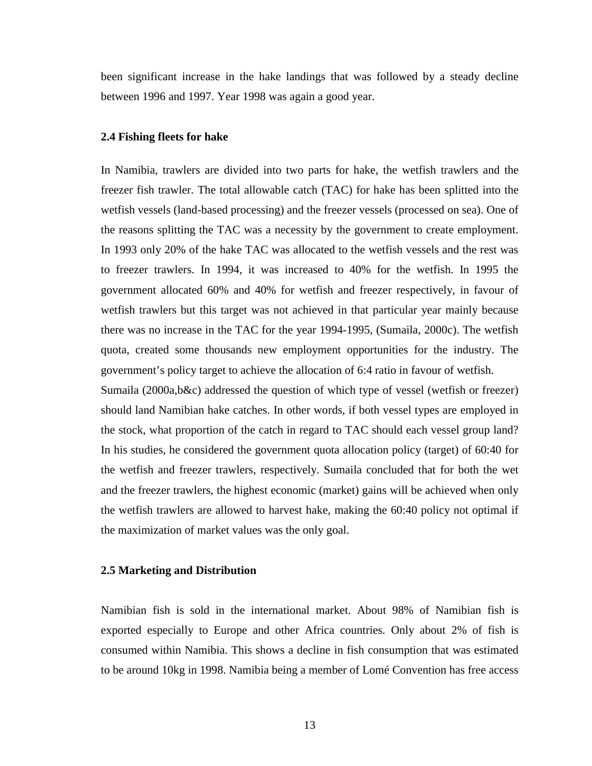been significant increase in the hake landings that was followed by a steady decline between 1996 and 1997. Year 1998 was again a good year.

### 2.4 Fishing fleets for hake

In Namibia, trawlers are divided into two parts for hake, the wetfish trawlers and the freezer fish trawler. The total allowable catch (TAC) for hake has been splitted into the wetfish vessels (land-based processing) and the freezer vessels (processed on sea). One of the reasons splitting the TAC was a necessity by the government to create employment. In 1993 only 20% of the hake TAC was allocated to the wetfish vessels and the rest was to freezer trawlers. In 1994, it was increased to 40% for the wetfish. In 1995 the government allocated 60% and 40% for wetfish and freezer respectively, in favour of wetfish trawlers but this target was not achieved in that particular year mainly because there was no increase in the TAC for the year 1994-1995, (Sumaila, 2000c). The wetfish quota, created some thousands new employment opportunities for the industry. The government's policy target to achieve the allocation of 6:4 ratio in favour of wetfish.

Sumaila (2000a,b&c) addressed the question of which type of vessel (wetfish or freezer) should land Namibian hake catches. In other words, if both vessel types are employed in the stock, what proportion of the catch in regard to TAC should each vessel group land? In his studies, he considered the government quota allocation policy (target) of 60:40 for the wetfish and freezer trawlers, respectively. Sumaila concluded that for both the wet and the freezer trawlers, the highest economic (market) gains will be achieved when only the wetfish trawlers are allowed to harvest hake, making the 60:40 policy not optimal if the maximization of market values was the only goal.

### 2.5 Marketing and Distribution

Namibian fish is sold in the international market. About 98% of Namibian fish is exported especially to Europe and other Africa countries. Only about 2% of fish is consumed within Namibia. This shows a decline in fish consumption that was estimated to be around 10kg in 1998. Namibia being a member of Lomé Convention has free access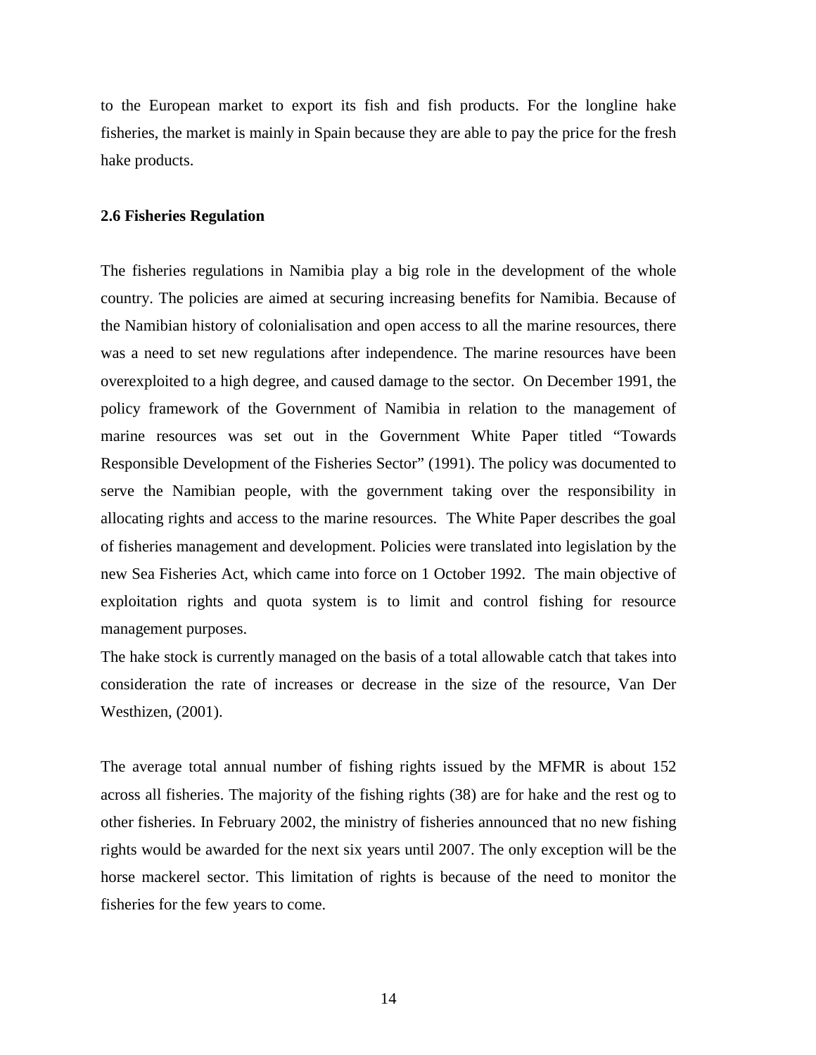to the European market to export its fish and fish products. For the longline hake fisheries, the market is mainly in Spain because they are able to pay the price for the fresh hake products.

### 2.6 Fisheries Regulation

The fisheries regulations in Namibia play a big role in the development of the whole country. The policies are aimed at securing increasing benefits for Namibia. Because of the Namibian history of colonialisation and open access to all the marine resources, there was a need to set new regulations after independence. The marine resources have been overexploited to a high degree, and caused damage to the sector. On December 1991, the policy framework of the Government of Namibia in relation to the management of marine resources was set out in the Government White Paper titled "Towards Responsible Development of the Fisheries Sector" (1991). The policy was documented to serve the Namibian people, with the government taking over the responsibility in allocating rights and access to the marine resources. The White Paper describes the goal of fisheries management and development. Policies were translated into legislation by the new Sea Fisheries Act, which came into force on 1 October 1992. The main objective of exploitation rights and quota system is to limit and control fishing for resource management purposes.

The hake stock is currently managed on the basis of a total allowable catch that takes into consideration the rate of increases or decrease in the size of the resource, Van Der Westhizen, (2001).

The average total annual number of fishing rights issued by the MFMR is about 152 across all fisheries. The majority of the fishing rights (38) are for hake and the rest og to other fisheries. In February 2002, the ministry of fisheries announced that no new fishing rights would be awarded for the next six years until 2007. The only exception will be the horse mackerel sector. This limitation of rights is because of the need to monitor the fisheries for the few years to come.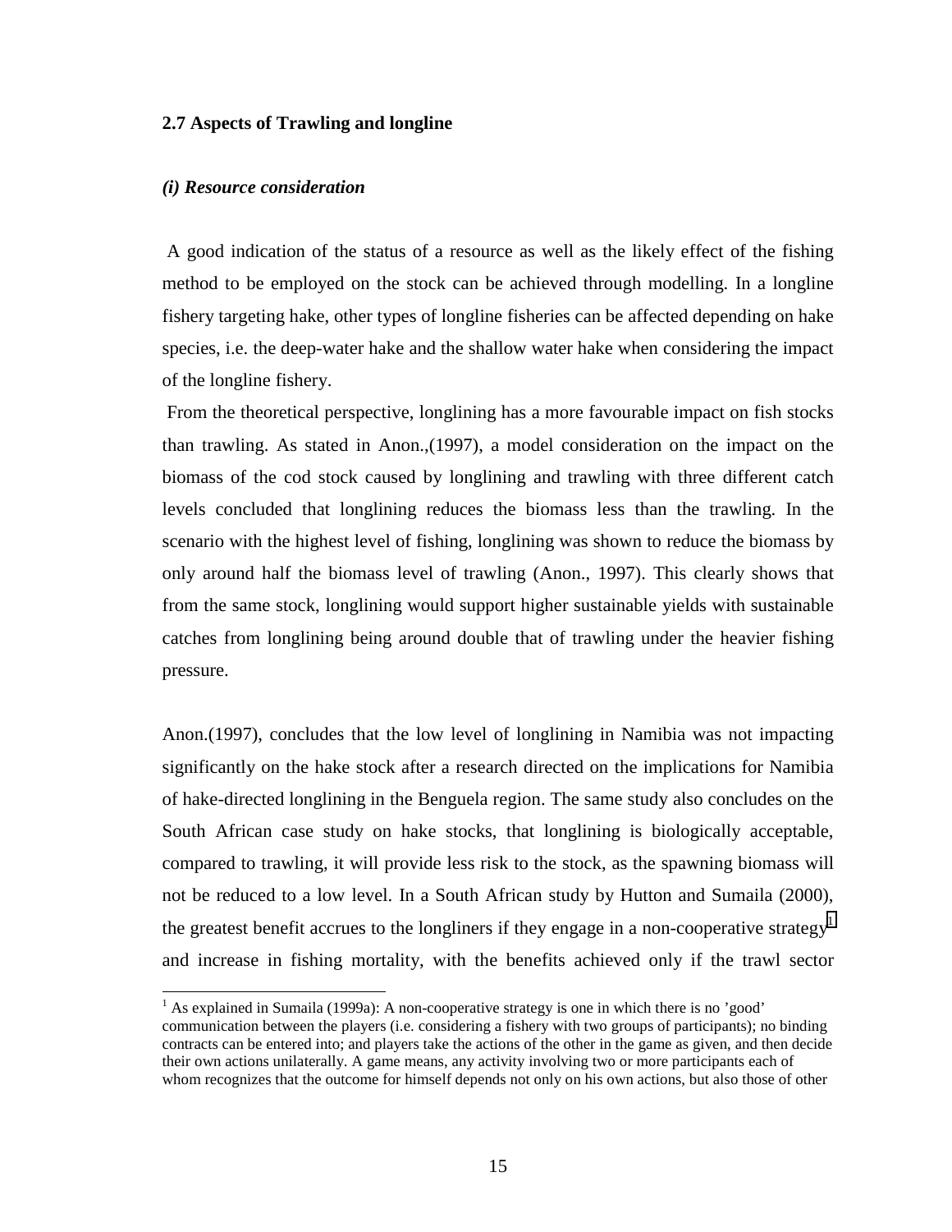### 2.7 Aspects of Trawling and longline

***(i) Resource consideration***

A good indication of the status of a resource as well as the likely effect of the fishing method to be employed on the stock can be achieved through modelling. In a longline fishery targeting hake, other types of longline fisheries can be affected depending on hake species, i.e. the deep-water hake and the shallow water hake when considering the impact of the longline fishery.

From the theoretical perspective, longlining has a more favourable impact on fish stocks than trawling. As stated in Anon.,(1997), a model consideration on the impact on the biomass of the cod stock caused by longlining and trawling with three different catch levels concluded that longlining reduces the biomass less than the trawling. In the scenario with the highest level of fishing, longlining was shown to reduce the biomass by only around half the biomass level of trawling (Anon., 1997). This clearly shows that from the same stock, longlining would support higher sustainable yields with sustainable catches from longlining being around double that of trawling under the heavier fishing pressure.

Anon.(1997), concludes that the low level of longlining in Namibia was not impacting significantly on the hake stock after a research directed on the implications for Namibia of hake-directed longlining in the Benguela region. The same study also concludes on the South African case study on hake stocks, that longlining is biologically acceptable, compared to trawling, it will provide less risk to the stock, as the spawning biomass will not be reduced to a low level. In a South African study by Hutton and Sumaila (2000), the greatest benefit accrues to the longliners if they engage in a non-cooperative strategy[1] and increase in fishing mortality, with the benefits achieved only if the trawl sector

[1] As explained in Sumaila (1999a): A non-cooperative strategy is one in which there is no 'good' communication between the players (i.e. considering a fishery with two groups of participants); no binding contracts can be entered into; and players take the actions of the other in the game as given, and then decide their own actions unilaterally. A game means, any activity involving two or more participants each of whom recognizes that the outcome for himself depends not only on his own actions, but also those of other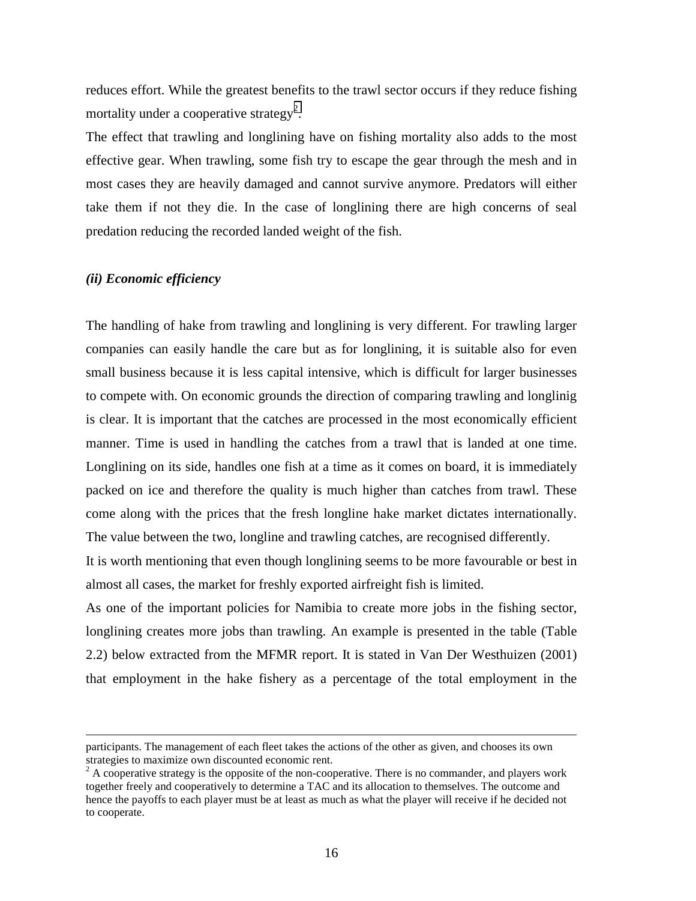reduces effort. While the greatest benefits to the trawl sector occurs if they reduce fishing mortality under a cooperative strategy[2].

The effect that trawling and longlining have on fishing mortality also adds to the most effective gear. When trawling, some fish try to escape the gear through the mesh and in most cases they are heavily damaged and cannot survive anymore. Predators will either take them if not they die. In the case of longlining there are high concerns of seal predation reducing the recorded landed weight of the fish.

### *(ii) Economic efficiency*

The handling of hake from trawling and longlining is very different. For trawling larger companies can easily handle the care but as for longlining, it is suitable also for even small business because it is less capital intensive, which is difficult for larger businesses to compete with. On economic grounds the direction of comparing trawling and longlinig is clear. It is important that the catches are processed in the most economically efficient manner. Time is used in handling the catches from a trawl that is landed at one time. Longlining on its side, handles one fish at a time as it comes on board, it is immediately packed on ice and therefore the quality is much higher than catches from trawl. These come along with the prices that the fresh longline hake market dictates internationally. The value between the two, longline and trawling catches, are recognised differently.

It is worth mentioning that even though longlining seems to be more favourable or best in almost all cases, the market for freshly exported airfreight fish is limited.

As one of the important policies for Namibia to create more jobs in the fishing sector, longlining creates more jobs than trawling. An example is presented in the table (Table 2.2) below extracted from the MFMR report. It is stated in Van Der Westhuizen (2001) that employment in the hake fishery as a percentage of the total employment in the

---

participants. The management of each fleet takes the actions of the other as given, and chooses its own strategies to maximize own discounted economic rent.

[2] A cooperative strategy is the opposite of the non-cooperative. There is no commander, and players work together freely and cooperatively to determine a TAC and its allocation to themselves. The outcome and hence the payoffs to each player must be at least as much as what the player will receive if he decided not to cooperate.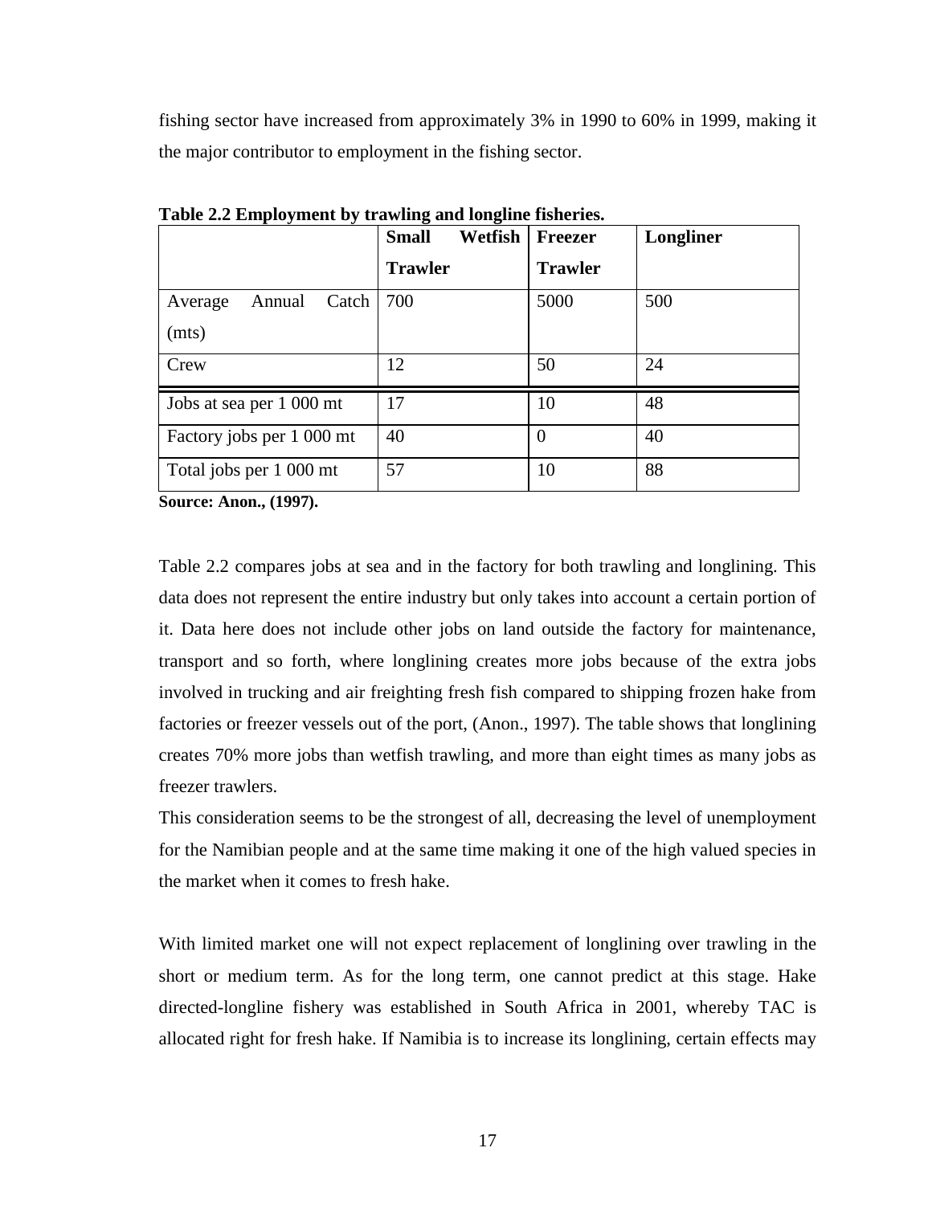fishing sector have increased from approximately 3% in 1990 to 60% in 1999, making it the major contributor to employment in the fishing sector.

**Table 2.2 Employment by trawling and longline fisheries.**

| | Small Wetfish Trawler | Freezer Trawler | Longliner |
|---|---|---|---|
| Average Annual Catch (mts) | 700 | 5000 | 500 |
| Crew | 12 | 50 | 24 |
| Jobs at sea per 1 000 mt | 17 | 10 | 48 |
| Factory jobs per 1 000 mt | 40 | 0 | 40 |
| Total jobs per 1 000 mt | 57 | 10 | 88 |

**Source: Anon., (1997).**

Table 2.2 compares jobs at sea and in the factory for both trawling and longlining. This data does not represent the entire industry but only takes into account a certain portion of it. Data here does not include other jobs on land outside the factory for maintenance, transport and so forth, where longlining creates more jobs because of the extra jobs involved in trucking and air freighting fresh fish compared to shipping frozen hake from factories or freezer vessels out of the port, (Anon., 1997). The table shows that longlining creates 70% more jobs than wetfish trawling, and more than eight times as many jobs as freezer trawlers.

This consideration seems to be the strongest of all, decreasing the level of unemployment for the Namibian people and at the same time making it one of the high valued species in the market when it comes to fresh hake.

With limited market one will not expect replacement of longlining over trawling in the short or medium term. As for the long term, one cannot predict at this stage. Hake directed-longline fishery was established in South Africa in 2001, whereby TAC is allocated right for fresh hake. If Namibia is to increase its longlining, certain effects may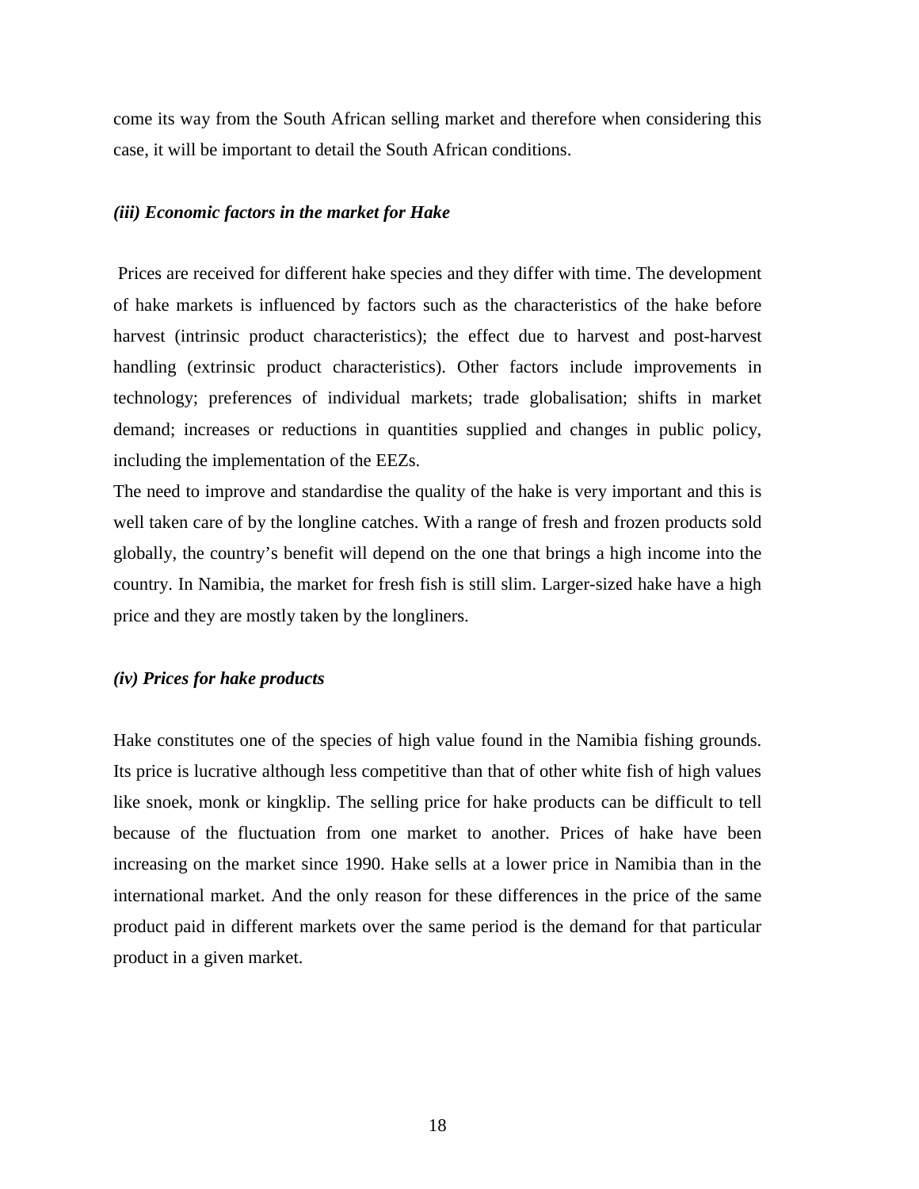come its way from the South African selling market and therefore when considering this case, it will be important to detail the South African conditions.

### *(iii) Economic factors in the market for Hake*

Prices are received for different hake species and they differ with time. The development of hake markets is influenced by factors such as the characteristics of the hake before harvest (intrinsic product characteristics); the effect due to harvest and post-harvest handling (extrinsic product characteristics). Other factors include improvements in technology; preferences of individual markets; trade globalisation; shifts in market demand; increases or reductions in quantities supplied and changes in public policy, including the implementation of the EEZs.

The need to improve and standardise the quality of the hake is very important and this is well taken care of by the longline catches. With a range of fresh and frozen products sold globally, the country's benefit will depend on the one that brings a high income into the country. In Namibia, the market for fresh fish is still slim. Larger-sized hake have a high price and they are mostly taken by the longliners.

### *(iv) Prices for hake products*

Hake constitutes one of the species of high value found in the Namibia fishing grounds. Its price is lucrative although less competitive than that of other white fish of high values like snoek, monk or kingklip. The selling price for hake products can be difficult to tell because of the fluctuation from one market to another. Prices of hake have been increasing on the market since 1990. Hake sells at a lower price in Namibia than in the international market. And the only reason for these differences in the price of the same product paid in different markets over the same period is the demand for that particular product in a given market.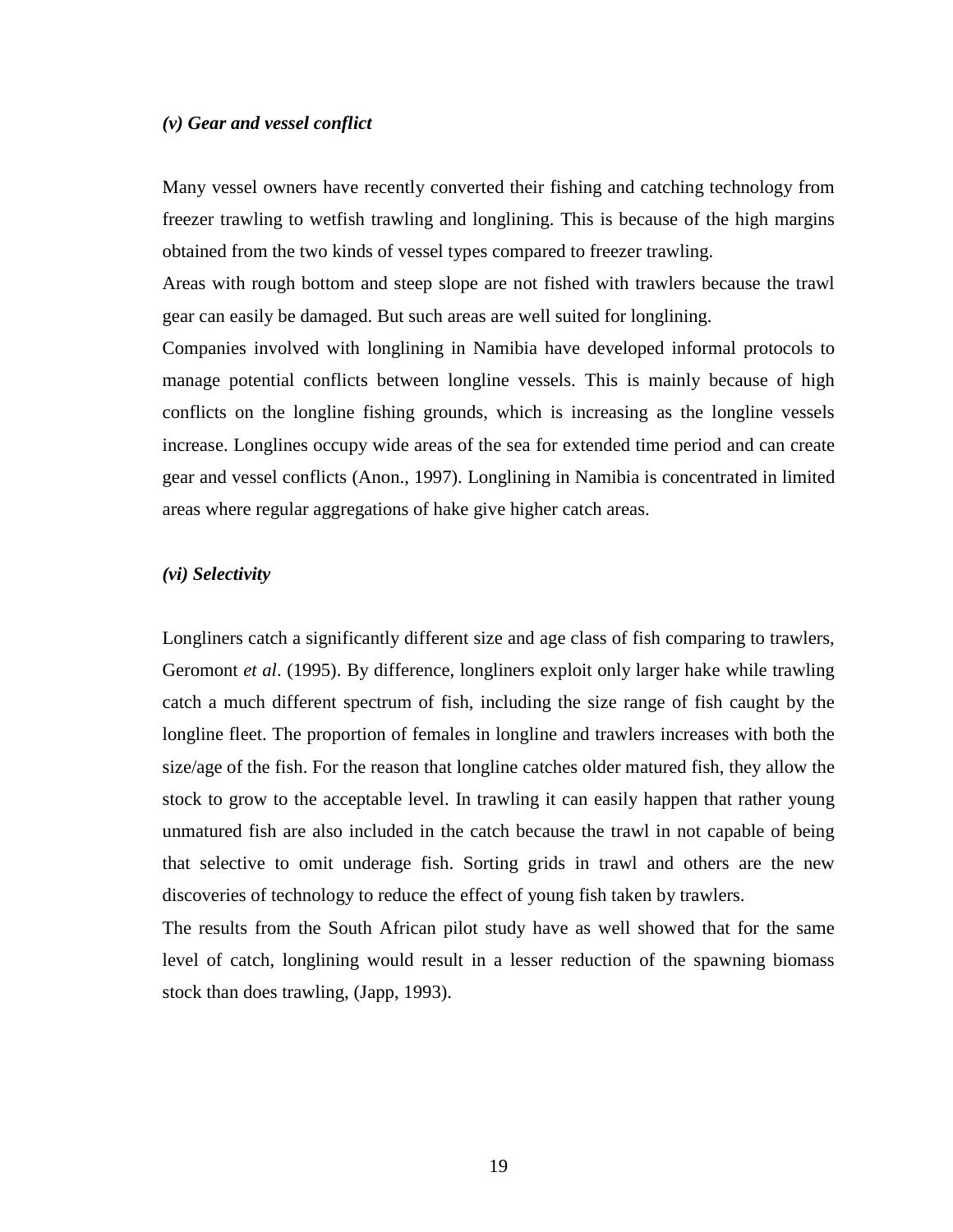***(v) Gear and vessel conflict***

Many vessel owners have recently converted their fishing and catching technology from freezer trawling to wetfish trawling and longlining. This is because of the high margins obtained from the two kinds of vessel types compared to freezer trawling.

Areas with rough bottom and steep slope are not fished with trawlers because the trawl gear can easily be damaged. But such areas are well suited for longlining.

Companies involved with longlining in Namibia have developed informal protocols to manage potential conflicts between longline vessels. This is mainly because of high conflicts on the longline fishing grounds, which is increasing as the longline vessels increase. Longlines occupy wide areas of the sea for extended time period and can create gear and vessel conflicts (Anon., 1997). Longlining in Namibia is concentrated in limited areas where regular aggregations of hake give higher catch areas.

***(vi) Selectivity***

Longliners catch a significantly different size and age class of fish comparing to trawlers, Geromont *et al*. (1995). By difference, longliners exploit only larger hake while trawling catch a much different spectrum of fish, including the size range of fish caught by the longline fleet. The proportion of females in longline and trawlers increases with both the size/age of the fish. For the reason that longline catches older matured fish, they allow the stock to grow to the acceptable level. In trawling it can easily happen that rather young unmatured fish are also included in the catch because the trawl in not capable of being that selective to omit underage fish. Sorting grids in trawl and others are the new discoveries of technology to reduce the effect of young fish taken by trawlers.

The results from the South African pilot study have as well showed that for the same level of catch, longlining would result in a lesser reduction of the spawning biomass stock than does trawling, (Japp, 1993).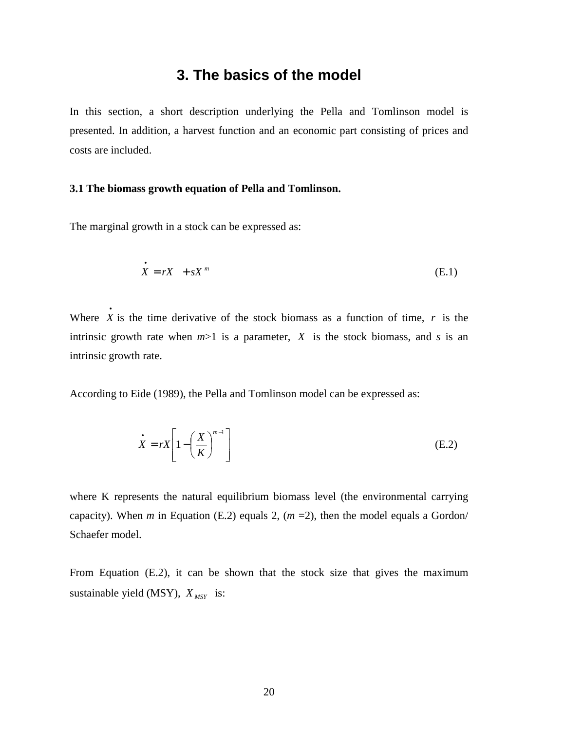# 3. The basics of the model

In this section, a short description underlying the Pella and Tomlinson model is presented. In addition, a harvest function and an economic part consisting of prices and costs are included.

### 3.1 The biomass growth equation of Pella and Tomlinson.

The marginal growth in a stock can be expressed as:

$$\dot{X} = rX \quad + sX^{m} \tag{E.1}$$

Where $\dot{X}$ is the time derivative of the stock biomass as a function of time, $r$ is the intrinsic growth rate when $m$>1 is a parameter, $X$ is the stock biomass, and $s$ is an intrinsic growth rate.

According to Eide (1989), the Pella and Tomlinson model can be expressed as:

$$\dot{X} = rX\left[1 - \left(\frac{X}{K}\right)^{m-1}\right] \tag{E.2}$$

where K represents the natural equilibrium biomass level (the environmental carrying capacity). When $m$ in Equation (E.2) equals 2, ($m$ =2), then the model equals a Gordon/ Schaefer model.

From Equation (E.2), it can be shown that the stock size that gives the maximum sustainable yield (MSY), $X_{MSY}$ is: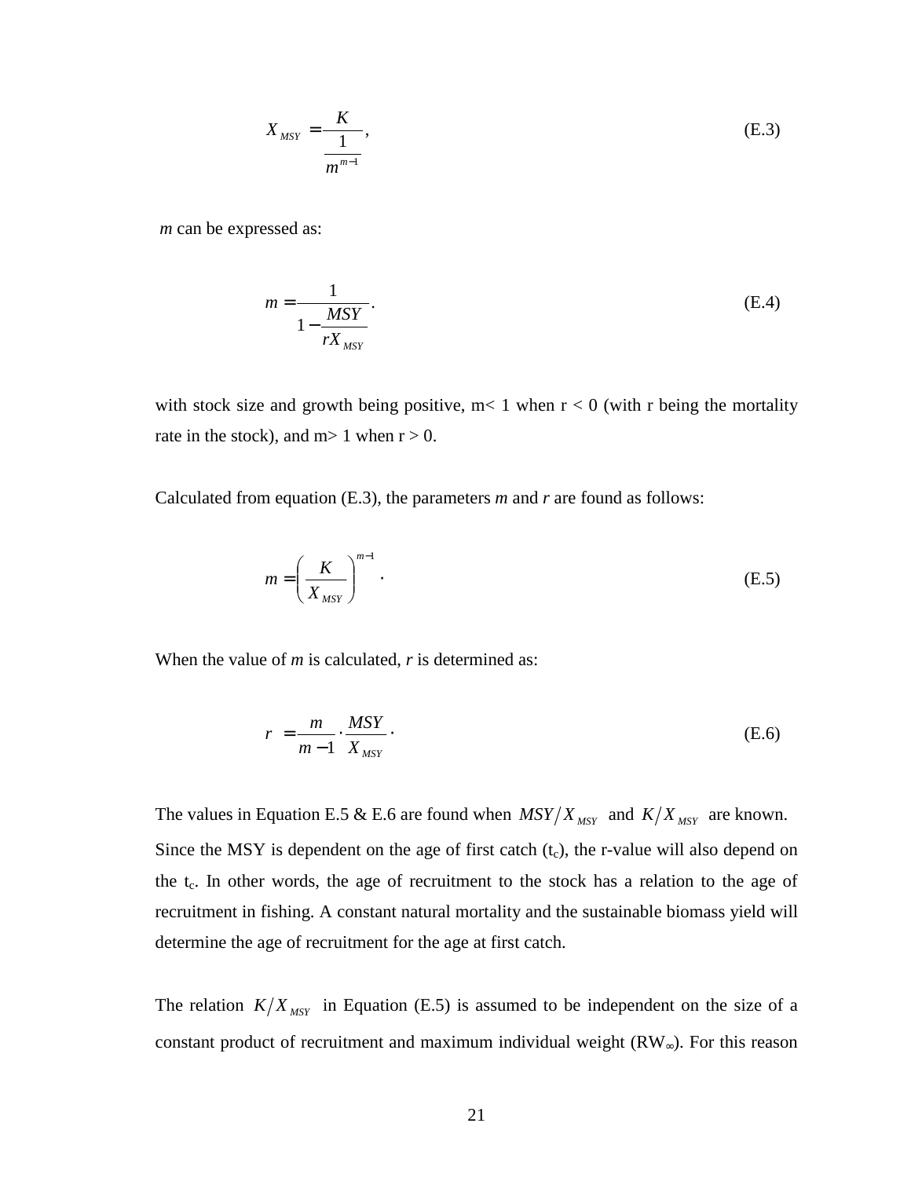$$X_{MSY} = \frac{K}{\frac{1}{m^{m-1}}}, \tag{E.3}$$

*m* can be expressed as:

$$m = \frac{1}{1 - \frac{MSY}{rX_{MSY}}}. \tag{E.4}$$

with stock size and growth being positive, m< 1 when r < 0 (with r being the mortality rate in the stock), and m> 1 when r > 0.

Calculated from equation (E.3), the parameters *m* and *r* are found as follows:

$$m = \left(\frac{K}{X_{MSY}}\right)^{m-1}. \tag{E.5}$$

When the value of *m* is calculated, *r* is determined as:

$$r = \frac{m}{m-1} \cdot \frac{MSY}{X_{MSY}}. \tag{E.6}$$

The values in Equation E.5 & E.6 are found when $MSY/X_{MSY}$ and $K/X_{MSY}$ are known. Since the MSY is dependent on the age of first catch ($t_c$), the r-value will also depend on the $t_c$. In other words, the age of recruitment to the stock has a relation to the age of recruitment in fishing. A constant natural mortality and the sustainable biomass yield will determine the age of recruitment for the age at first catch.

The relation $K/X_{MSY}$ in Equation (E.5) is assumed to be independent on the size of a constant product of recruitment and maximum individual weight ($RW_\infty$). For this reason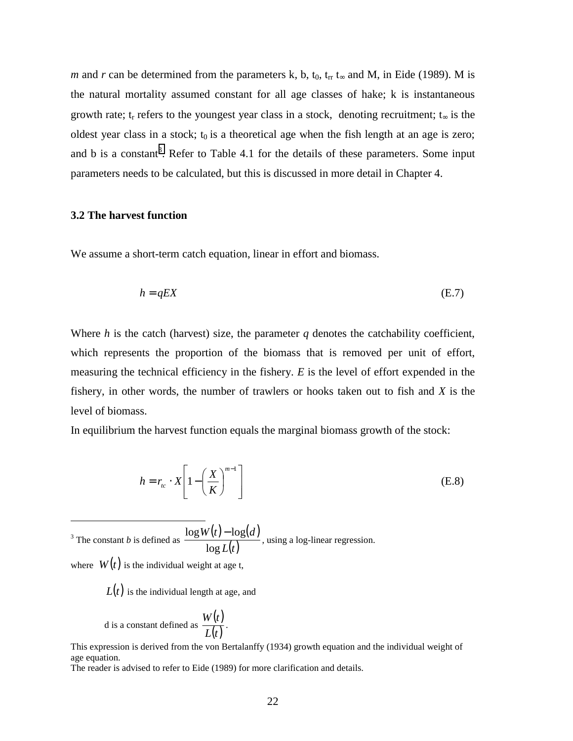*m* and *r* can be determined from the parameters k, b, $t_0$, $t_r$, $t_\infty$ and M, in Eide (1989). M is the natural mortality assumed constant for all age classes of hake; k is instantaneous growth rate; $t_r$ refers to the youngest year class in a stock, denoting recruitment; $t_\infty$ is the oldest year class in a stock; $t_0$ is a theoretical age when the fish length at an age is zero; and b is a constant[3]. Refer to Table 4.1 for the details of these parameters. Some input parameters needs to be calculated, but this is discussed in more detail in Chapter 4.

### 3.2 The harvest function

We assume a short-term catch equation, linear in effort and biomass.

$$h = qEX \tag{E.7}$$

Where *h* is the catch (harvest) size, the parameter *q* denotes the catchability coefficient, which represents the proportion of the biomass that is removed per unit of effort, measuring the technical efficiency in the fishery. *E* is the level of effort expended in the fishery, in other words, the number of trawlers or hooks taken out to fish and *X* is the level of biomass.

In equilibrium the harvest function equals the marginal biomass growth of the stock:

$$h = r_{tc} \cdot X\left[1 - \left(\frac{X}{K}\right)^{m-1}\right] \tag{E.8}$$

---

[3] The constant *b* is defined as $\dfrac{\log W(t) - \log(d)}{\log L(t)}$, using a log-linear regression.

where $W(t)$ is the individual weight at age t,

$L(t)$ is the individual length at age, and

d is a constant defined as $\dfrac{W(t)}{L(t)}$.

This expression is derived from the von Bertalanffy (1934) growth equation and the individual weight of age equation.

The reader is advised to refer to Eide (1989) for more clarification and details.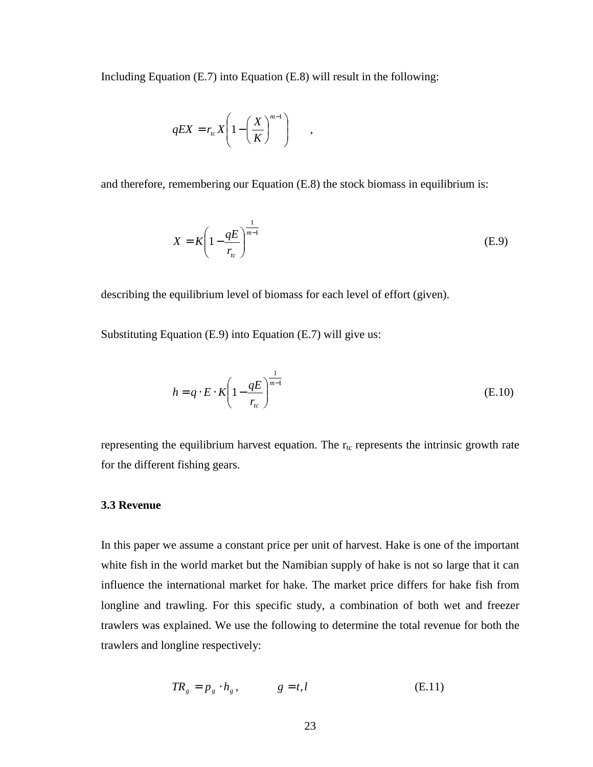Including Equation (E.7) into Equation (E.8) will result in the following:

$$qEX = r_{tc} X \left( 1 - \left( \frac{X}{K} \right)^{m-1} \right) \quad ,$$

and therefore, remembering our Equation (E.8) the stock biomass in equilibrium is:

$$X = K \left( 1 - \frac{qE}{r_{tc}} \right)^{\frac{1}{m-1}} \tag{E.9}$$

describing the equilibrium level of biomass for each level of effort (given).

Substituting Equation (E.9) into Equation (E.7) will give us:

$$h = q \cdot E \cdot K \left( 1 - \frac{qE}{r_{tc}} \right)^{\frac{1}{m-1}} \tag{E.10}$$

representing the equilibrium harvest equation. The $r_{tc}$ represents the intrinsic growth rate for the different fishing gears.

### 3.3 Revenue

In this paper we assume a constant price per unit of harvest. Hake is one of the important white fish in the world market but the Namibian supply of hake is not so large that it can influence the international market for hake. The market price differs for hake fish from longline and trawling. For this specific study, a combination of both wet and freezer trawlers was explained. We use the following to determine the total revenue for both the trawlers and longline respectively:

$$TR_g = p_g \cdot h_g , \qquad g = t, l \tag{E.11}$$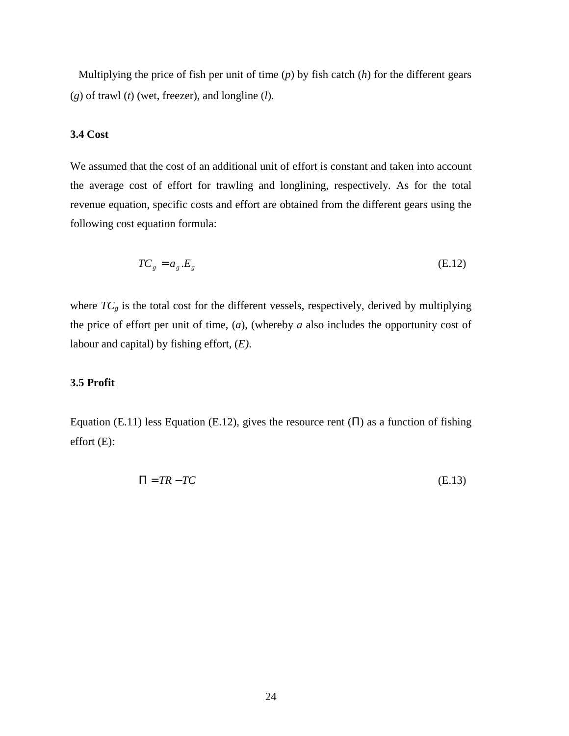Multiplying the price of fish per unit of time (*p*) by fish catch (*h*) for the different gears (*g*) of trawl (*t*) (wet, freezer), and longline (*l*).

### 3.4 Cost

We assumed that the cost of an additional unit of effort is constant and taken into account the average cost of effort for trawling and longlining, respectively. As for the total revenue equation, specific costs and effort are obtained from the different gears using the following cost equation formula:

$$TC_g = a_g . E_g \tag{E.12}$$

where $TC_g$ is the total cost for the different vessels, respectively, derived by multiplying the price of effort per unit of time, (*a*), (whereby *a* also includes the opportunity cost of labour and capital) by fishing effort, (*E)*.

### 3.5 Profit

Equation (E.11) less Equation (E.12), gives the resource rent ($\Pi$) as a function of fishing effort (E):

$$\Pi = TR - TC \tag{E.13}$$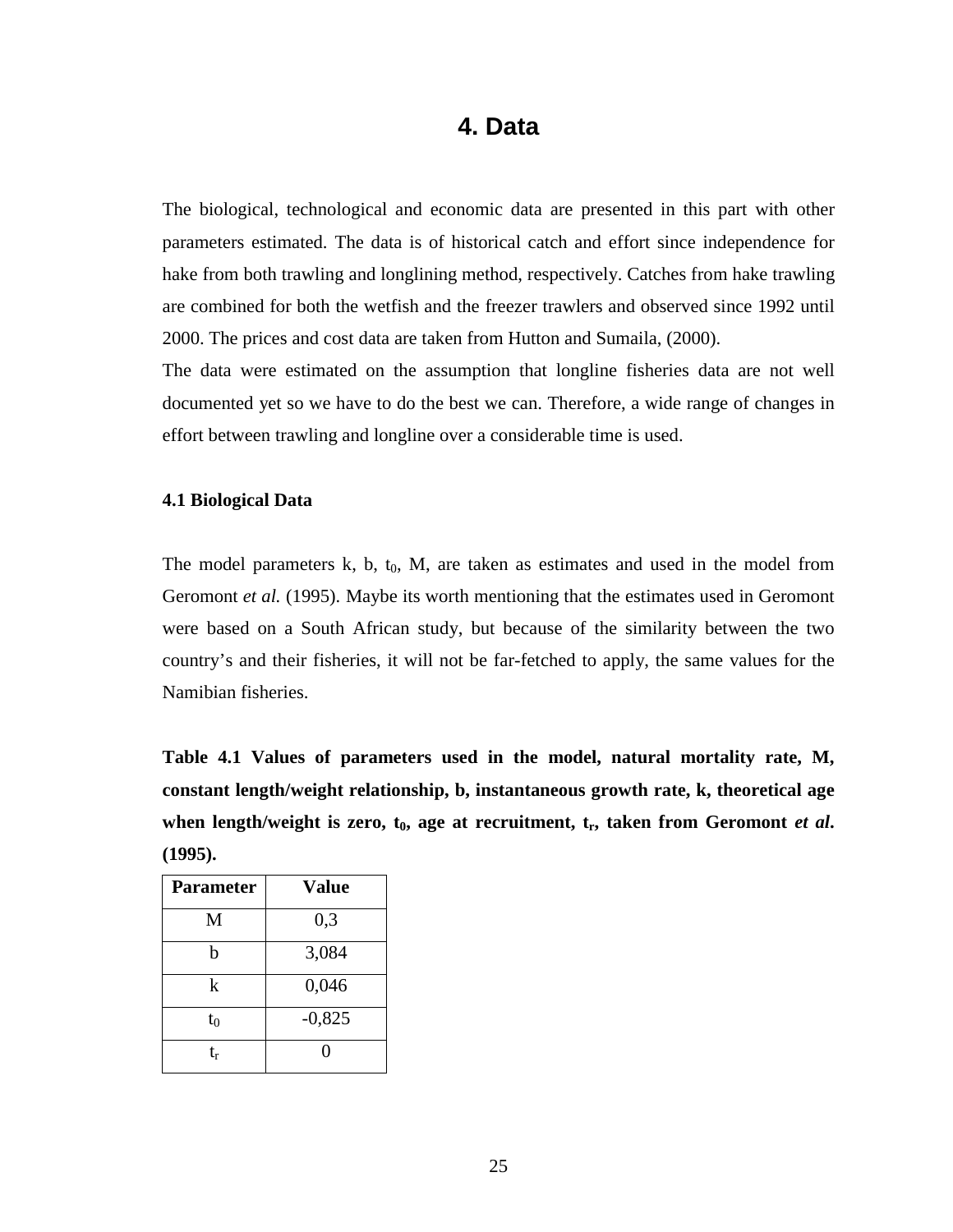# 4. Data

The biological, technological and economic data are presented in this part with other parameters estimated. The data is of historical catch and effort since independence for hake from both trawling and longlining method, respectively. Catches from hake trawling are combined for both the wetfish and the freezer trawlers and observed since 1992 until 2000. The prices and cost data are taken from Hutton and Sumaila, (2000).

The data were estimated on the assumption that longline fisheries data are not well documented yet so we have to do the best we can. Therefore, a wide range of changes in effort between trawling and longline over a considerable time is used.

### 4.1 Biological Data

The model parameters k, b, $t_0$, M, are taken as estimates and used in the model from Geromont *et al.* (1995). Maybe its worth mentioning that the estimates used in Geromont were based on a South African study, but because of the similarity between the two country's and their fisheries, it will not be far-fetched to apply, the same values for the Namibian fisheries.

**Table 4.1 Values of parameters used in the model, natural mortality rate, M, constant length/weight relationship, b, instantaneous growth rate, k, theoretical age when length/weight is zero, $t_0$, age at recruitment, $t_r$, taken from Geromont *et al*. (1995).**

| Parameter | Value |
|---|---|
| M | 0,3 |
| b | 3,084 |
| k | 0,046 |
| $t_0$ | -0,825 |
| $t_r$ | 0 |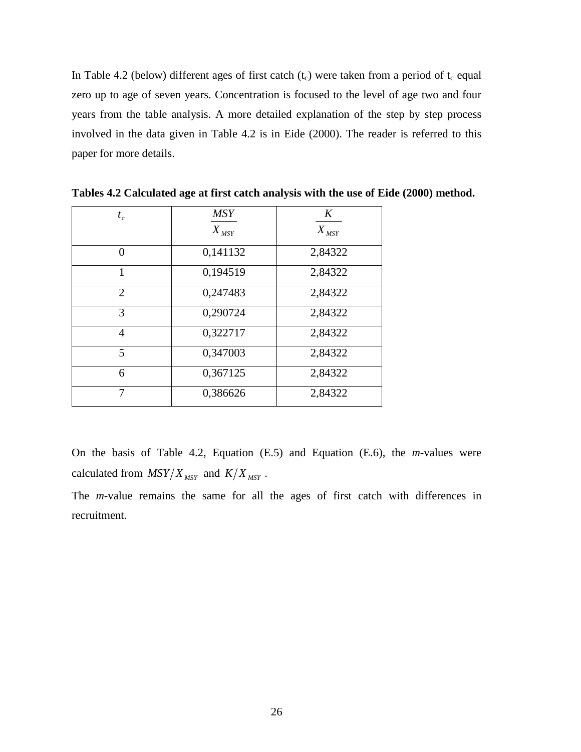In Table 4.2 (below) different ages of first catch ($t_c$) were taken from a period of $t_c$ equal zero up to age of seven years. Concentration is focused to the level of age two and four years from the table analysis. A more detailed explanation of the step by step process involved in the data given in Table 4.2 is in Eide (2000). The reader is referred to this paper for more details.

**Tables 4.2 Calculated age at first catch analysis with the use of Eide (2000) method.**

| $t_c$ | $\frac{MSY}{X_{MSY}}$ | $\frac{K}{X_{MSY}}$ |
|---|---|---|
| 0 | 0,141132 | 2,84322 |
| 1 | 0,194519 | 2,84322 |
| 2 | 0,247483 | 2,84322 |
| 3 | 0,290724 | 2,84322 |
| 4 | 0,322717 | 2,84322 |
| 5 | 0,347003 | 2,84322 |
| 6 | 0,367125 | 2,84322 |
| 7 | 0,386626 | 2,84322 |

On the basis of Table 4.2, Equation (E.5) and Equation (E.6), the *m*-values were calculated from $MSY/X_{MSY}$ and $K/X_{MSY}$ .

The *m*-value remains the same for all the ages of first catch with differences in recruitment.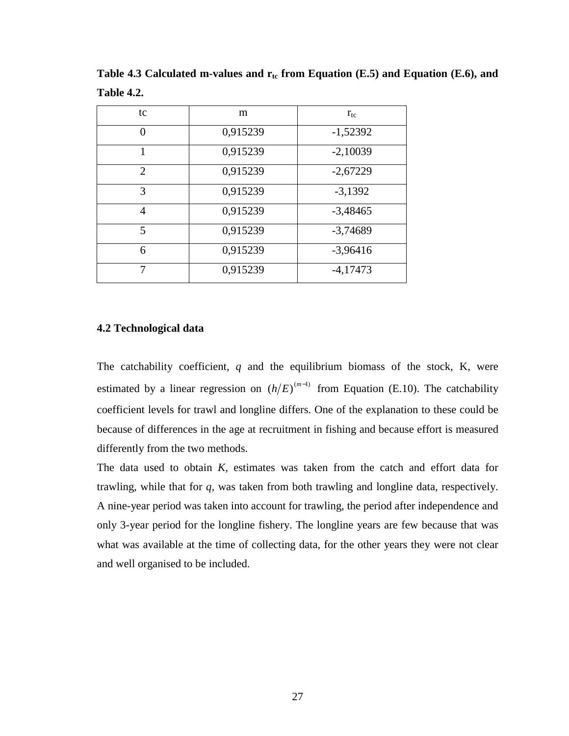**Table 4.3 Calculated m-values and $r_{tc}$ from Equation (E.5) and Equation (E.6), and Table 4.2.**

| tc | m | $r_{tc}$ |
|---|---|---|
| 0 | 0,915239 | -1,52392 |
| 1 | 0,915239 | -2,10039 |
| 2 | 0,915239 | -2,67229 |
| 3 | 0,915239 | -3,1392 |
| 4 | 0,915239 | -3,48465 |
| 5 | 0,915239 | -3,74689 |
| 6 | 0,915239 | -3,96416 |
| 7 | 0,915239 | -4,17473 |

### 4.2 Technological data

The catchability coefficient, $q$ and the equilibrium biomass of the stock, K, were estimated by a linear regression on $(h/E)^{(m-1)}$ from Equation (E.10). The catchability coefficient levels for trawl and longline differs. One of the explanation to these could be because of differences in the age at recruitment in fishing and because effort is measured differently from the two methods.

The data used to obtain $K$, estimates was taken from the catch and effort data for trawling, while that for $q$, was taken from both trawling and longline data, respectively. A nine-year period was taken into account for trawling, the period after independence and only 3-year period for the longline fishery. The longline years are few because that was what was available at the time of collecting data, for the other years they were not clear and well organised to be included.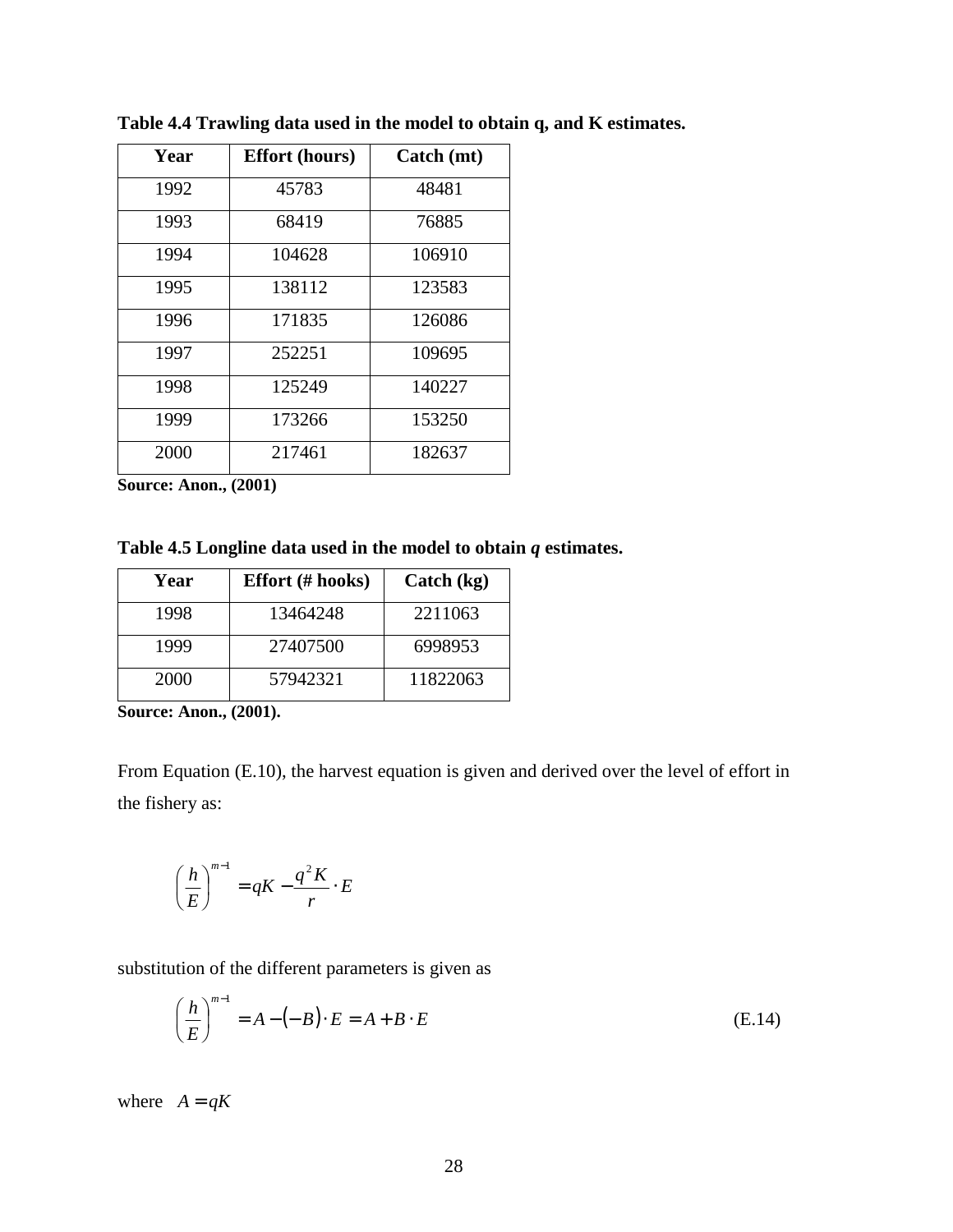**Table 4.4 Trawling data used in the model to obtain q, and K estimates.**

| Year | Effort (hours) | Catch (mt) |
|---|---|---|
| 1992 | 45783 | 48481 |
| 1993 | 68419 | 76885 |
| 1994 | 104628 | 106910 |
| 1995 | 138112 | 123583 |
| 1996 | 171835 | 126086 |
| 1997 | 252251 | 109695 |
| 1998 | 125249 | 140227 |
| 1999 | 173266 | 153250 |
| 2000 | 217461 | 182637 |

**Source: Anon., (2001)**

**Table 4.5 Longline data used in the model to obtain *q* estimates.**

| Year | Effort (# hooks) | Catch (kg) |
|---|---|---|
| 1998 | 13464248 | 2211063 |
| 1999 | 27407500 | 6998953 |
| 2000 | 57942321 | 11822063 |

**Source: Anon., (2001).**

From Equation (E.10), the harvest equation is given and derived over the level of effort in the fishery as:

$$\left(\frac{h}{E}\right)^{m-1} = qK - \frac{q^2 K}{r} \cdot E$$

substitution of the different parameters is given as

$$\left(\frac{h}{E}\right)^{m-1} = A - (-B) \cdot E = A + B \cdot E \tag{E.14}$$

where $A = qK$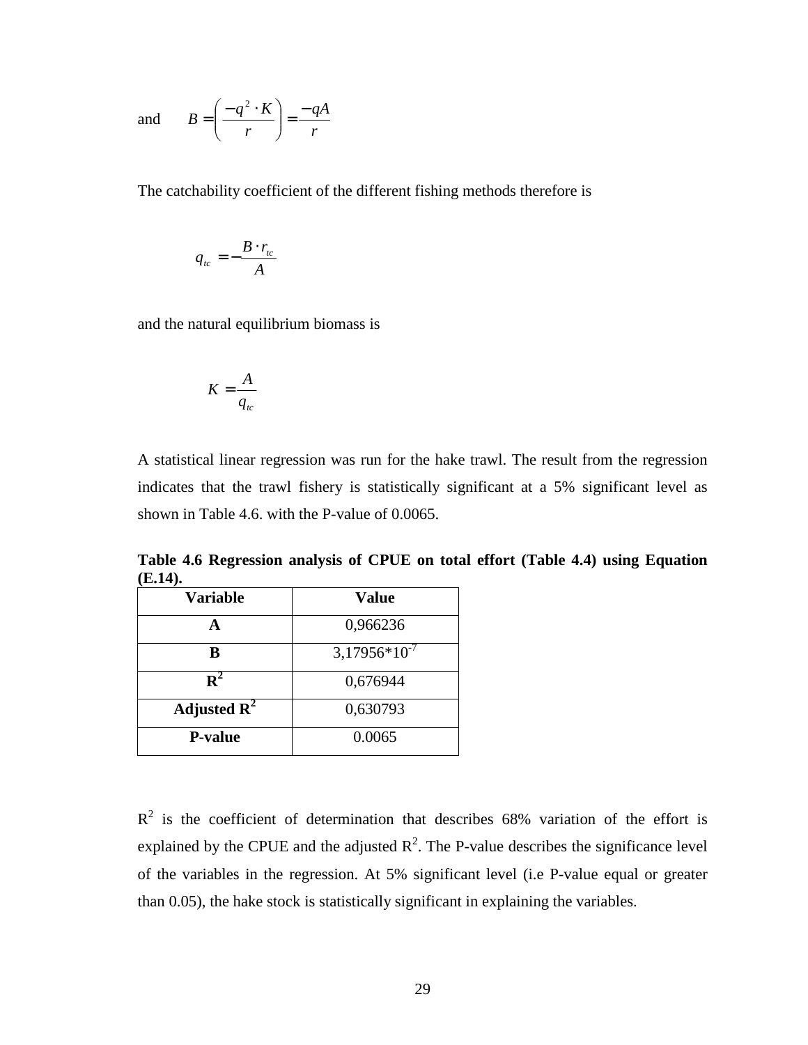and $$B = \left( \frac{-q^2 \cdot K}{r} \right) = \frac{-qA}{r}$$

The catchability coefficient of the different fishing methods therefore is

$$q_{tc} = -\frac{B \cdot r_{tc}}{A}$$

and the natural equilibrium biomass is

$$K = \frac{A}{q_{tc}}$$

A statistical linear regression was run for the hake trawl. The result from the regression indicates that the trawl fishery is statistically significant at a 5% significant level as shown in Table 4.6. with the P-value of 0.0065.

**Table 4.6 Regression analysis of CPUE on total effort (Table 4.4) using Equation (E.14).**

| Variable | Value |
|---|---|
| **A** | 0,966236 |
| **B** | $3,17956 \cdot 10^{-7}$ |
| $\mathbf{R^2}$ | 0,676944 |
| **Adjusted** $\mathbf{R^2}$ | 0,630793 |
| **P-value** | 0.0065 |

$R^2$ is the coefficient of determination that describes 68% variation of the effort is explained by the CPUE and the adjusted $R^2$. The P-value describes the significance level of the variables in the regression. At 5% significant level (i.e P-value equal or greater than 0.05), the hake stock is statistically significant in explaining the variables.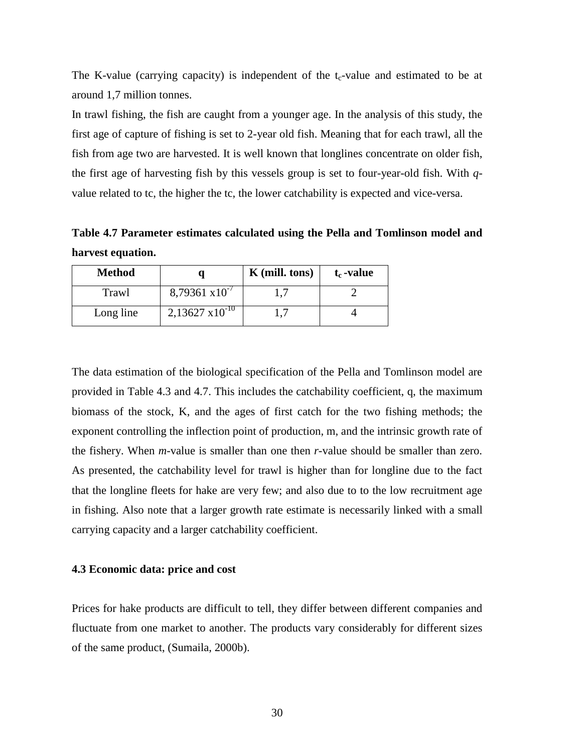The K-value (carrying capacity) is independent of the $t_c$-value and estimated to be at around 1,7 million tonnes.

In trawl fishing, the fish are caught from a younger age. In the analysis of this study, the first age of capture of fishing is set to 2-year old fish. Meaning that for each trawl, all the fish from age two are harvested. It is well known that longlines concentrate on older fish, the first age of harvesting fish by this vessels group is set to four-year-old fish. With *q*-value related to tc, the higher the tc, the lower catchability is expected and vice-versa.

**Table 4.7 Parameter estimates calculated using the Pella and Tomlinson model and harvest equation.**

| Method | q | K (mill. tons) | $t_c$ -value |
|---|---|---|---|
| Trawl | $8{,}79361 \times 10^{-7}$ | 1,7 | 2 |
| Long line | $2{,}13627 \times 10^{-10}$ | 1,7 | 4 |

The data estimation of the biological specification of the Pella and Tomlinson model are provided in Table 4.3 and 4.7. This includes the catchability coefficient, q, the maximum biomass of the stock, K, and the ages of first catch for the two fishing methods; the exponent controlling the inflection point of production, m, and the intrinsic growth rate of the fishery. When *m*-value is smaller than one then *r*-value should be smaller than zero. As presented, the catchability level for trawl is higher than for longline due to the fact that the longline fleets for hake are very few; and also due to to the low recruitment age in fishing. Also note that a larger growth rate estimate is necessarily linked with a small carrying capacity and a larger catchability coefficient.

### 4.3 Economic data: price and cost

Prices for hake products are difficult to tell, they differ between different companies and fluctuate from one market to another. The products vary considerably for different sizes of the same product, (Sumaila, 2000b).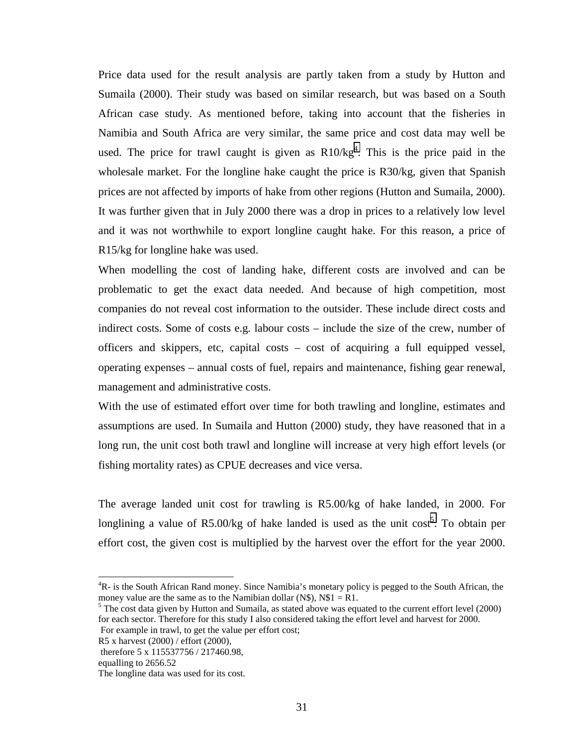Price data used for the result analysis are partly taken from a study by Hutton and Sumaila (2000). Their study was based on similar research, but was based on a South African case study. As mentioned before, taking into account that the fisheries in Namibia and South Africa are very similar, the same price and cost data may well be used. The price for trawl caught is given as R10/kg[4]. This is the price paid in the wholesale market. For the longline hake caught the price is R30/kg, given that Spanish prices are not affected by imports of hake from other regions (Hutton and Sumaila, 2000). It was further given that in July 2000 there was a drop in prices to a relatively low level and it was not worthwhile to export longline caught hake. For this reason, a price of R15/kg for longline hake was used.

When modelling the cost of landing hake, different costs are involved and can be problematic to get the exact data needed. And because of high competition, most companies do not reveal cost information to the outsider. These include direct costs and indirect costs. Some of costs e.g. labour costs – include the size of the crew, number of officers and skippers, etc, capital costs – cost of acquiring a full equipped vessel, operating expenses – annual costs of fuel, repairs and maintenance, fishing gear renewal, management and administrative costs.

With the use of estimated effort over time for both trawling and longline, estimates and assumptions are used. In Sumaila and Hutton (2000) study, they have reasoned that in a long run, the unit cost both trawl and longline will increase at very high effort levels (or fishing mortality rates) as CPUE decreases and vice versa.

The average landed unit cost for trawling is R5.00/kg of hake landed, in 2000. For longlining a value of R5.00/kg of hake landed is used as the unit cost[5]. To obtain per effort cost, the given cost is multiplied by the harvest over the effort for the year 2000.

---

[4]R- is the South African Rand money. Since Namibia's monetary policy is pegged to the South African, the money value are the same as to the Namibian dollar (N$), N$1 = R1.

[5] The cost data given by Hutton and Sumaila, as stated above was equated to the current effort level (2000) for each sector. Therefore for this study I also considered taking the effort level and harvest for 2000.
For example in trawl, to get the value per effort cost;
R5 x harvest (2000) / effort (2000),
therefore 5 x 115537756 / 217460.98,
equalling to 2656.52
The longline data was used for its cost.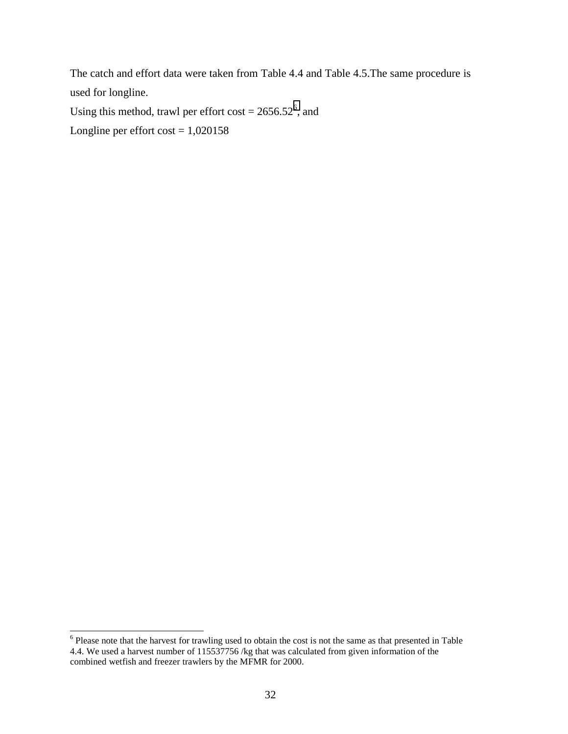The catch and effort data were taken from Table 4.4 and Table 4.5.The same procedure is used for longline.

Using this method, trawl per effort cost = 2656.52[6], and

Longline per effort cost = 1,020158

---

[6] Please note that the harvest for trawling used to obtain the cost is not the same as that presented in Table 4.4. We used a harvest number of 115537756 /kg that was calculated from given information of the combined wetfish and freezer trawlers by the MFMR for 2000.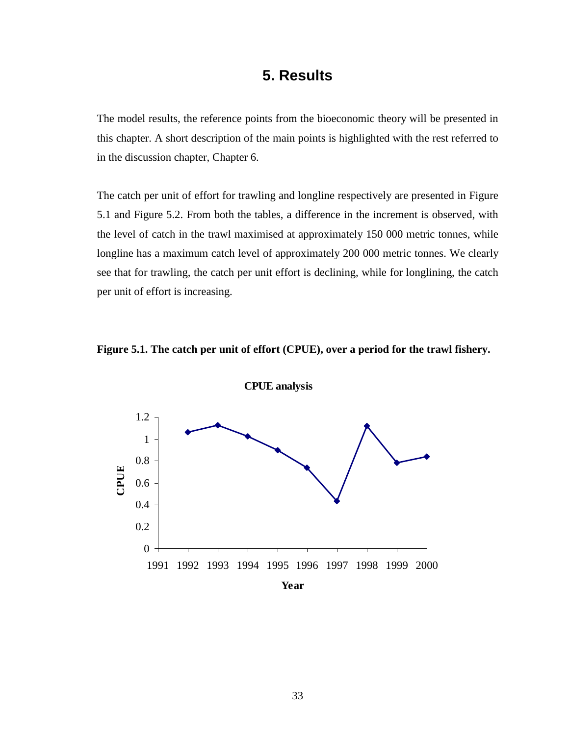# 5. Results

The model results, the reference points from the bioeconomic theory will be presented in this chapter. A short description of the main points is highlighted with the rest referred to in the discussion chapter, Chapter 6.

The catch per unit of effort for trawling and longline respectively are presented in Figure 5.1 and Figure 5.2. From both the tables, a difference in the increment is observed, with the level of catch in the trawl maximised at approximately 150 000 metric tonnes, while longline has a maximum catch level of approximately 200 000 metric tonnes. We clearly see that for trawling, the catch per unit effort is declining, while for longlining, the catch per unit of effort is increasing.

**Figure 5.1. The catch per unit of effort (CPUE), over a period for the trawl fishery.**

CPUE analysis

CPUE

1.2
1
0.8
0.6
0.4
0.2
0

1991 1992 1993 1994 1995 1996 1997 1998 1999 2000

Year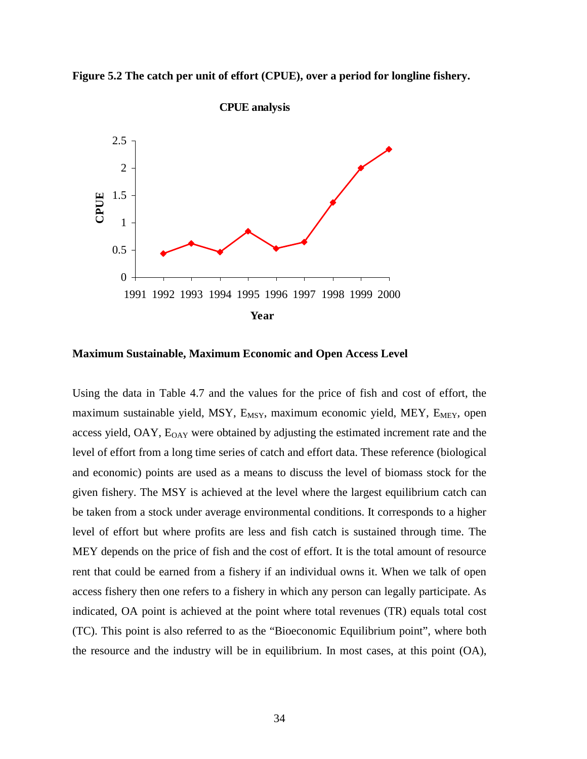**Figure 5.2 The catch per unit of effort (CPUE), over a period for longline fishery.**

CPUE analysis

2.5
2
1.5
1
0.5
0

CPUE

1991 1992 1993 1994 1995 1996 1997 1998 1999 2000

Year

**Maximum Sustainable, Maximum Economic and Open Access Level**

Using the data in Table 4.7 and the values for the price of fish and cost of effort, the maximum sustainable yield, MSY, $E_{MSY}$, maximum economic yield, MEY, $E_{MEY}$, open access yield, OAY, $E_{OAY}$ were obtained by adjusting the estimated increment rate and the level of effort from a long time series of catch and effort data. These reference (biological and economic) points are used as a means to discuss the level of biomass stock for the given fishery. The MSY is achieved at the level where the largest equilibrium catch can be taken from a stock under average environmental conditions. It corresponds to a higher level of effort but where profits are less and fish catch is sustained through time. The MEY depends on the price of fish and the cost of effort. It is the total amount of resource rent that could be earned from a fishery if an individual owns it. When we talk of open access fishery then one refers to a fishery in which any person can legally participate. As indicated, OA point is achieved at the point where total revenues (TR) equals total cost (TC). This point is also referred to as the "Bioeconomic Equilibrium point", where both the resource and the industry will be in equilibrium. In most cases, at this point (OA),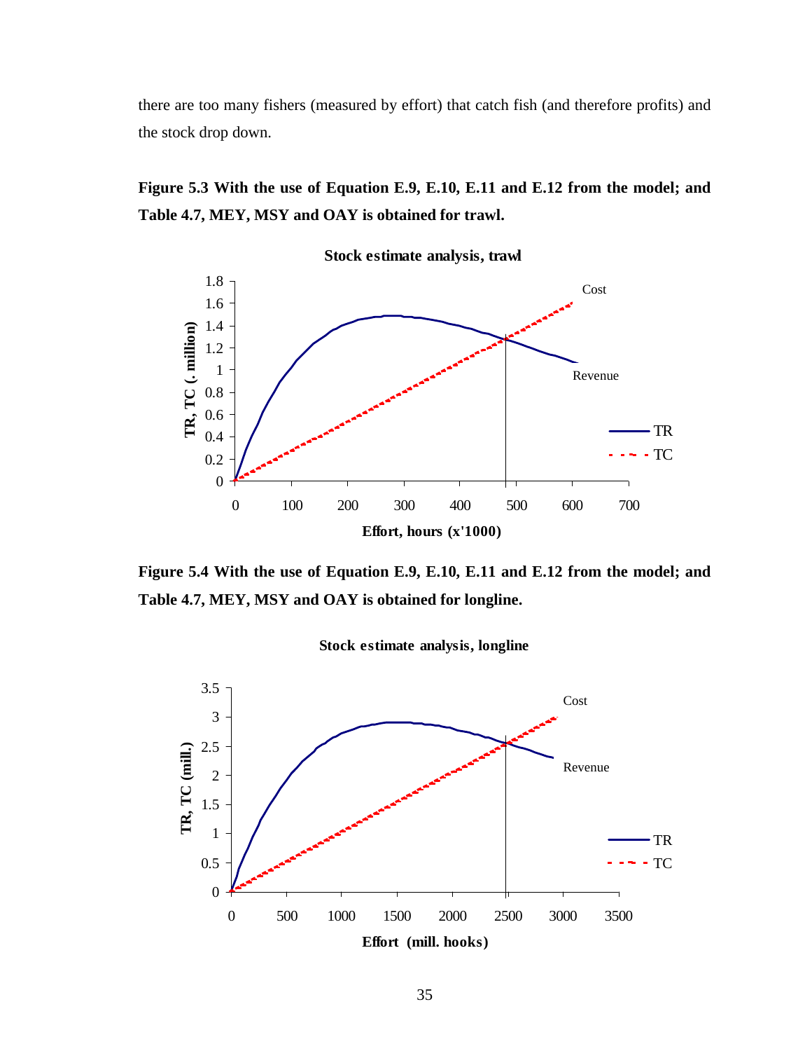there are too many fishers (measured by effort) that catch fish (and therefore profits) and the stock drop down.

**Figure 5.3 With the use of Equation E.9, E.10, E.11 and E.12 from the model; and Table 4.7, MEY, MSY and OAY is obtained for trawl.**

**Figure 5.4 With the use of Equation E.9, E.10, E.11 and E.12 from the model; and Table 4.7, MEY, MSY and OAY is obtained for longline.**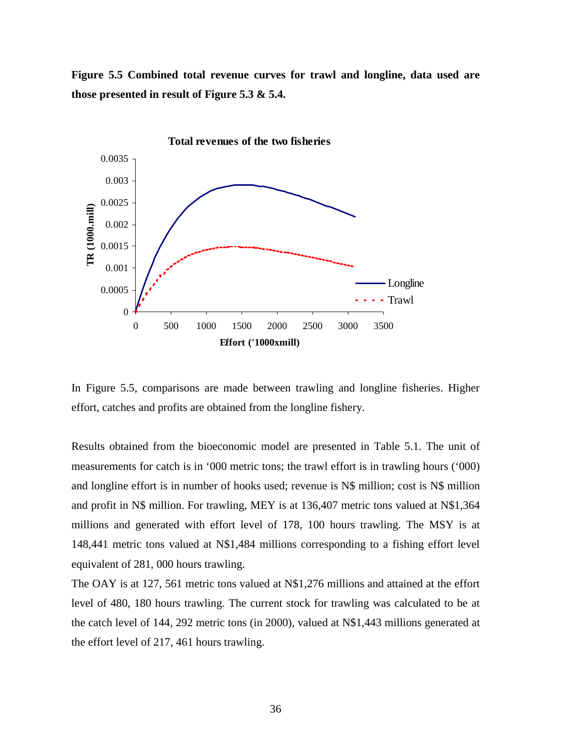**Figure 5.5 Combined total revenue curves for trawl and longline, data used are those presented in result of Figure 5.3 & 5.4.**

Total revenues of the two fisheries

TR (1000.mill)

0.0035
0.003
0.0025
0.002
0.0015
0.001
0.0005
0

0 500 1000 1500 2000 2500 3000 3500

Effort ('1000xmill)

Longline
Trawl

In Figure 5.5, comparisons are made between trawling and longline fisheries. Higher effort, catches and profits are obtained from the longline fishery.

Results obtained from the bioeconomic model are presented in Table 5.1. The unit of measurements for catch is in '000 metric tons; the trawl effort is in trawling hours ('000) and longline effort is in number of hooks used; revenue is N$ million; cost is N$ million and profit in N$ million. For trawling, MEY is at 136,407 metric tons valued at N$1,364 millions and generated with effort level of 178, 100 hours trawling. The MSY is at 148,441 metric tons valued at N$1,484 millions corresponding to a fishing effort level equivalent of 281, 000 hours trawling.

The OAY is at 127, 561 metric tons valued at N$1,276 millions and attained at the effort level of 480, 180 hours trawling. The current stock for trawling was calculated to be at the catch level of 144, 292 metric tons (in 2000), valued at N$1,443 millions generated at the effort level of 217, 461 hours trawling.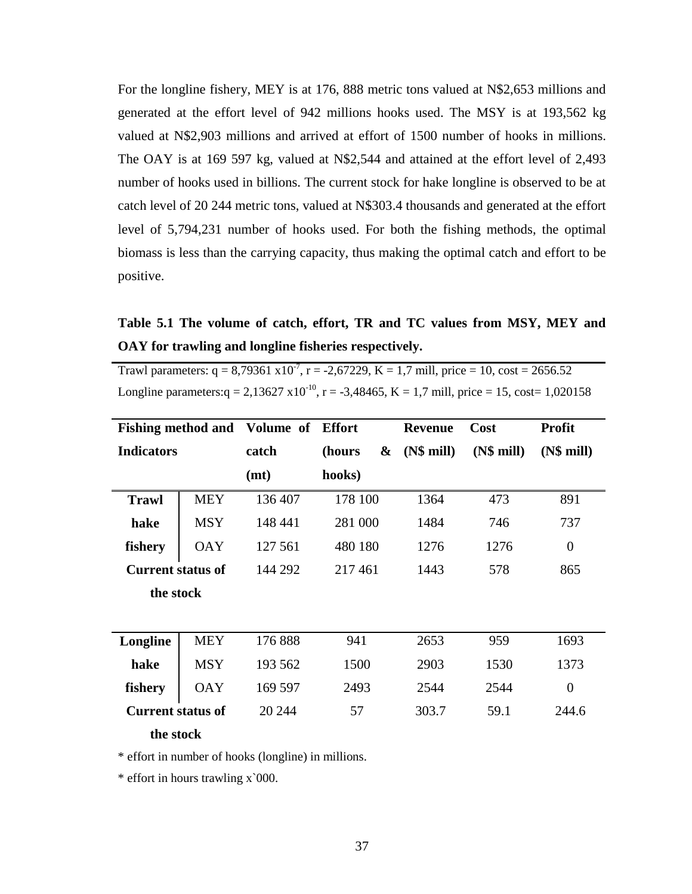For the longline fishery, MEY is at 176, 888 metric tons valued at N$2,653 millions and generated at the effort level of 942 millions hooks used. The MSY is at 193,562 kg valued at N$2,903 millions and arrived at effort of 1500 number of hooks in millions. The OAY is at 169 597 kg, valued at N$2,544 and attained at the effort level of 2,493 number of hooks used in billions. The current stock for hake longline is observed to be at catch level of 20 244 metric tons, valued at N$303.4 thousands and generated at the effort level of 5,794,231 number of hooks used. For both the fishing methods, the optimal biomass is less than the carrying capacity, thus making the optimal catch and effort to be positive.

**Table 5.1 The volume of catch, effort, TR and TC values from MSY, MEY and OAY for trawling and longline fisheries respectively.**

Trawl parameters: $q = 8{,}79361 \times 10^{-7}$, $r = -2{,}67229$, K = 1,7 mill, price = 10, cost = 2656.52

Longline parameters: $q = 2{,}13627 \times 10^{-10}$, $r = -3{,}48465$, K = 1,7 mill, price = 15, cost= 1,020158

| Fishing method and Indicators | | Volume of catch (mt) | Effort (hours & hooks) | Revenue (N$ mill) | Cost (N$ mill) | Profit (N$ mill) |
|---|---|---|---|---|---|---|
| Trawl hake fishery | MEY | 136 407 | 178 100 | 1364 | 473 | 891 |
| | MSY | 148 441 | 281 000 | 1484 | 746 | 737 |
| | OAY | 127 561 | 480 180 | 1276 | 1276 | 0 |
| Current status of the stock | | 144 292 | 217 461 | 1443 | 578 | 865 |
| Longline hake fishery | MEY | 176 888 | 941 | 2653 | 959 | 1693 |
| | MSY | 193 562 | 1500 | 2903 | 1530 | 1373 |
| | OAY | 169 597 | 2493 | 2544 | 2544 | 0 |
| Current status of the stock | | 20 244 | 57 | 303.7 | 59.1 | 244.6 |

* effort in number of hooks (longline) in millions.

* effort in hours trawling x`000.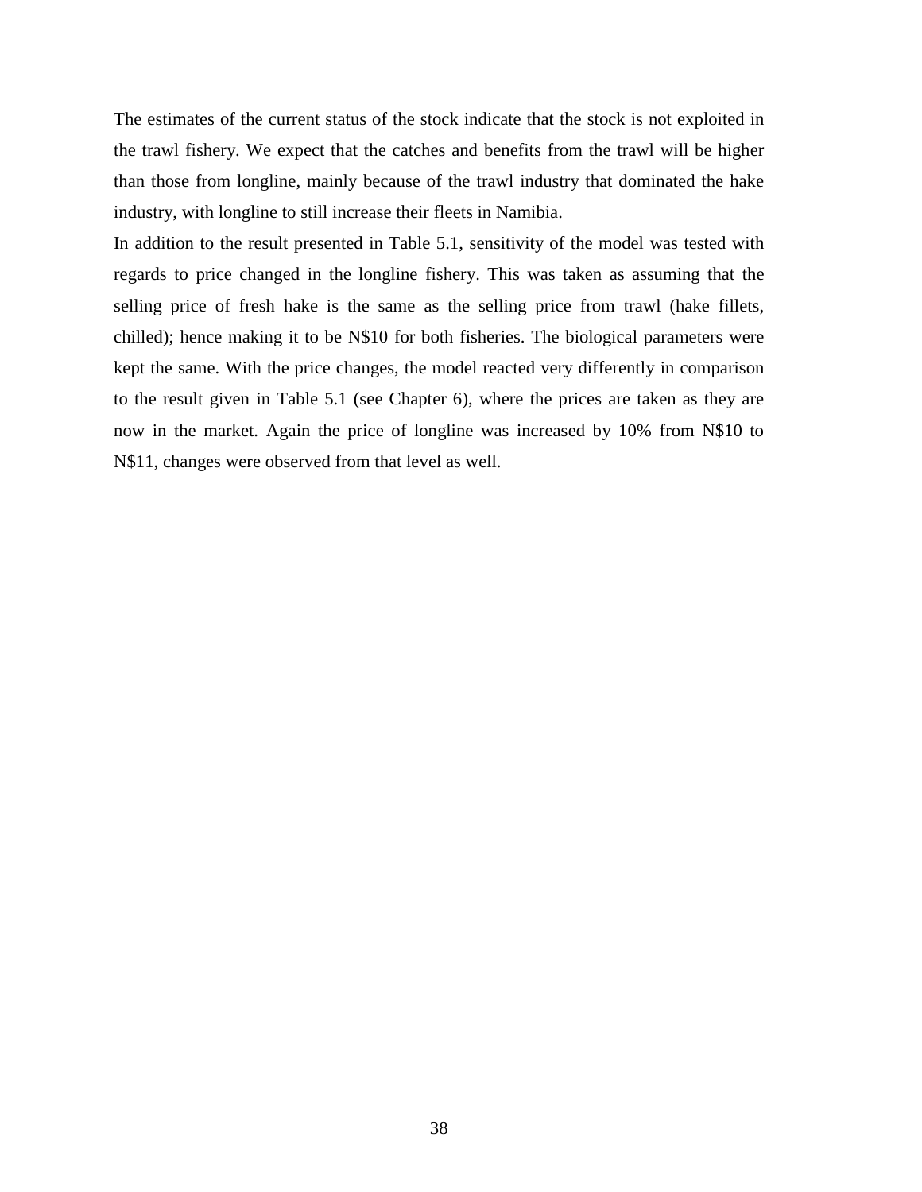The estimates of the current status of the stock indicate that the stock is not exploited in the trawl fishery. We expect that the catches and benefits from the trawl will be higher than those from longline, mainly because of the trawl industry that dominated the hake industry, with longline to still increase their fleets in Namibia.

In addition to the result presented in Table 5.1, sensitivity of the model was tested with regards to price changed in the longline fishery. This was taken as assuming that the selling price of fresh hake is the same as the selling price from trawl (hake fillets, chilled); hence making it to be N$10 for both fisheries. The biological parameters were kept the same. With the price changes, the model reacted very differently in comparison to the result given in Table 5.1 (see Chapter 6), where the prices are taken as they are now in the market. Again the price of longline was increased by 10% from N$10 to N$11, changes were observed from that level as well.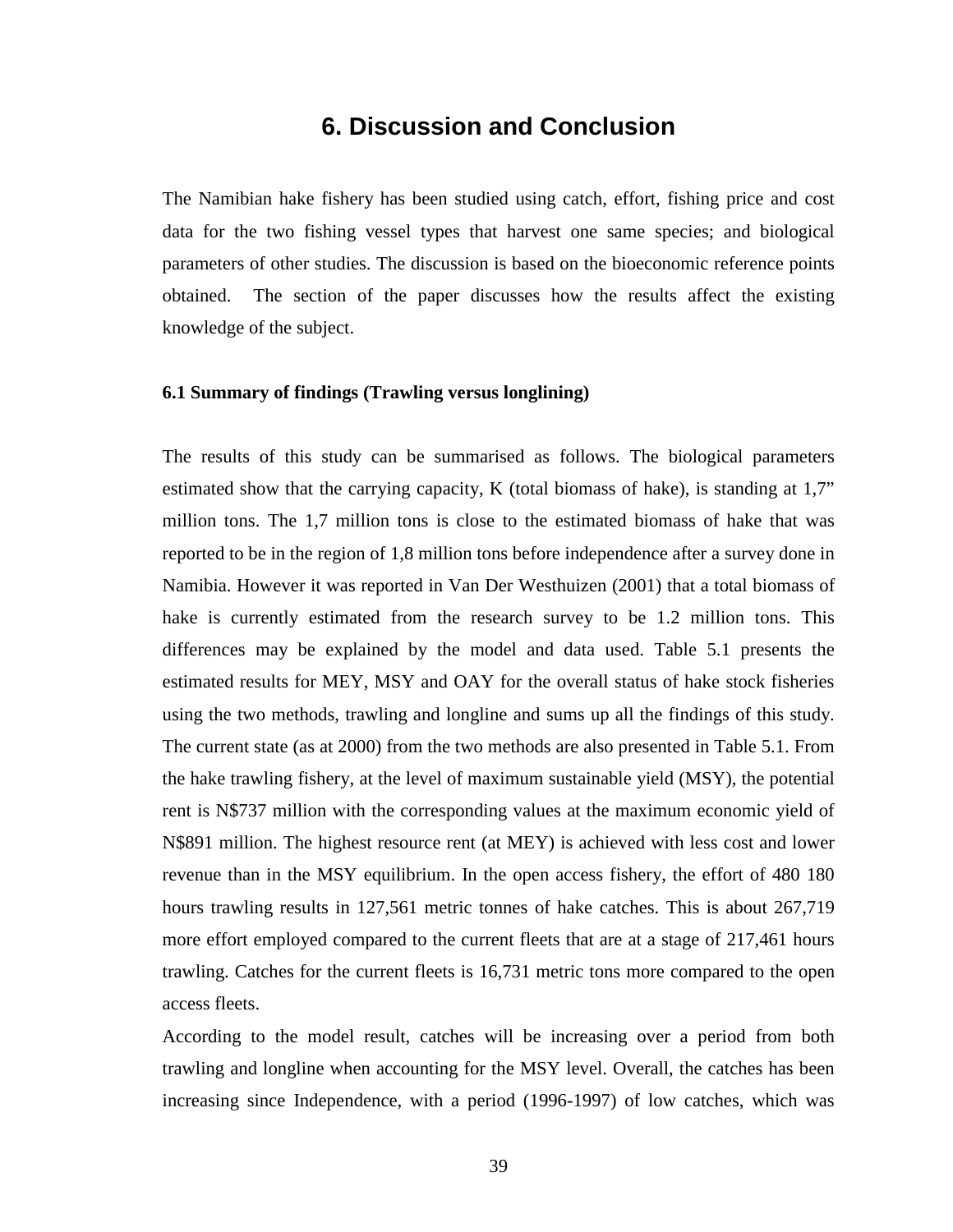# 6. Discussion and Conclusion

The Namibian hake fishery has been studied using catch, effort, fishing price and cost data for the two fishing vessel types that harvest one same species; and biological parameters of other studies. The discussion is based on the bioeconomic reference points obtained.  The section of the paper discusses how the results affect the existing knowledge of the subject.

### 6.1 Summary of findings (Trawling versus longlining)

The results of this study can be summarised as follows. The biological parameters estimated show that the carrying capacity, K (total biomass of hake), is standing at 1,7" million tons. The 1,7 million tons is close to the estimated biomass of hake that was reported to be in the region of 1,8 million tons before independence after a survey done in Namibia. However it was reported in Van Der Westhuizen (2001) that a total biomass of hake is currently estimated from the research survey to be 1.2 million tons. This differences may be explained by the model and data used. Table 5.1 presents the estimated results for MEY, MSY and OAY for the overall status of hake stock fisheries using the two methods, trawling and longline and sums up all the findings of this study. The current state (as at 2000) from the two methods are also presented in Table 5.1. From the hake trawling fishery, at the level of maximum sustainable yield (MSY), the potential rent is N$737 million with the corresponding values at the maximum economic yield of N$891 million. The highest resource rent (at MEY) is achieved with less cost and lower revenue than in the MSY equilibrium. In the open access fishery, the effort of 480 180 hours trawling results in 127,561 metric tonnes of hake catches. This is about 267,719 more effort employed compared to the current fleets that are at a stage of 217,461 hours trawling. Catches for the current fleets is 16,731 metric tons more compared to the open access fleets.

According to the model result, catches will be increasing over a period from both trawling and longline when accounting for the MSY level. Overall, the catches has been increasing since Independence, with a period (1996-1997) of low catches, which was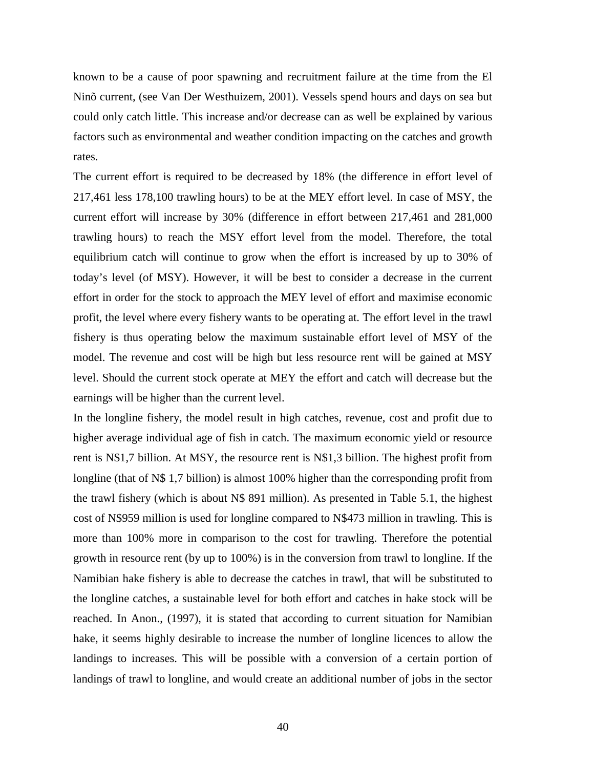known to be a cause of poor spawning and recruitment failure at the time from the El Ninõ current, (see Van Der Westhuizem, 2001). Vessels spend hours and days on sea but could only catch little. This increase and/or decrease can as well be explained by various factors such as environmental and weather condition impacting on the catches and growth rates.

The current effort is required to be decreased by 18% (the difference in effort level of 217,461 less 178,100 trawling hours) to be at the MEY effort level. In case of MSY, the current effort will increase by 30% (difference in effort between 217,461 and 281,000 trawling hours) to reach the MSY effort level from the model. Therefore, the total equilibrium catch will continue to grow when the effort is increased by up to 30% of today's level (of MSY). However, it will be best to consider a decrease in the current effort in order for the stock to approach the MEY level of effort and maximise economic profit, the level where every fishery wants to be operating at. The effort level in the trawl fishery is thus operating below the maximum sustainable effort level of MSY of the model. The revenue and cost will be high but less resource rent will be gained at MSY level. Should the current stock operate at MEY the effort and catch will decrease but the earnings will be higher than the current level.

In the longline fishery, the model result in high catches, revenue, cost and profit due to higher average individual age of fish in catch. The maximum economic yield or resource rent is N$1,7 billion. At MSY, the resource rent is N$1,3 billion. The highest profit from longline (that of N$ 1,7 billion) is almost 100% higher than the corresponding profit from the trawl fishery (which is about N$ 891 million). As presented in Table 5.1, the highest cost of N$959 million is used for longline compared to N$473 million in trawling. This is more than 100% more in comparison to the cost for trawling. Therefore the potential growth in resource rent (by up to 100%) is in the conversion from trawl to longline. If the Namibian hake fishery is able to decrease the catches in trawl, that will be substituted to the longline catches, a sustainable level for both effort and catches in hake stock will be reached. In Anon., (1997), it is stated that according to current situation for Namibian hake, it seems highly desirable to increase the number of longline licences to allow the landings to increases. This will be possible with a conversion of a certain portion of landings of trawl to longline, and would create an additional number of jobs in the sector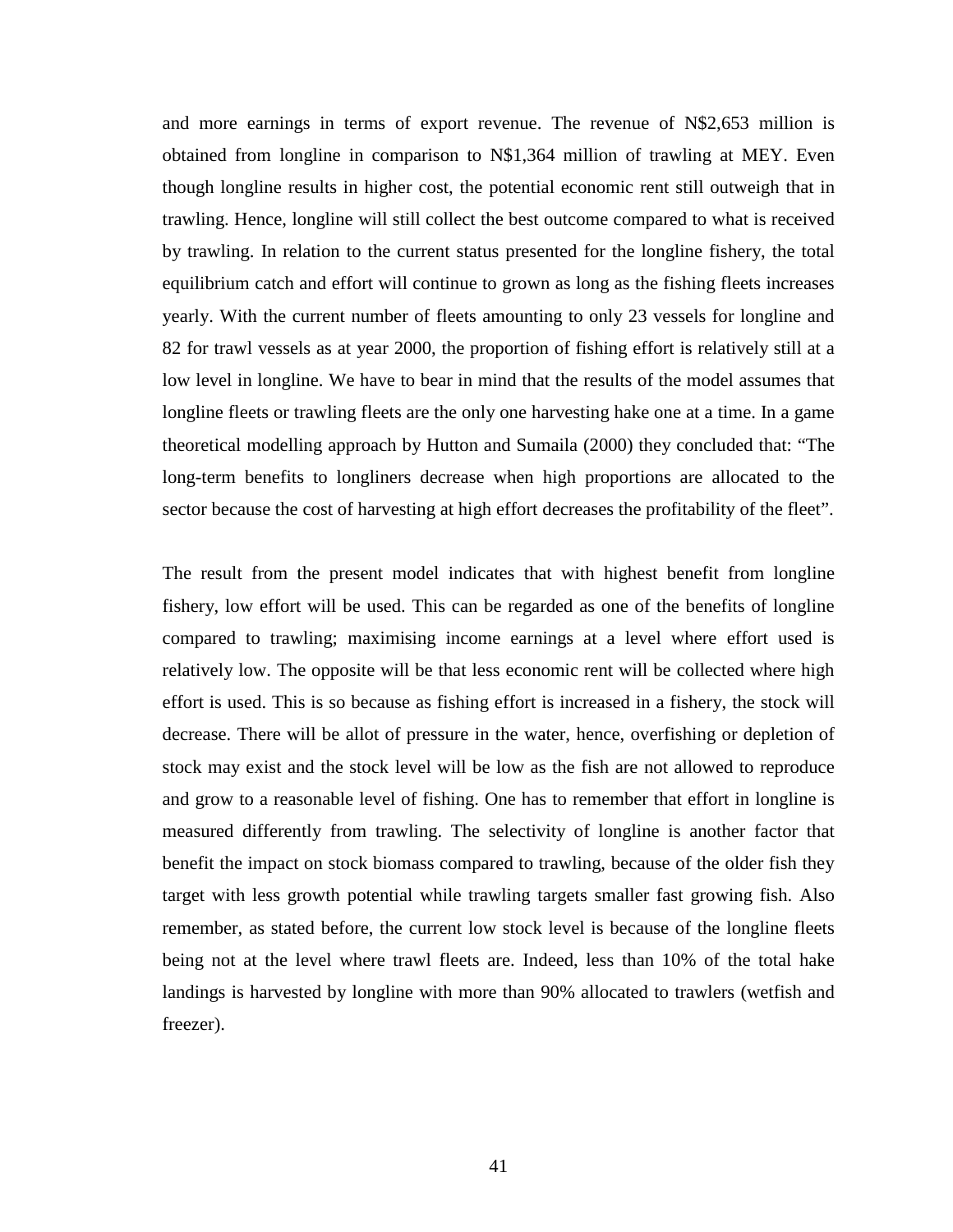and more earnings in terms of export revenue. The revenue of N$2,653 million is obtained from longline in comparison to N$1,364 million of trawling at MEY. Even though longline results in higher cost, the potential economic rent still outweigh that in trawling. Hence, longline will still collect the best outcome compared to what is received by trawling. In relation to the current status presented for the longline fishery, the total equilibrium catch and effort will continue to grown as long as the fishing fleets increases yearly. With the current number of fleets amounting to only 23 vessels for longline and 82 for trawl vessels as at year 2000, the proportion of fishing effort is relatively still at a low level in longline. We have to bear in mind that the results of the model assumes that longline fleets or trawling fleets are the only one harvesting hake one at a time. In a game theoretical modelling approach by Hutton and Sumaila (2000) they concluded that: "The long-term benefits to longliners decrease when high proportions are allocated to the sector because the cost of harvesting at high effort decreases the profitability of the fleet".

The result from the present model indicates that with highest benefit from longline fishery, low effort will be used. This can be regarded as one of the benefits of longline compared to trawling; maximising income earnings at a level where effort used is relatively low. The opposite will be that less economic rent will be collected where high effort is used. This is so because as fishing effort is increased in a fishery, the stock will decrease. There will be allot of pressure in the water, hence, overfishing or depletion of stock may exist and the stock level will be low as the fish are not allowed to reproduce and grow to a reasonable level of fishing. One has to remember that effort in longline is measured differently from trawling. The selectivity of longline is another factor that benefit the impact on stock biomass compared to trawling, because of the older fish they target with less growth potential while trawling targets smaller fast growing fish. Also remember, as stated before, the current low stock level is because of the longline fleets being not at the level where trawl fleets are. Indeed, less than 10% of the total hake landings is harvested by longline with more than 90% allocated to trawlers (wetfish and freezer).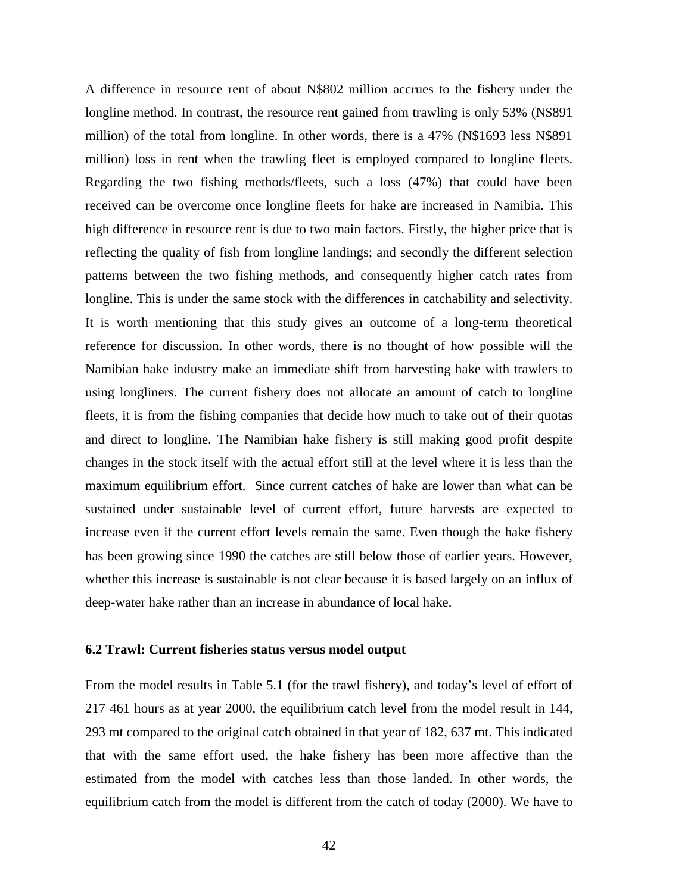A difference in resource rent of about N$802 million accrues to the fishery under the longline method. In contrast, the resource rent gained from trawling is only 53% (N$891 million) of the total from longline. In other words, there is a 47% (N$1693 less N$891 million) loss in rent when the trawling fleet is employed compared to longline fleets. Regarding the two fishing methods/fleets, such a loss (47%) that could have been received can be overcome once longline fleets for hake are increased in Namibia. This high difference in resource rent is due to two main factors. Firstly, the higher price that is reflecting the quality of fish from longline landings; and secondly the different selection patterns between the two fishing methods, and consequently higher catch rates from longline. This is under the same stock with the differences in catchability and selectivity. It is worth mentioning that this study gives an outcome of a long-term theoretical reference for discussion. In other words, there is no thought of how possible will the Namibian hake industry make an immediate shift from harvesting hake with trawlers to using longliners. The current fishery does not allocate an amount of catch to longline fleets, it is from the fishing companies that decide how much to take out of their quotas and direct to longline. The Namibian hake fishery is still making good profit despite changes in the stock itself with the actual effort still at the level where it is less than the maximum equilibrium effort.  Since current catches of hake are lower than what can be sustained under sustainable level of current effort, future harvests are expected to increase even if the current effort levels remain the same. Even though the hake fishery has been growing since 1990 the catches are still below those of earlier years. However, whether this increase is sustainable is not clear because it is based largely on an influx of deep-water hake rather than an increase in abundance of local hake.

### 6.2 Trawl: Current fisheries status versus model output

From the model results in Table 5.1 (for the trawl fishery), and today's level of effort of 217 461 hours as at year 2000, the equilibrium catch level from the model result in 144, 293 mt compared to the original catch obtained in that year of 182, 637 mt. This indicated that with the same effort used, the hake fishery has been more affective than the estimated from the model with catches less than those landed. In other words, the equilibrium catch from the model is different from the catch of today (2000). We have to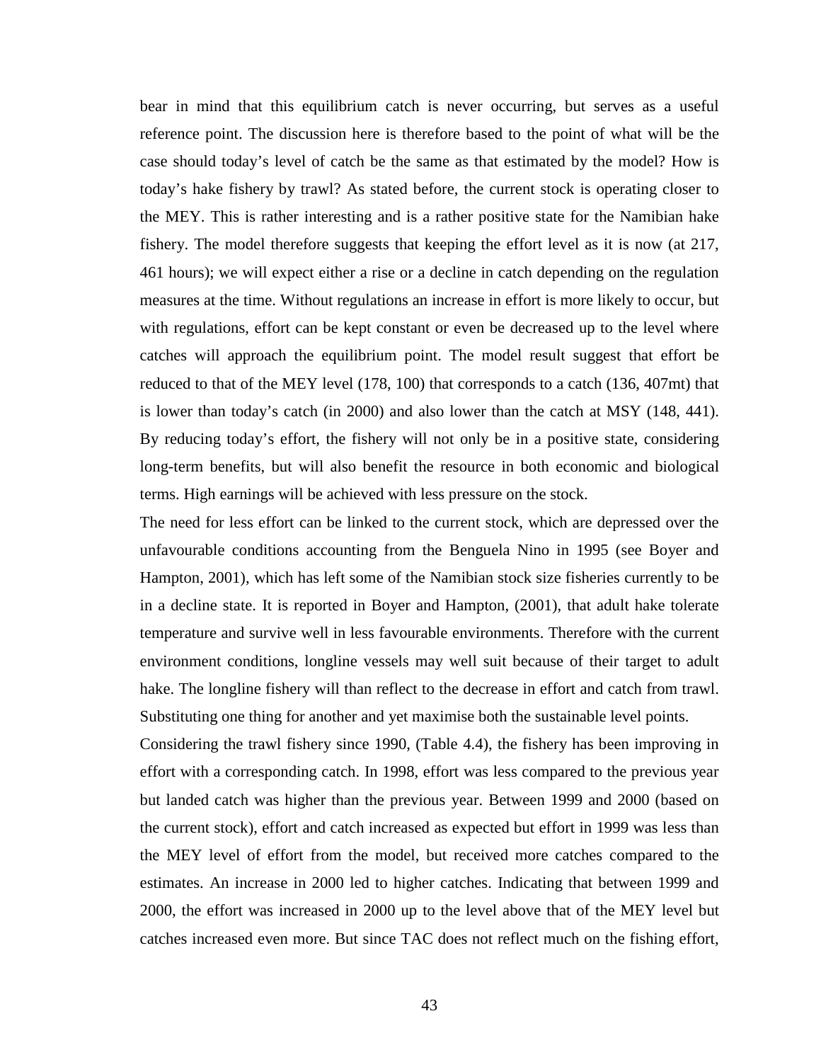bear in mind that this equilibrium catch is never occurring, but serves as a useful reference point. The discussion here is therefore based to the point of what will be the case should today's level of catch be the same as that estimated by the model? How is today's hake fishery by trawl? As stated before, the current stock is operating closer to the MEY. This is rather interesting and is a rather positive state for the Namibian hake fishery. The model therefore suggests that keeping the effort level as it is now (at 217, 461 hours); we will expect either a rise or a decline in catch depending on the regulation measures at the time. Without regulations an increase in effort is more likely to occur, but with regulations, effort can be kept constant or even be decreased up to the level where catches will approach the equilibrium point. The model result suggest that effort be reduced to that of the MEY level (178, 100) that corresponds to a catch (136, 407mt) that is lower than today's catch (in 2000) and also lower than the catch at MSY (148, 441). By reducing today's effort, the fishery will not only be in a positive state, considering long-term benefits, but will also benefit the resource in both economic and biological terms. High earnings will be achieved with less pressure on the stock.

The need for less effort can be linked to the current stock, which are depressed over the unfavourable conditions accounting from the Benguela Nino in 1995 (see Boyer and Hampton, 2001), which has left some of the Namibian stock size fisheries currently to be in a decline state. It is reported in Boyer and Hampton, (2001), that adult hake tolerate temperature and survive well in less favourable environments. Therefore with the current environment conditions, longline vessels may well suit because of their target to adult hake. The longline fishery will than reflect to the decrease in effort and catch from trawl. Substituting one thing for another and yet maximise both the sustainable level points.

Considering the trawl fishery since 1990, (Table 4.4), the fishery has been improving in effort with a corresponding catch. In 1998, effort was less compared to the previous year but landed catch was higher than the previous year. Between 1999 and 2000 (based on the current stock), effort and catch increased as expected but effort in 1999 was less than the MEY level of effort from the model, but received more catches compared to the estimates. An increase in 2000 led to higher catches. Indicating that between 1999 and 2000, the effort was increased in 2000 up to the level above that of the MEY level but catches increased even more. But since TAC does not reflect much on the fishing effort,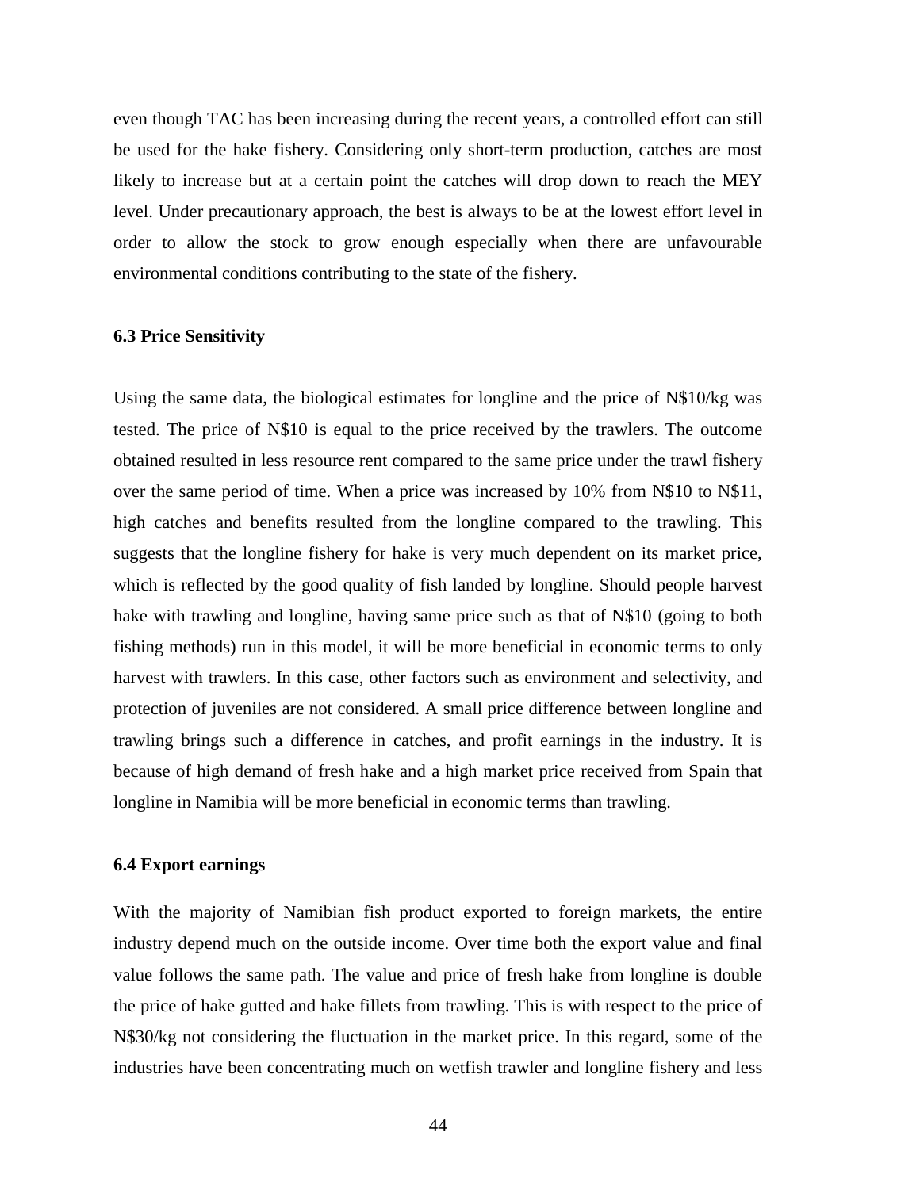even though TAC has been increasing during the recent years, a controlled effort can still be used for the hake fishery. Considering only short-term production, catches are most likely to increase but at a certain point the catches will drop down to reach the MEY level. Under precautionary approach, the best is always to be at the lowest effort level in order to allow the stock to grow enough especially when there are unfavourable environmental conditions contributing to the state of the fishery.

### 6.3 Price Sensitivity

Using the same data, the biological estimates for longline and the price of N$10/kg was tested. The price of N$10 is equal to the price received by the trawlers. The outcome obtained resulted in less resource rent compared to the same price under the trawl fishery over the same period of time. When a price was increased by 10% from N$10 to N$11, high catches and benefits resulted from the longline compared to the trawling. This suggests that the longline fishery for hake is very much dependent on its market price, which is reflected by the good quality of fish landed by longline. Should people harvest hake with trawling and longline, having same price such as that of N$10 (going to both fishing methods) run in this model, it will be more beneficial in economic terms to only harvest with trawlers. In this case, other factors such as environment and selectivity, and protection of juveniles are not considered. A small price difference between longline and trawling brings such a difference in catches, and profit earnings in the industry. It is because of high demand of fresh hake and a high market price received from Spain that longline in Namibia will be more beneficial in economic terms than trawling.

### 6.4 Export earnings

With the majority of Namibian fish product exported to foreign markets, the entire industry depend much on the outside income. Over time both the export value and final value follows the same path. The value and price of fresh hake from longline is double the price of hake gutted and hake fillets from trawling. This is with respect to the price of N$30/kg not considering the fluctuation in the market price. In this regard, some of the industries have been concentrating much on wetfish trawler and longline fishery and less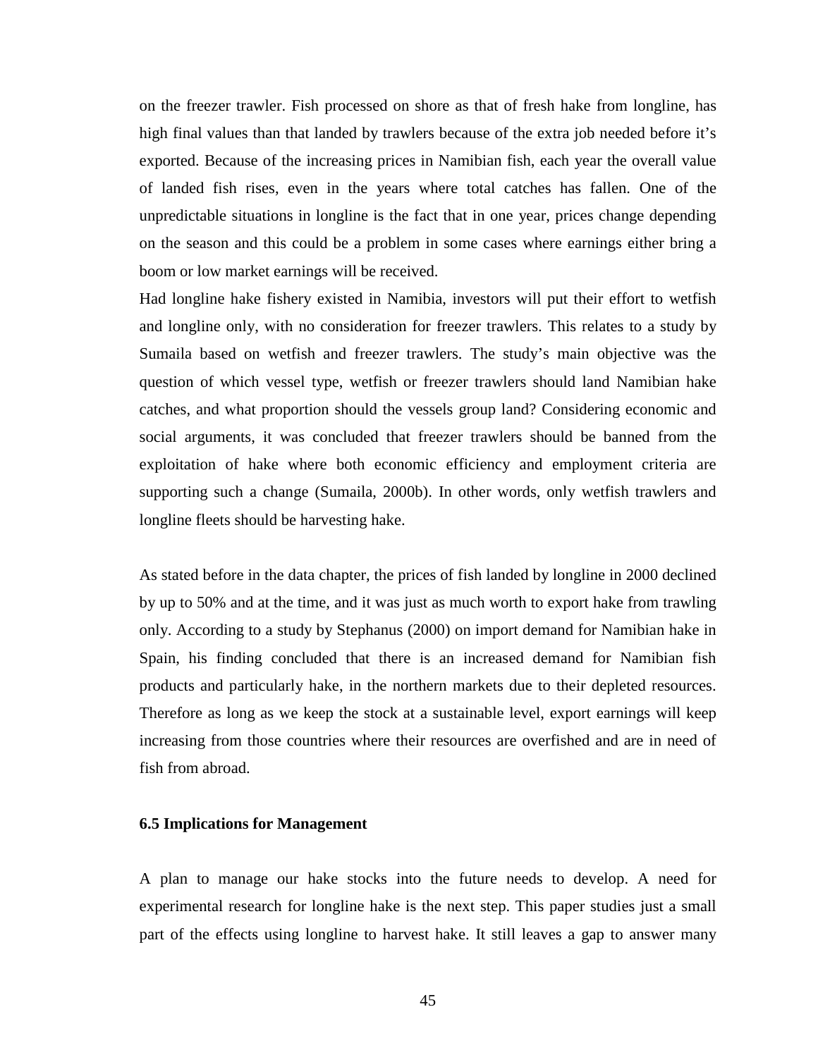on the freezer trawler. Fish processed on shore as that of fresh hake from longline, has high final values than that landed by trawlers because of the extra job needed before it's exported. Because of the increasing prices in Namibian fish, each year the overall value of landed fish rises, even in the years where total catches has fallen. One of the unpredictable situations in longline is the fact that in one year, prices change depending on the season and this could be a problem in some cases where earnings either bring a boom or low market earnings will be received.

Had longline hake fishery existed in Namibia, investors will put their effort to wetfish and longline only, with no consideration for freezer trawlers. This relates to a study by Sumaila based on wetfish and freezer trawlers. The study's main objective was the question of which vessel type, wetfish or freezer trawlers should land Namibian hake catches, and what proportion should the vessels group land? Considering economic and social arguments, it was concluded that freezer trawlers should be banned from the exploitation of hake where both economic efficiency and employment criteria are supporting such a change (Sumaila, 2000b). In other words, only wetfish trawlers and longline fleets should be harvesting hake.

As stated before in the data chapter, the prices of fish landed by longline in 2000 declined by up to 50% and at the time, and it was just as much worth to export hake from trawling only. According to a study by Stephanus (2000) on import demand for Namibian hake in Spain, his finding concluded that there is an increased demand for Namibian fish products and particularly hake, in the northern markets due to their depleted resources. Therefore as long as we keep the stock at a sustainable level, export earnings will keep increasing from those countries where their resources are overfished and are in need of fish from abroad.

### 6.5 Implications for Management

A plan to manage our hake stocks into the future needs to develop. A need for experimental research for longline hake is the next step. This paper studies just a small part of the effects using longline to harvest hake. It still leaves a gap to answer many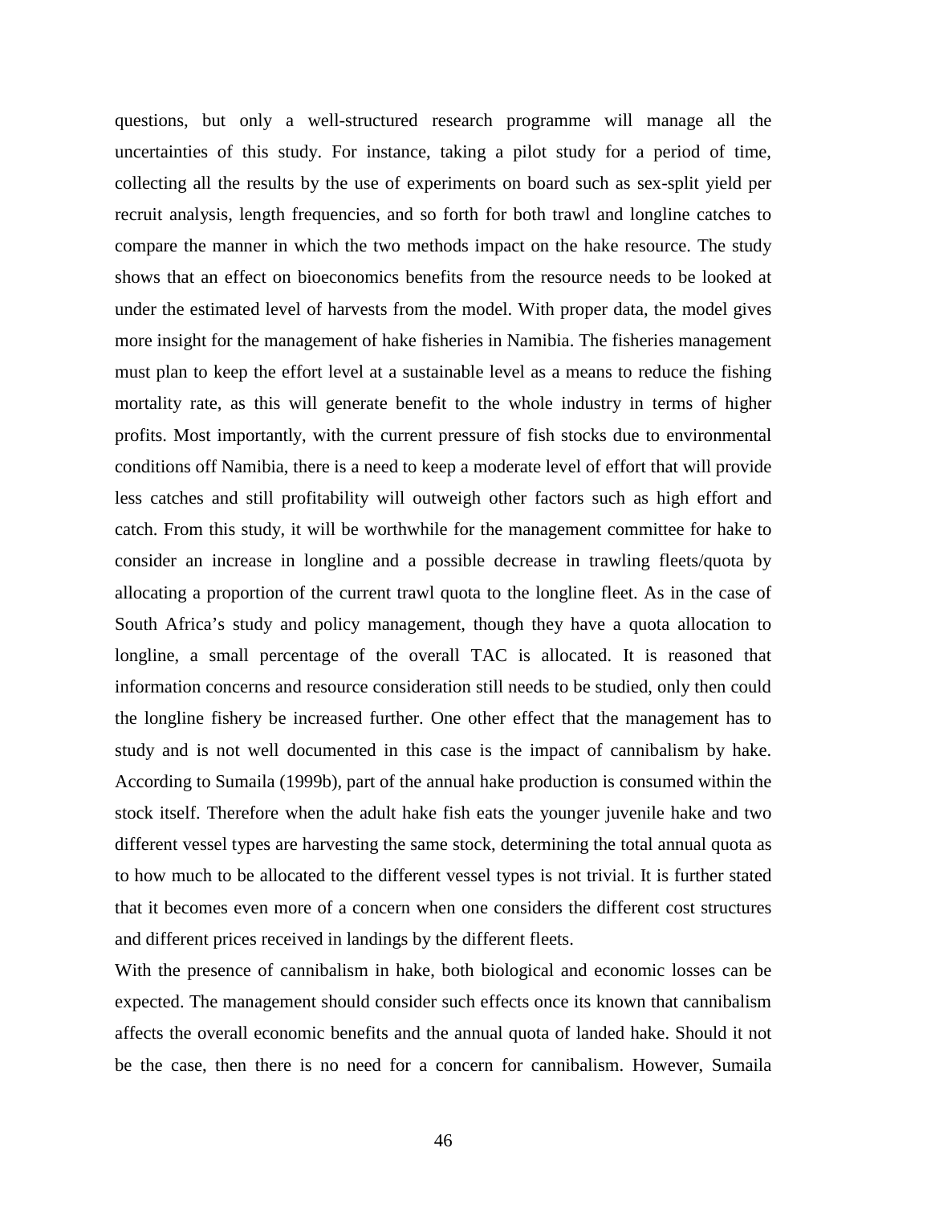questions, but only a well-structured research programme will manage all the uncertainties of this study. For instance, taking a pilot study for a period of time, collecting all the results by the use of experiments on board such as sex-split yield per recruit analysis, length frequencies, and so forth for both trawl and longline catches to compare the manner in which the two methods impact on the hake resource. The study shows that an effect on bioeconomics benefits from the resource needs to be looked at under the estimated level of harvests from the model. With proper data, the model gives more insight for the management of hake fisheries in Namibia. The fisheries management must plan to keep the effort level at a sustainable level as a means to reduce the fishing mortality rate, as this will generate benefit to the whole industry in terms of higher profits. Most importantly, with the current pressure of fish stocks due to environmental conditions off Namibia, there is a need to keep a moderate level of effort that will provide less catches and still profitability will outweigh other factors such as high effort and catch. From this study, it will be worthwhile for the management committee for hake to consider an increase in longline and a possible decrease in trawling fleets/quota by allocating a proportion of the current trawl quota to the longline fleet. As in the case of South Africa's study and policy management, though they have a quota allocation to longline, a small percentage of the overall TAC is allocated. It is reasoned that information concerns and resource consideration still needs to be studied, only then could the longline fishery be increased further. One other effect that the management has to study and is not well documented in this case is the impact of cannibalism by hake. According to Sumaila (1999b), part of the annual hake production is consumed within the stock itself. Therefore when the adult hake fish eats the younger juvenile hake and two different vessel types are harvesting the same stock, determining the total annual quota as to how much to be allocated to the different vessel types is not trivial. It is further stated that it becomes even more of a concern when one considers the different cost structures and different prices received in landings by the different fleets.

With the presence of cannibalism in hake, both biological and economic losses can be expected. The management should consider such effects once its known that cannibalism affects the overall economic benefits and the annual quota of landed hake. Should it not be the case, then there is no need for a concern for cannibalism. However, Sumaila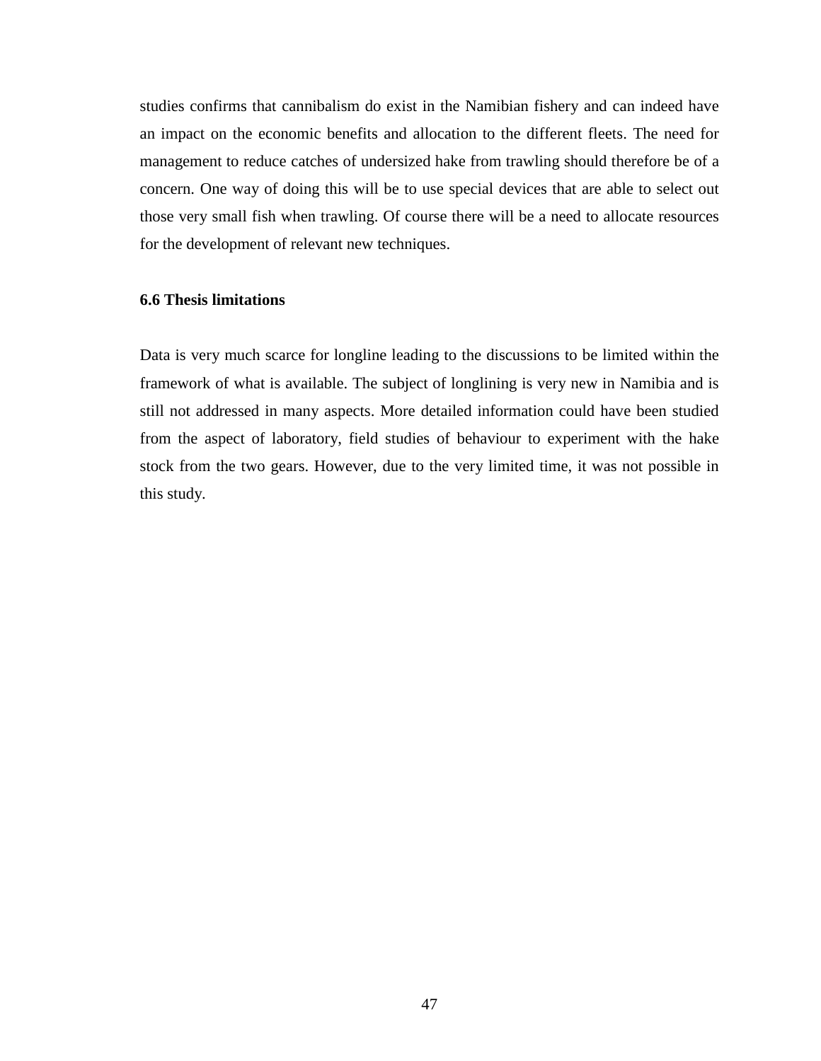studies confirms that cannibalism do exist in the Namibian fishery and can indeed have an impact on the economic benefits and allocation to the different fleets. The need for management to reduce catches of undersized hake from trawling should therefore be of a concern. One way of doing this will be to use special devices that are able to select out those very small fish when trawling. Of course there will be a need to allocate resources for the development of relevant new techniques.

### 6.6 Thesis limitations

Data is very much scarce for longline leading to the discussions to be limited within the framework of what is available. The subject of longlining is very new in Namibia and is still not addressed in many aspects. More detailed information could have been studied from the aspect of laboratory, field studies of behaviour to experiment with the hake stock from the two gears. However, due to the very limited time, it was not possible in this study.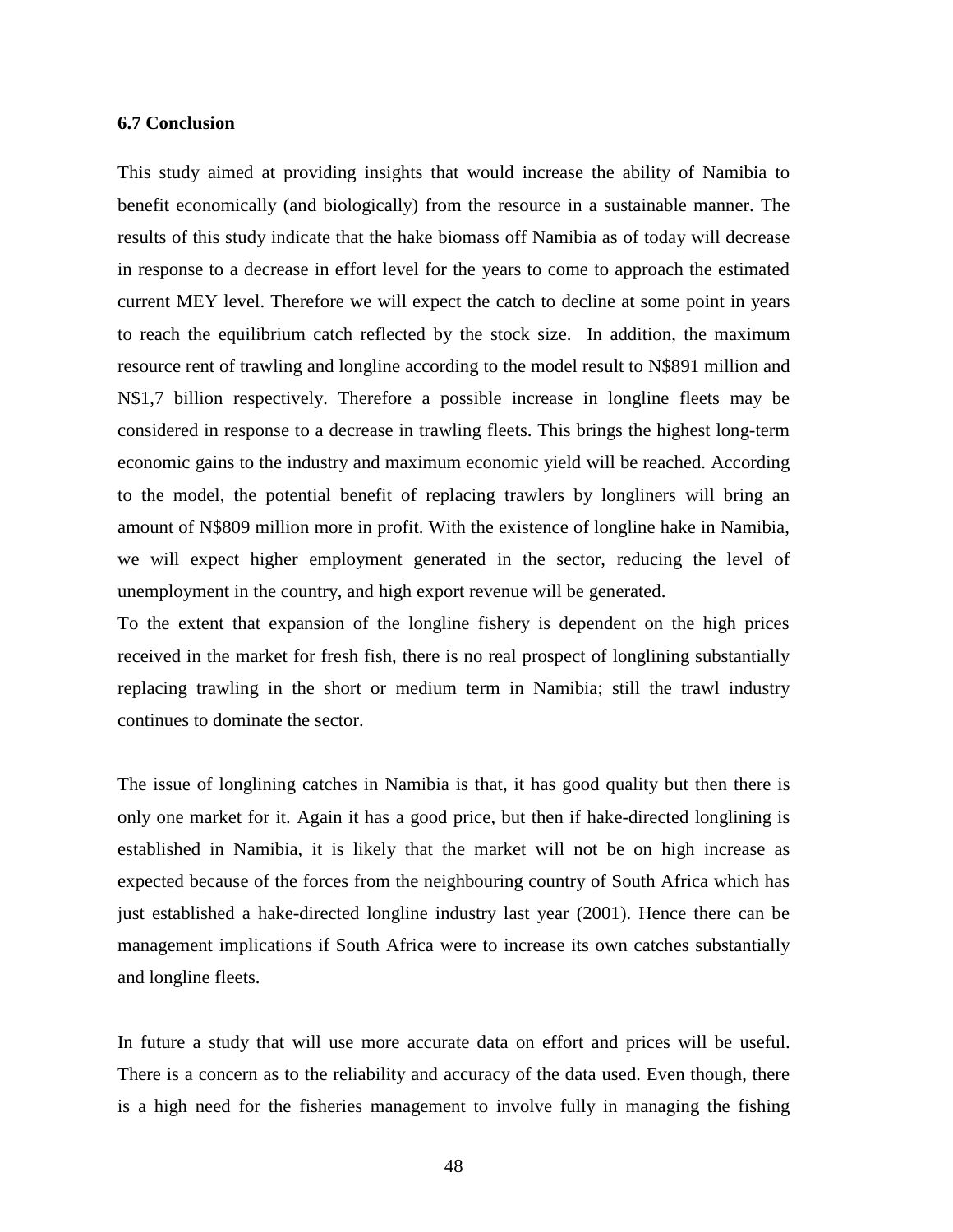**6.7 Conclusion**

This study aimed at providing insights that would increase the ability of Namibia to benefit economically (and biologically) from the resource in a sustainable manner. The results of this study indicate that the hake biomass off Namibia as of today will decrease in response to a decrease in effort level for the years to come to approach the estimated current MEY level. Therefore we will expect the catch to decline at some point in years to reach the equilibrium catch reflected by the stock size. In addition, the maximum resource rent of trawling and longline according to the model result to N$891 million and N$1,7 billion respectively. Therefore a possible increase in longline fleets may be considered in response to a decrease in trawling fleets. This brings the highest long-term economic gains to the industry and maximum economic yield will be reached. According to the model, the potential benefit of replacing trawlers by longliners will bring an amount of N$809 million more in profit. With the existence of longline hake in Namibia, we will expect higher employment generated in the sector, reducing the level of unemployment in the country, and high export revenue will be generated.

To the extent that expansion of the longline fishery is dependent on the high prices received in the market for fresh fish, there is no real prospect of longlining substantially replacing trawling in the short or medium term in Namibia; still the trawl industry continues to dominate the sector.

The issue of longlining catches in Namibia is that, it has good quality but then there is only one market for it. Again it has a good price, but then if hake-directed longlining is established in Namibia, it is likely that the market will not be on high increase as expected because of the forces from the neighbouring country of South Africa which has just established a hake-directed longline industry last year (2001). Hence there can be management implications if South Africa were to increase its own catches substantially and longline fleets.

In future a study that will use more accurate data on effort and prices will be useful. There is a concern as to the reliability and accuracy of the data used. Even though, there is a high need for the fisheries management to involve fully in managing the fishing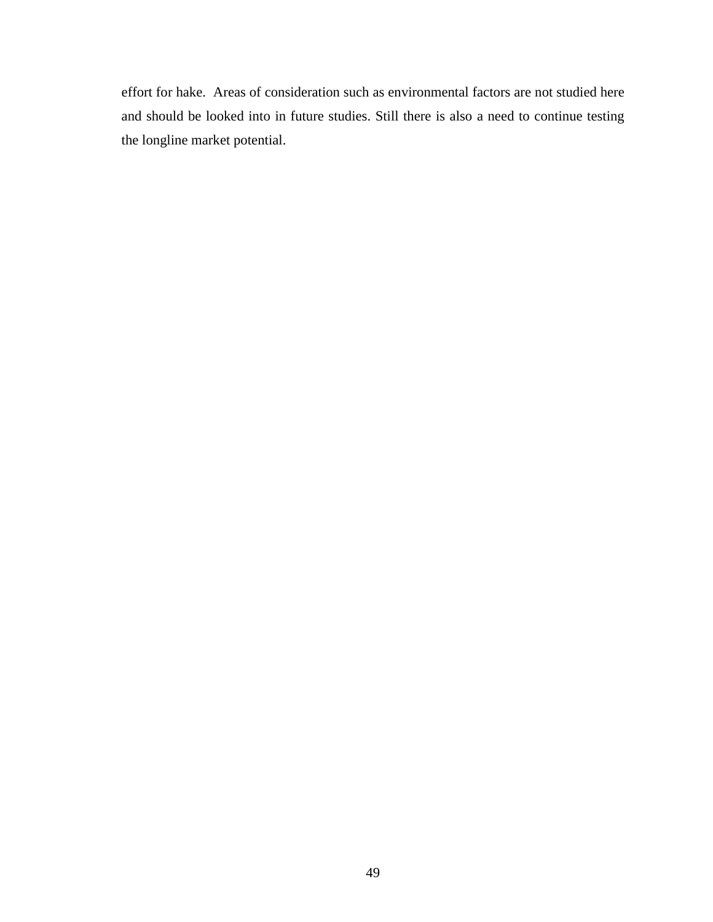effort for hake. Areas of consideration such as environmental factors are not studied here and should be looked into in future studies. Still there is also a need to continue testing the longline market potential.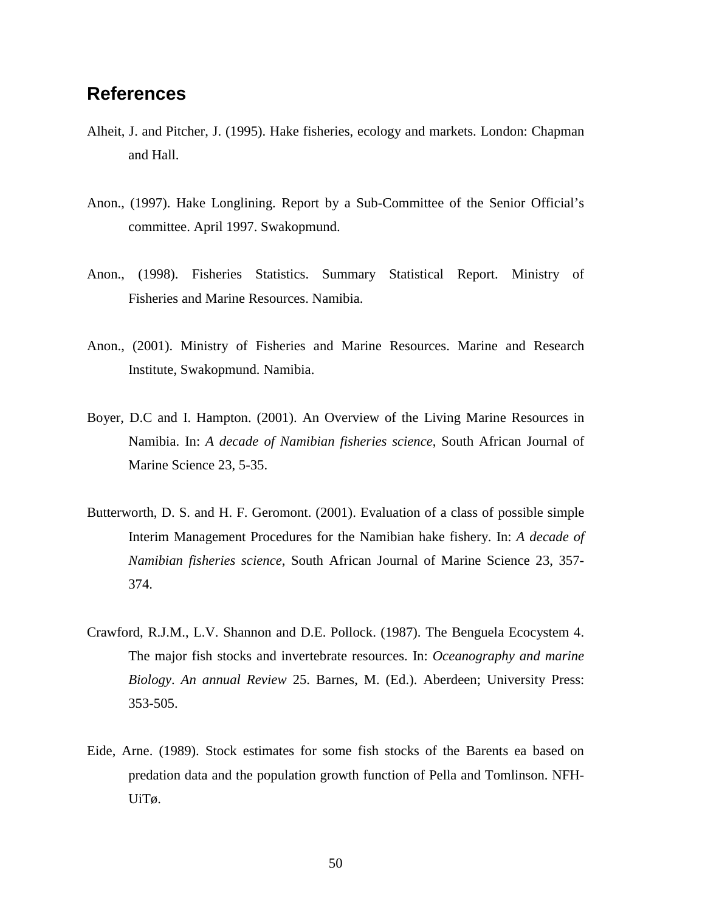## References

Alheit, J. and Pitcher, J. (1995). Hake fisheries, ecology and markets. London: Chapman and Hall.

Anon., (1997). Hake Longlining. Report by a Sub-Committee of the Senior Official's committee. April 1997. Swakopmund.

Anon., (1998). Fisheries Statistics. Summary Statistical Report. Ministry of Fisheries and Marine Resources. Namibia.

Anon., (2001). Ministry of Fisheries and Marine Resources. Marine and Research Institute, Swakopmund. Namibia.

Boyer, D.C and I. Hampton. (2001). An Overview of the Living Marine Resources in Namibia. In: *A decade of Namibian fisheries science,* South African Journal of Marine Science 23, 5-35.

Butterworth, D. S. and H. F. Geromont. (2001). Evaluation of a class of possible simple Interim Management Procedures for the Namibian hake fishery. In: *A decade of Namibian fisheries science*, South African Journal of Marine Science 23, 357-374.

Crawford, R.J.M., L.V. Shannon and D.E. Pollock. (1987). The Benguela Ecocystem 4. The major fish stocks and invertebrate resources. In: *Oceanography and marine Biology*. *An annual Review* 25. Barnes, M. (Ed.). Aberdeen; University Press: 353-505.

Eide, Arne. (1989). Stock estimates for some fish stocks of the Barents ea based on predation data and the population growth function of Pella and Tomlinson. NFH-UiTø.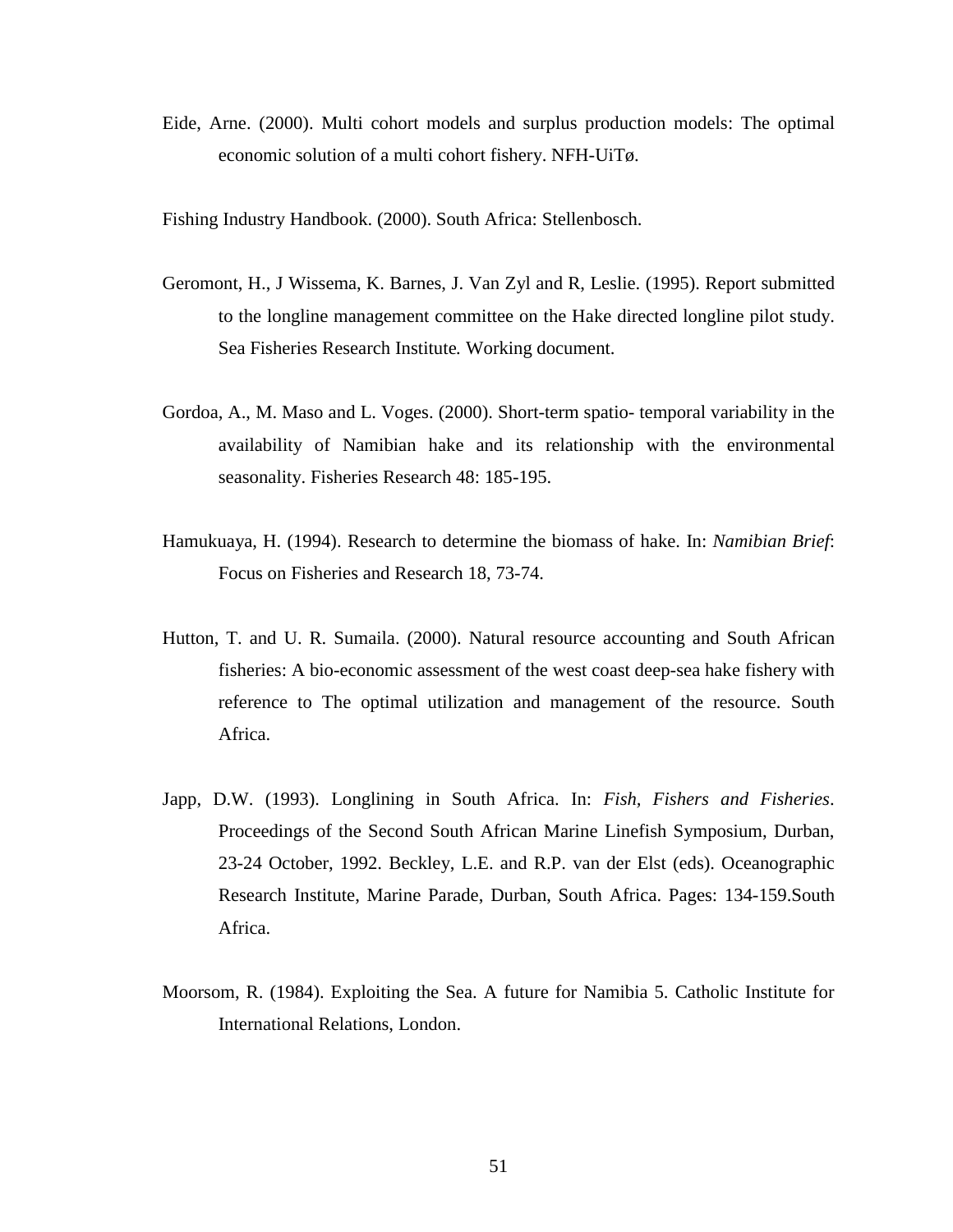Eide, Arne. (2000). Multi cohort models and surplus production models: The optimal economic solution of a multi cohort fishery. NFH-UiTø.

Fishing Industry Handbook. (2000). South Africa: Stellenbosch.

Geromont, H., J Wissema, K. Barnes, J. Van Zyl and R, Leslie. (1995). Report submitted to the longline management committee on the Hake directed longline pilot study. Sea Fisheries Research Institute. Working document.

Gordoa, A., M. Maso and L. Voges. (2000). Short-term spatio- temporal variability in the availability of Namibian hake and its relationship with the environmental seasonality. Fisheries Research 48: 185-195.

Hamukuaya, H. (1994). Research to determine the biomass of hake. In: *Namibian Brief*: Focus on Fisheries and Research 18, 73-74.

Hutton, T. and U. R. Sumaila. (2000). Natural resource accounting and South African fisheries: A bio-economic assessment of the west coast deep-sea hake fishery with reference to The optimal utilization and management of the resource. South Africa.

Japp, D.W. (1993). Longlining in South Africa. In: *Fish, Fishers and Fisheries*. Proceedings of the Second South African Marine Linefish Symposium, Durban, 23-24 October, 1992. Beckley, L.E. and R.P. van der Elst (eds). Oceanographic Research Institute, Marine Parade, Durban, South Africa. Pages: 134-159.South Africa.

Moorsom, R. (1984). Exploiting the Sea. A future for Namibia 5. Catholic Institute for International Relations, London.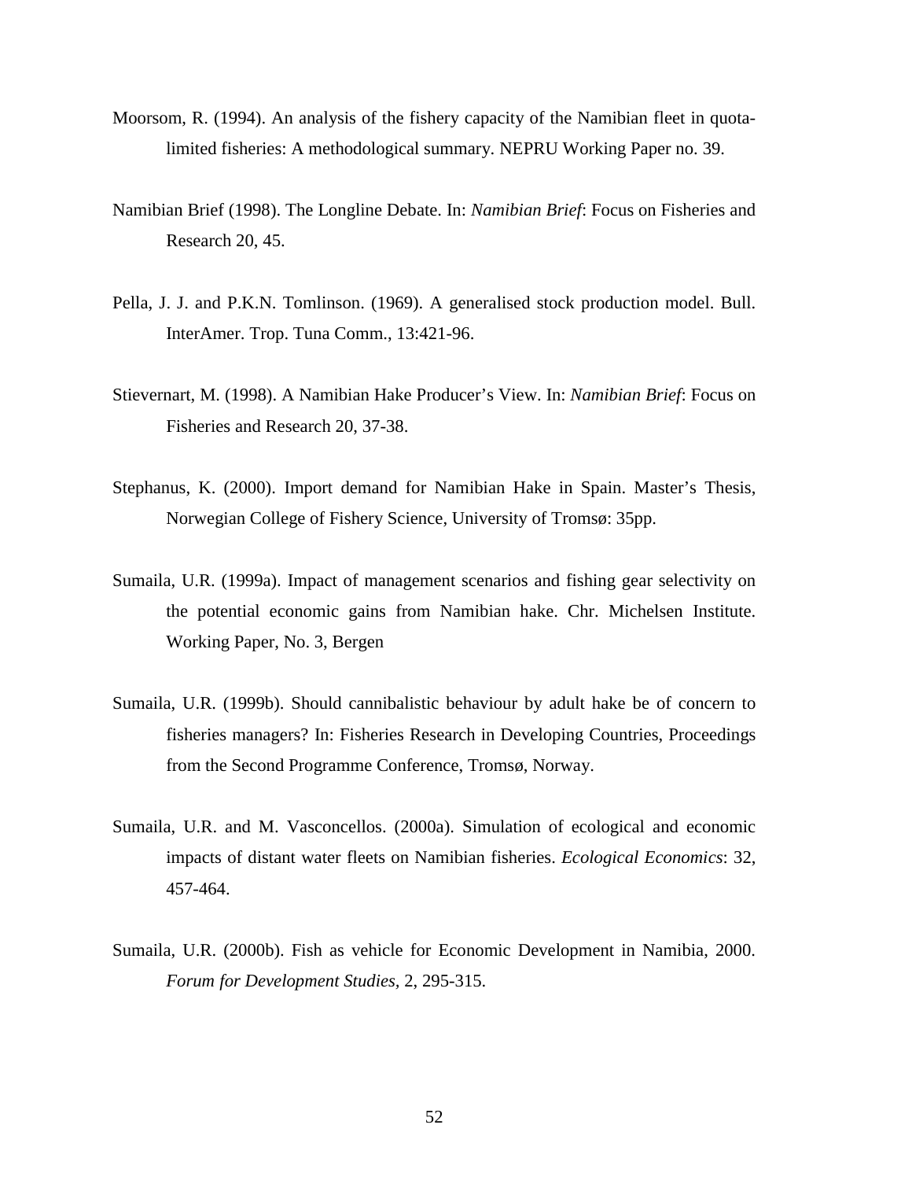Moorsom, R. (1994). An analysis of the fishery capacity of the Namibian fleet in quota-limited fisheries: A methodological summary. NEPRU Working Paper no. 39.

Namibian Brief (1998). The Longline Debate. In: *Namibian Brief*: Focus on Fisheries and Research 20, 45.

Pella, J. J. and P.K.N. Tomlinson. (1969). A generalised stock production model. Bull. InterAmer. Trop. Tuna Comm., 13:421-96.

Stievernart, M. (1998). A Namibian Hake Producer's View. In: *Namibian Brief*: Focus on Fisheries and Research 20, 37-38.

Stephanus, K. (2000). Import demand for Namibian Hake in Spain. Master's Thesis, Norwegian College of Fishery Science, University of Tromsø: 35pp.

Sumaila, U.R. (1999a). Impact of management scenarios and fishing gear selectivity on the potential economic gains from Namibian hake. Chr. Michelsen Institute. Working Paper, No. 3, Bergen

Sumaila, U.R. (1999b). Should cannibalistic behaviour by adult hake be of concern to fisheries managers? In: Fisheries Research in Developing Countries, Proceedings from the Second Programme Conference, Tromsø, Norway.

Sumaila, U.R. and M. Vasconcellos. (2000a). Simulation of ecological and economic impacts of distant water fleets on Namibian fisheries. *Ecological Economics*: 32, 457-464.

Sumaila, U.R. (2000b). Fish as vehicle for Economic Development in Namibia, 2000. *Forum for Development Studies*, 2, 295-315.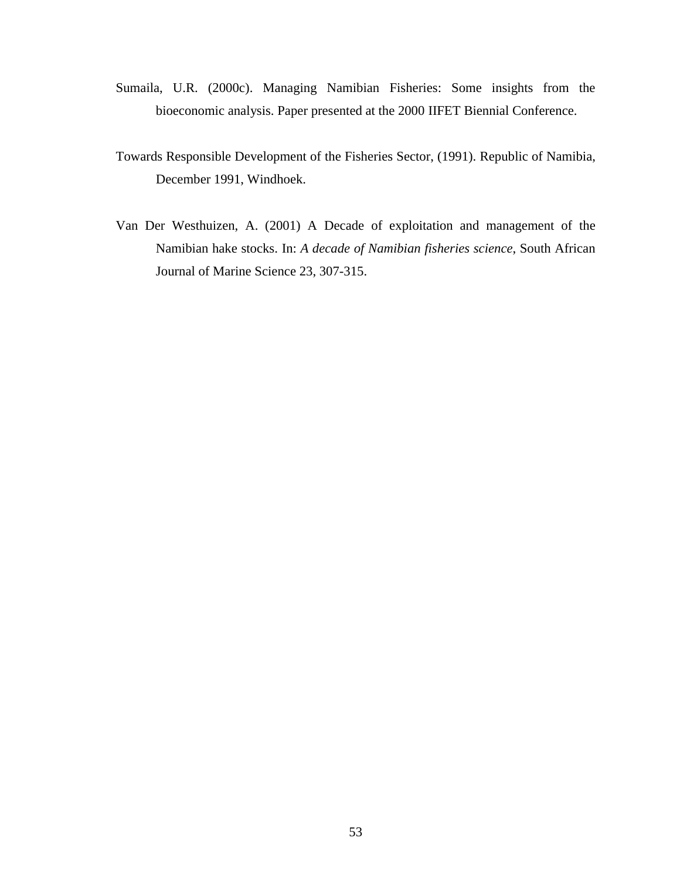Sumaila, U.R. (2000c). Managing Namibian Fisheries: Some insights from the bioeconomic analysis. Paper presented at the 2000 IIFET Biennial Conference.

Towards Responsible Development of the Fisheries Sector, (1991). Republic of Namibia, December 1991, Windhoek.

Van Der Westhuizen, A. (2001) A Decade of exploitation and management of the Namibian hake stocks. In: *A decade of Namibian fisheries science*, South African Journal of Marine Science 23, 307-315.